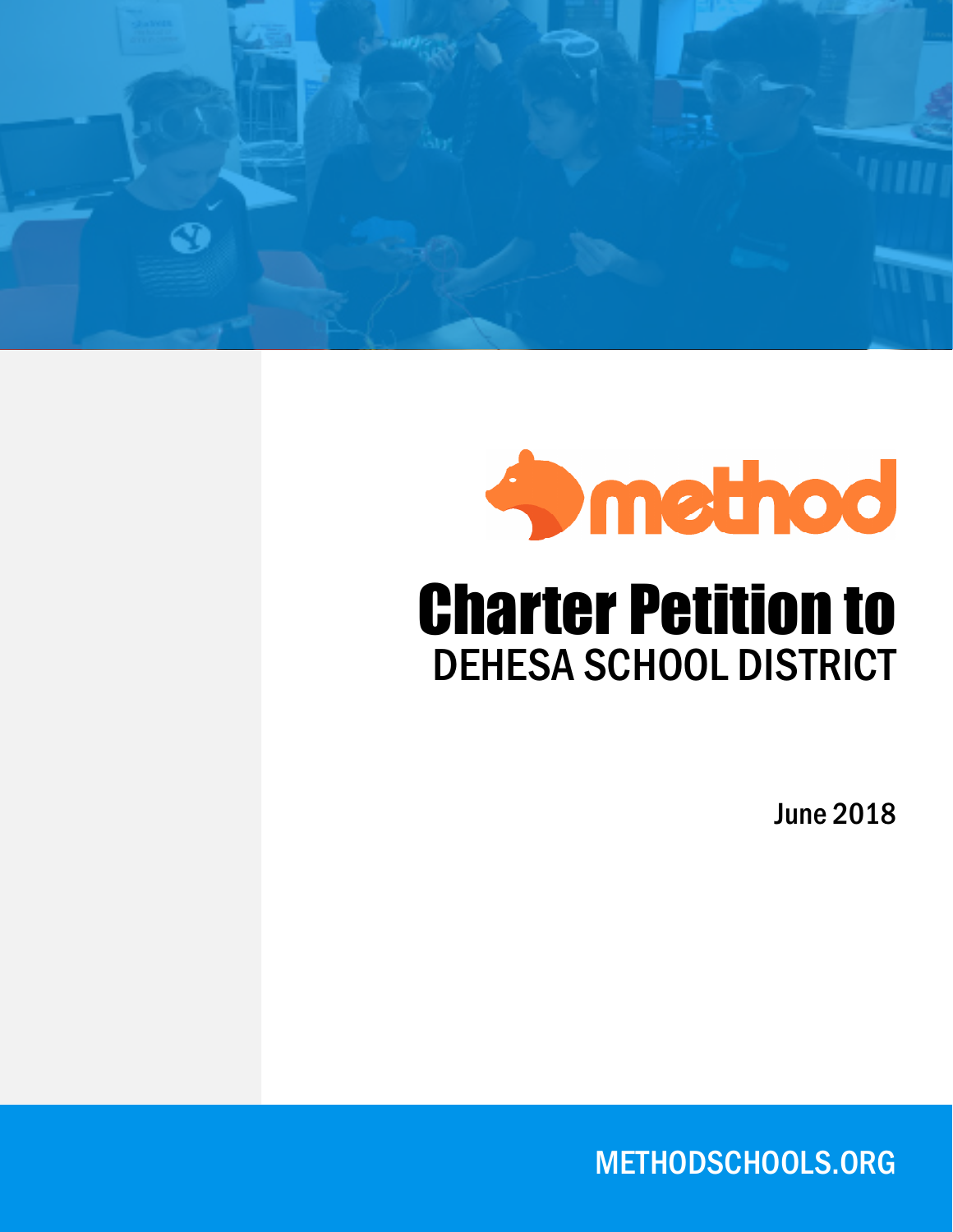method

# Charter Petition to
## DEHESA SCHOOL DISTRICT

June 2018

METHODSCHOOLS.ORG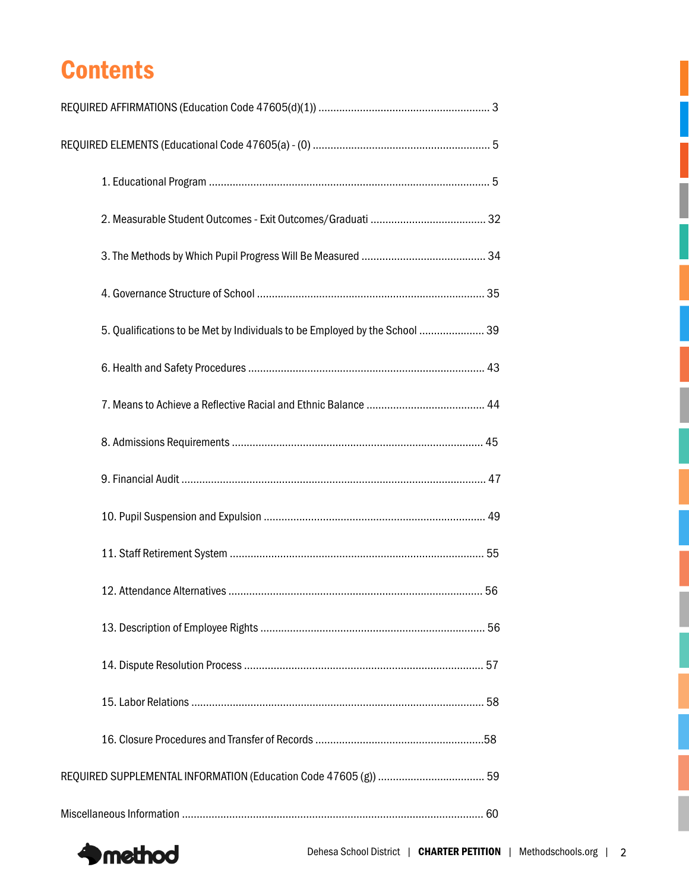# Contents

REQUIRED AFFIRMATIONS (Education Code 47605(d)(1)) ........................................................ 3

REQUIRED ELEMENTS (Educational Code 47605(a) - (O) ........................................................ 5

- 1. Educational Program ........................................................................................ 5
- 2. Measurable Student Outcomes - Exit Outcomes/Graduati ...................................... 32
- 3. The Methods by Which Pupil Progress Will Be Measured ......................................... 34
- 4. Governance Structure of School ........................................................................ 35
- 5. Qualifications to be Met by Individuals to be Employed by the School ..................... 39
- 6. Health and Safety Procedures ........................................................................... 43
- 7. Means to Achieve a Reflective Racial and Ethnic Balance ....................................... 44
- 8. Admissions Requirements ................................................................................ 45
- 9. Financial Audit ................................................................................................ 47
- 10. Pupil Suspension and Expulsion ....................................................................... 49
- 11. Staff Retirement System ................................................................................. 55
- 12. Attendance Alternatives ................................................................................. 56
- 13. Description of Employee Rights ....................................................................... 56
- 14. Dispute Resolution Process ............................................................................. 57
- 15. Labor Relations .............................................................................................. 58
- 16. Closure Procedures and Transfer of Records .......................................................58

REQUIRED SUPPLEMENTAL INFORMATION (Education Code 47605 (g)) .................................... 59

Miscellaneous Information ......................................................................................... 60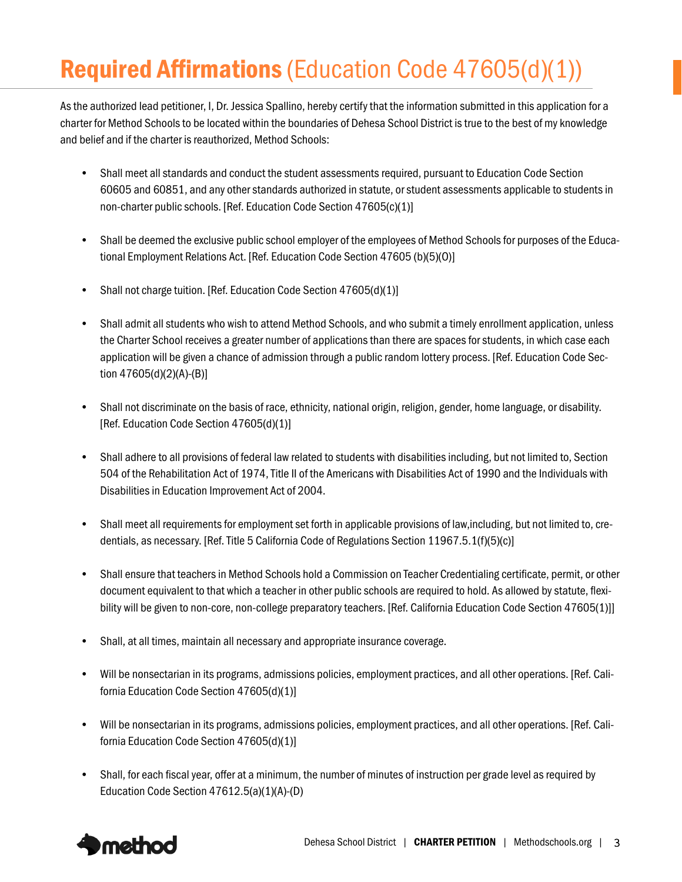# **Required Affirmations** (Education Code 47605(d)(1))

As the authorized lead petitioner, I, Dr. Jessica Spallino, hereby certify that the information submitted in this application for a charter for Method Schools to be located within the boundaries of Dehesa School District is true to the best of my knowledge and belief and if the charter is reauthorized, Method Schools:

- Shall meet all standards and conduct the student assessments required, pursuant to Education Code Section 60605 and 60851, and any other standards authorized in statute, or student assessments applicable to students in non-charter public schools. [Ref. Education Code Section 47605(c)(1)]

- Shall be deemed the exclusive public school employer of the employees of Method Schools for purposes of the Educational Employment Relations Act. [Ref. Education Code Section 47605 (b)(5)(O)]

- Shall not charge tuition. [Ref. Education Code Section 47605(d)(1)]

- Shall admit all students who wish to attend Method Schools, and who submit a timely enrollment application, unless the Charter School receives a greater number of applications than there are spaces for students, in which case each application will be given a chance of admission through a public random lottery process. [Ref. Education Code Section 47605(d)(2)(A)-(B)]

- Shall not discriminate on the basis of race, ethnicity, national origin, religion, gender, home language, or disability. [Ref. Education Code Section 47605(d)(1)]

- Shall adhere to all provisions of federal law related to students with disabilities including, but not limited to, Section 504 of the Rehabilitation Act of 1974, Title II of the Americans with Disabilities Act of 1990 and the Individuals with Disabilities in Education Improvement Act of 2004.

- Shall meet all requirements for employment set forth in applicable provisions of law,including, but not limited to, credentials, as necessary. [Ref. Title 5 California Code of Regulations Section 11967.5.1(f)(5)(c)]

- Shall ensure that teachers in Method Schools hold a Commission on Teacher Credentialing certificate, permit, or other document equivalent to that which a teacher in other public schools are required to hold. As allowed by statute, flexibility will be given to non-core, non-college preparatory teachers. [Ref. California Education Code Section 47605(1)]]

- Shall, at all times, maintain all necessary and appropriate insurance coverage.

- Will be nonsectarian in its programs, admissions policies, employment practices, and all other operations. [Ref. California Education Code Section 47605(d)(1)]

- Will be nonsectarian in its programs, admissions policies, employment practices, and all other operations. [Ref. California Education Code Section 47605(d)(1)]

- Shall, for each fiscal year, offer at a minimum, the number of minutes of instruction per grade level as required by Education Code Section 47612.5(a)(1)(A)-(D)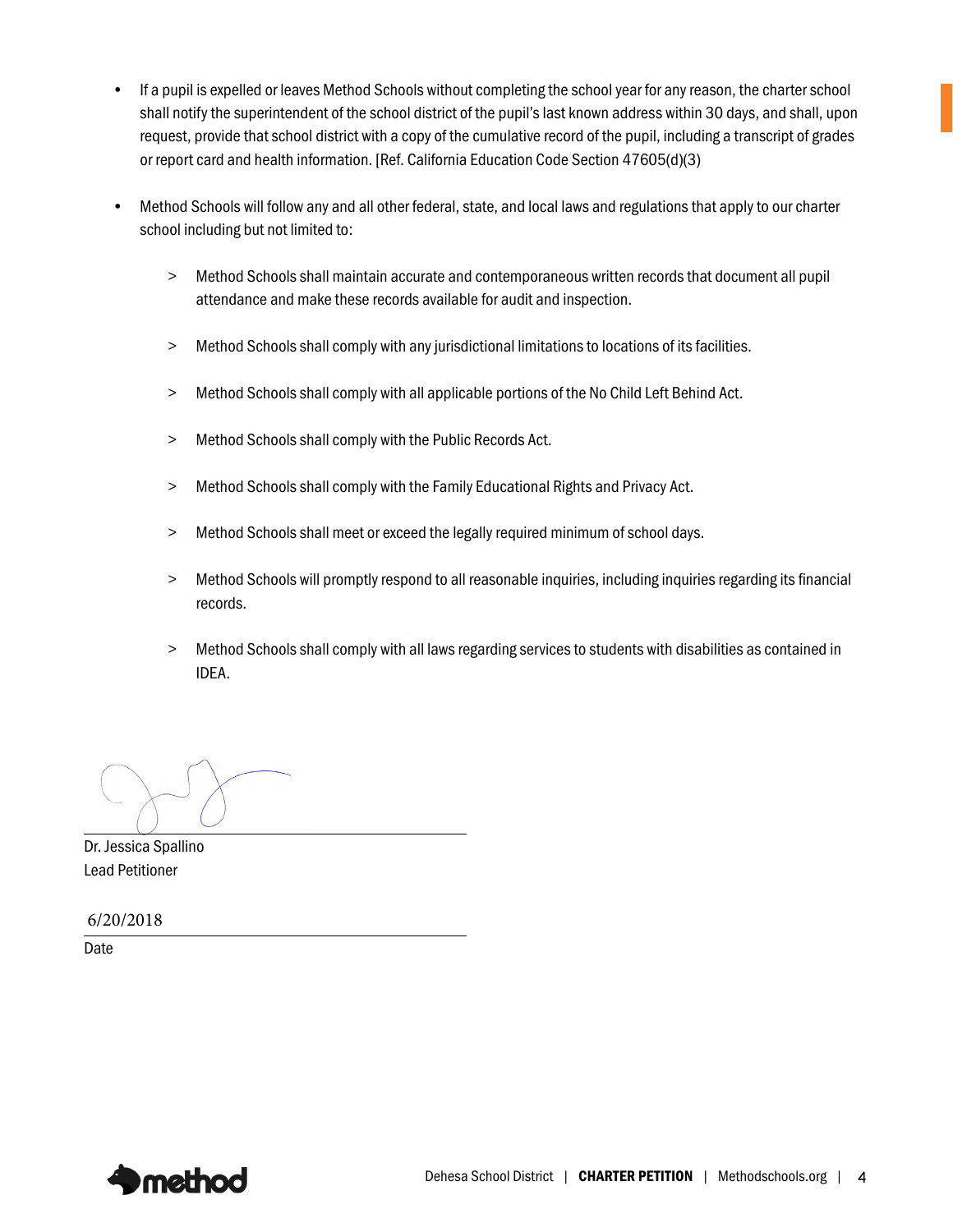- If a pupil is expelled or leaves Method Schools without completing the school year for any reason, the charter school shall notify the superintendent of the school district of the pupil's last known address within 30 days, and shall, upon request, provide that school district with a copy of the cumulative record of the pupil, including a transcript of grades or report card and health information. [Ref. California Education Code Section 47605(d)(3)

- Method Schools will follow any and all other federal, state, and local laws and regulations that apply to our charter school including but not limited to:

  > Method Schools shall maintain accurate and contemporaneous written records that document all pupil attendance and make these records available for audit and inspection.

  > Method Schools shall comply with any jurisdictional limitations to locations of its facilities.

  > Method Schools shall comply with all applicable portions of the No Child Left Behind Act.

  > Method Schools shall comply with the Public Records Act.

  > Method Schools shall comply with the Family Educational Rights and Privacy Act.

  > Method Schools shall meet or exceed the legally required minimum of school days.

  > Method Schools will promptly respond to all reasonable inquiries, including inquiries regarding its financial records.

  > Method Schools shall comply with all laws regarding services to students with disabilities as contained in IDEA.

_______________________________
Dr. Jessica Spallino
Lead Petitioner

6/20/2018
_______________________________
Date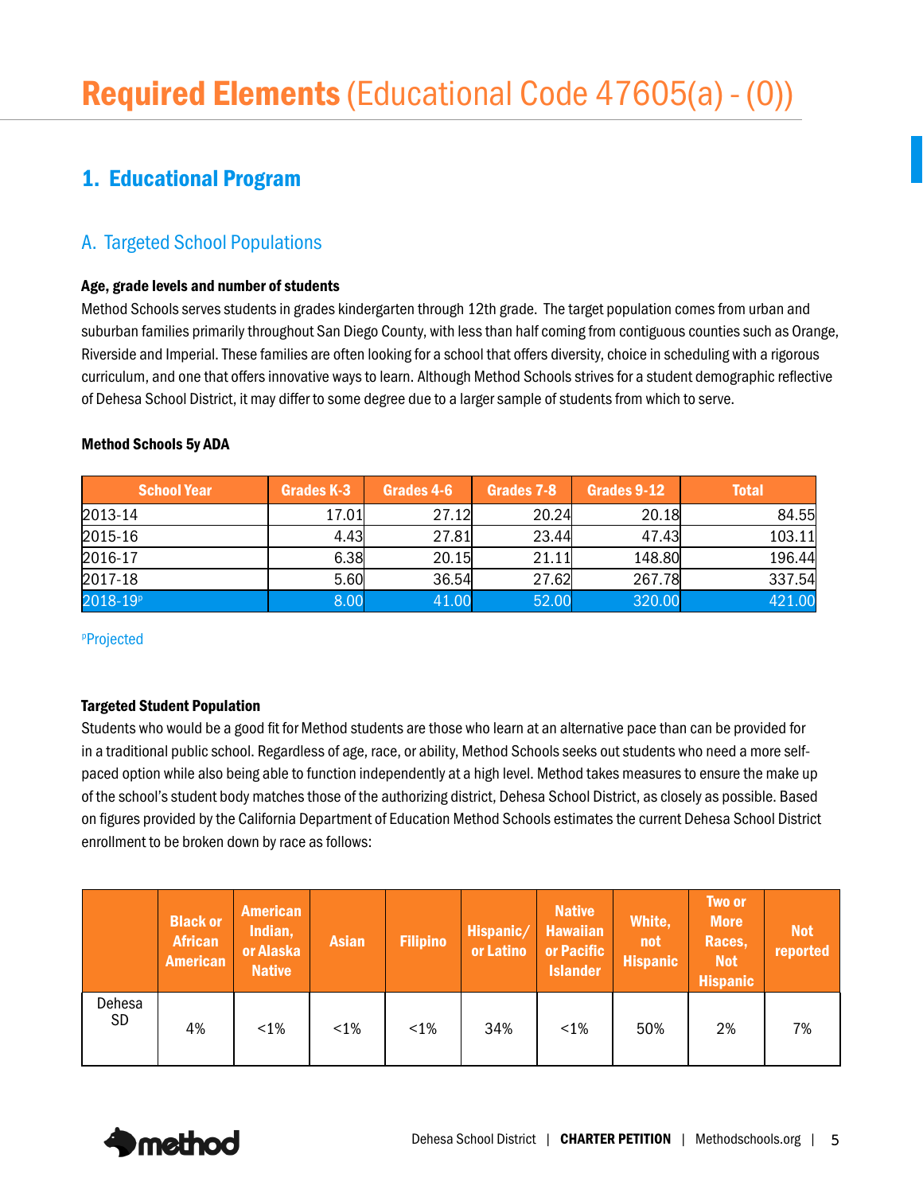# Required Elements (Educational Code 47605(a) - (0))

## 1. Educational Program

### A. Targeted School Populations

**Age, grade levels and number of students**

Method Schools serves students in grades kindergarten through 12th grade. The target population comes from urban and suburban families primarily throughout San Diego County, with less than half coming from contiguous counties such as Orange, Riverside and Imperial. These families are often looking for a school that offers diversity, choice in scheduling with a rigorous curriculum, and one that offers innovative ways to learn. Although Method Schools strives for a student demographic reflective of Dehesa School District, it may differ to some degree due to a larger sample of students from which to serve.

**Method Schools 5y ADA**

| School Year | Grades K-3 | Grades 4-6 | Grades 7-8 | Grades 9-12 | Total |
|---|---|---|---|---|---|
| 2013-14 | 17.01 | 27.12 | 20.24 | 20.18 | 84.55 |
| 2015-16 | 4.43 | 27.81 | 23.44 | 47.43 | 103.11 |
| 2016-17 | 6.38 | 20.15 | 21.11 | 148.80 | 196.44 |
| 2017-18 | 5.60 | 36.54 | 27.62 | 267.78 | 337.54 |
| 2018-19[P] | 8.00 | 41.00 | 52.00 | 320.00 | 421.00 |

[P]Projected

**Targeted Student Population**

Students who would be a good fit for Method students are those who learn at an alternative pace than can be provided for in a traditional public school. Regardless of age, race, or ability, Method Schools seeks out students who need a more self-paced option while also being able to function independently at a high level. Method takes measures to ensure the make up of the school's student body matches those of the authorizing district, Dehesa School District, as closely as possible. Based on figures provided by the California Department of Education Method Schools estimates the current Dehesa School District enrollment to be broken down by race as follows:

| | Black or African American | American Indian, or Alaska Native | Asian | Filipino | Hispanic/ or Latino | Native Hawaiian or Pacific Islander | White, not Hispanic | Two or More Races, Not Hispanic | Not reported |
|---|---|---|---|---|---|---|---|---|---|
| Dehesa SD | 4% | <1% | <1% | <1% | 34% | <1% | 50% | 2% | 7% |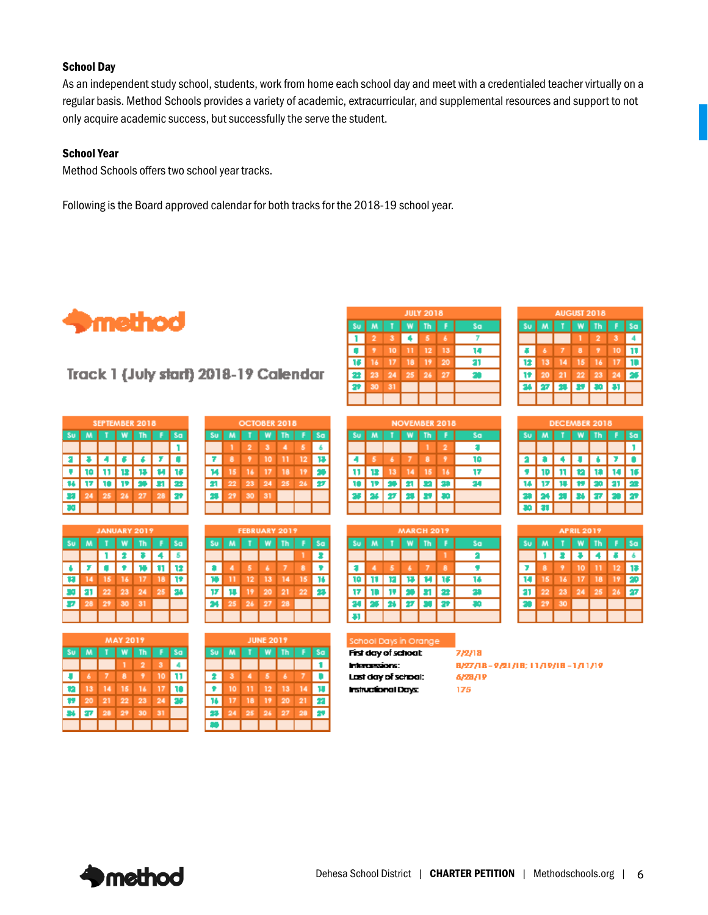### School Day

As an independent study school, students, work from home each school day and meet with a credentialed teacher virtually on a regular basis. Method Schools provides a variety of academic, extracurricular, and supplemental resources and support to not only acquire academic success, but successfully the serve the student.

### School Year

Method Schools offers two school year tracks.

Following is the Board approved calendar for both tracks for the 2018-19 school year.

## Track 1 (July start) 2018-19 Calendar

School Days in Orange

| | |
|---|---|
| First day of school: | 7/2/18 |
| Intercessions: | 8/27/18 – 9/21/18; 11/19/18 – 1/11/19 |
| Last day of school: | 6/28/19 |
| Instructional Days: | 175 |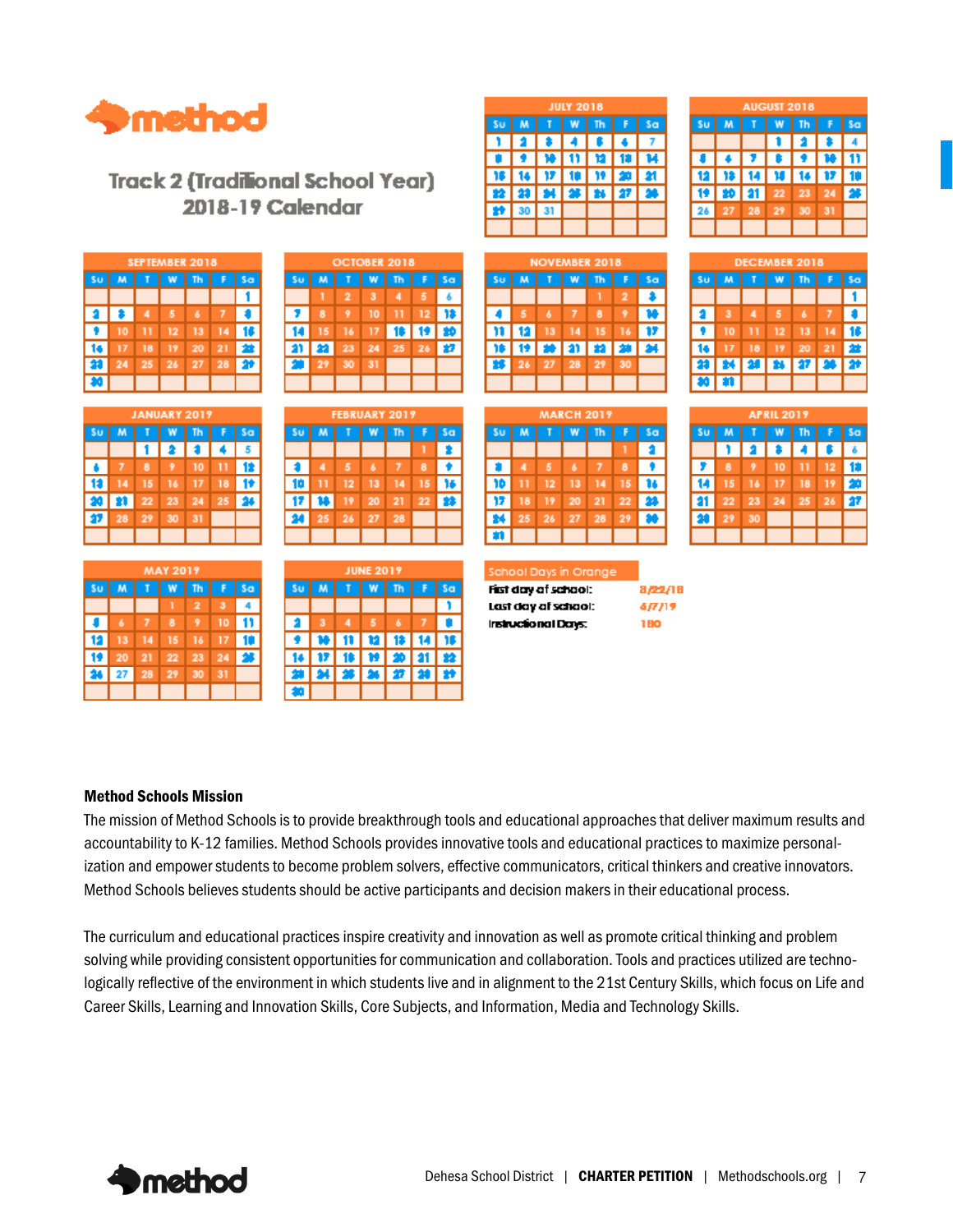# Track 2 (Traditional School Year) 2018-19 Calendar

**JULY 2018**

| Su | M | T | W | Th | F | Sa |
|---|---|---|---|---|---|---|
| 1 | 2 | 3 | 4 | 5 | 6 | 7 |
| 8 | 9 | 10 | 11 | 12 | 13 | 14 |
| 15 | 16 | 17 | 18 | 19 | 20 | 21 |
| 22 | 23 | 24 | 25 | 26 | 27 | 28 |
| 29 | 30 | 31 | | | | |

**AUGUST 2018**

| Su | M | T | W | Th | F | Sa |
|---|---|---|---|---|---|---|
| | | | 1 | 2 | 3 | 4 |
| 5 | 6 | 7 | 8 | 9 | 10 | 11 |
| 12 | 13 | 14 | 15 | 16 | 17 | 18 |
| 19 | 20 | 21 | 22 | 23 | 24 | 25 |
| 26 | 27 | 28 | 29 | 30 | 31 | |

**SEPTEMBER 2018**

| Su | M | T | W | Th | F | Sa |
|---|---|---|---|---|---|---|
| | | | | | | 1 |
| 2 | 3 | 4 | 5 | 6 | 7 | 8 |
| 9 | 10 | 11 | 12 | 13 | 14 | 15 |
| 16 | 17 | 18 | 19 | 20 | 21 | 22 |
| 23 | 24 | 25 | 26 | 27 | 28 | 29 |
| 30 | | | | | | |

**OCTOBER 2018**

| Su | M | T | W | Th | F | Sa |
|---|---|---|---|---|---|---|
| | 1 | 2 | 3 | 4 | 5 | 6 |
| 7 | 8 | 9 | 10 | 11 | 12 | 13 |
| 14 | 15 | 16 | 17 | 18 | 19 | 20 |
| 21 | 22 | 23 | 24 | 25 | 26 | 27 |
| 28 | 29 | 30 | 31 | | | |

**NOVEMBER 2018**

| Su | M | T | W | Th | F | Sa |
|---|---|---|---|---|---|---|
| | | | | 1 | 2 | 3 |
| 4 | 5 | 6 | 7 | 8 | 9 | 10 |
| 11 | 12 | 13 | 14 | 15 | 16 | 17 |
| 18 | 19 | 20 | 21 | 22 | 23 | 24 |
| 25 | 26 | 27 | 28 | 29 | 30 | |

**DECEMBER 2018**

| Su | M | T | W | Th | F | Sa |
|---|---|---|---|---|---|---|
| | | | | | | 1 |
| 2 | 3 | 4 | 5 | 6 | 7 | 8 |
| 9 | 10 | 11 | 12 | 13 | 14 | 15 |
| 16 | 17 | 18 | 19 | 20 | 21 | 22 |
| 23 | 24 | 25 | 26 | 27 | 28 | 29 |
| 30 | 31 | | | | | |

**JANUARY 2019**

| Su | M | T | W | Th | F | Sa |
|---|---|---|---|---|---|---|
| | | 1 | 2 | 3 | 4 | 5 |
| 6 | 7 | 8 | 9 | 10 | 11 | 12 |
| 13 | 14 | 15 | 16 | 17 | 18 | 19 |
| 20 | 21 | 22 | 23 | 24 | 25 | 26 |
| 27 | 28 | 29 | 30 | 31 | | |

**FEBRUARY 2019**

| Su | M | T | W | Th | F | Sa |
|---|---|---|---|---|---|---|
| | | | | | 1 | 2 |
| 3 | 4 | 5 | 6 | 7 | 8 | 9 |
| 10 | 11 | 12 | 13 | 14 | 15 | 16 |
| 17 | 18 | 19 | 20 | 21 | 22 | 23 |
| 24 | 25 | 26 | 27 | 28 | | |

**MARCH 2019**

| Su | M | T | W | Th | F | Sa |
|---|---|---|---|---|---|---|
| | | | | | 1 | 2 |
| 3 | 4 | 5 | 6 | 7 | 8 | 9 |
| 10 | 11 | 12 | 13 | 14 | 15 | 16 |
| 17 | 18 | 19 | 20 | 21 | 22 | 23 |
| 24 | 25 | 26 | 27 | 28 | 29 | 30 |
| 31 | | | | | | |

**APRIL 2019**

| Su | M | T | W | Th | F | Sa |
|---|---|---|---|---|---|---|
| | 1 | 2 | 3 | 4 | 5 | 6 |
| 7 | 8 | 9 | 10 | 11 | 12 | 13 |
| 14 | 15 | 16 | 17 | 18 | 19 | 20 |
| 21 | 22 | 23 | 24 | 25 | 26 | 27 |
| 28 | 29 | 30 | | | | |

**MAY 2019**

| Su | M | T | W | Th | F | Sa |
|---|---|---|---|---|---|---|
| | | | 1 | 2 | 3 | 4 |
| 5 | 6 | 7 | 8 | 9 | 10 | 11 |
| 12 | 13 | 14 | 15 | 16 | 17 | 18 |
| 19 | 20 | 21 | 22 | 23 | 24 | 25 |
| 26 | 27 | 28 | 29 | 30 | 31 | |

**JUNE 2019**

| Su | M | T | W | Th | F | Sa |
|---|---|---|---|---|---|---|
| | | | | | | 1 |
| 2 | 3 | 4 | 5 | 6 | 7 | 8 |
| 9 | 10 | 11 | 12 | 13 | 14 | 15 |
| 16 | 17 | 18 | 19 | 20 | 21 | 22 |
| 23 | 24 | 25 | 26 | 27 | 28 | 29 |
| 30 | | | | | | |

School Days in Orange

| | |
|---|---|
| First day of school: | 8/22/18 |
| Last day of school: | 6/7/19 |
| Instructional Days: | 180 |

**Method Schools Mission**

The mission of Method Schools is to provide breakthrough tools and educational approaches that deliver maximum results and accountability to K-12 families. Method Schools provides innovative tools and educational practices to maximize personalization and empower students to become problem solvers, effective communicators, critical thinkers and creative innovators. Method Schools believes students should be active participants and decision makers in their educational process.

The curriculum and educational practices inspire creativity and innovation as well as promote critical thinking and problem solving while providing consistent opportunities for communication and collaboration. Tools and practices utilized are technologically reflective of the environment in which students live and in alignment to the 21st Century Skills, which focus on Life and Career Skills, Learning and Innovation Skills, Core Subjects, and Information, Media and Technology Skills.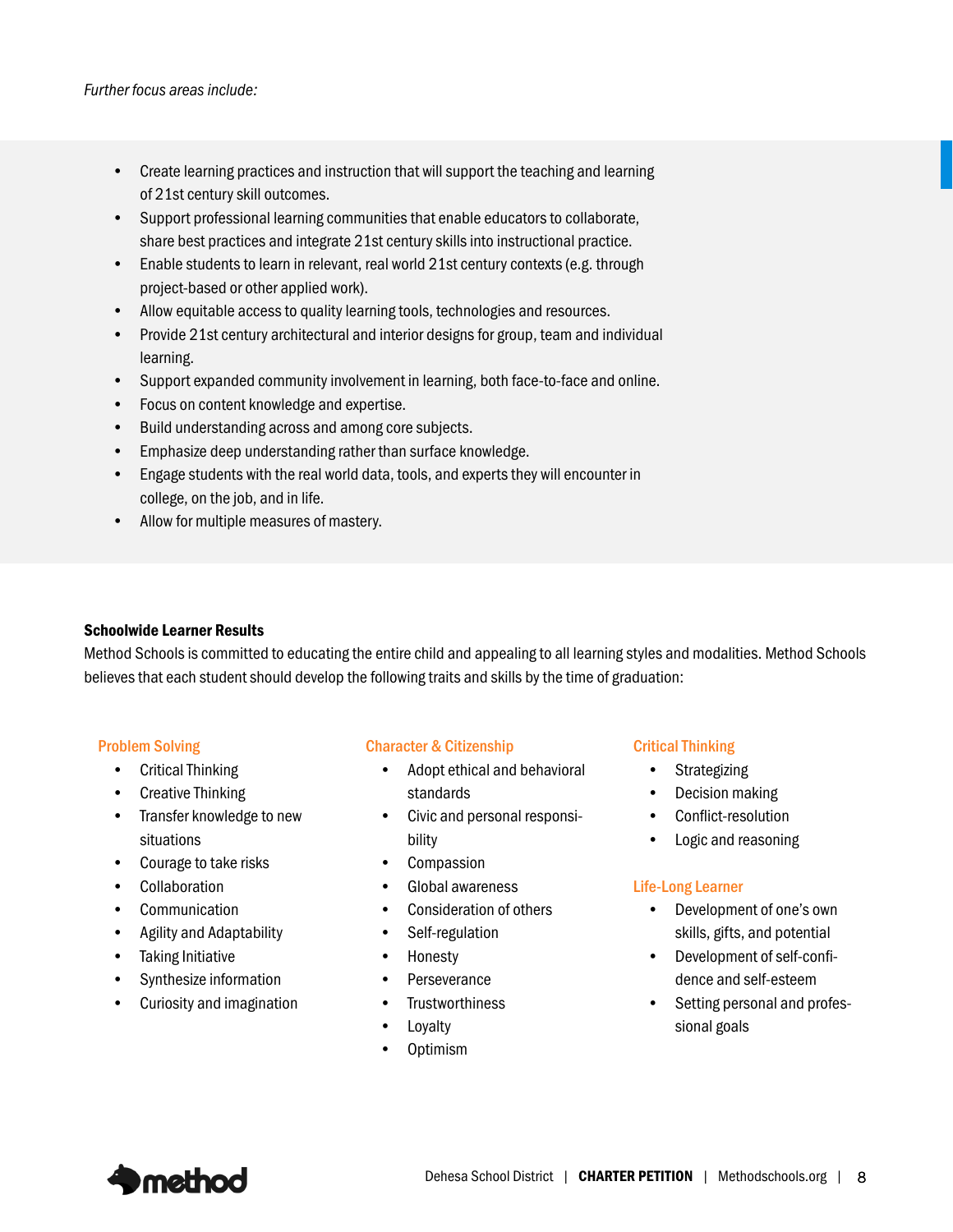*Further focus areas include:*

- Create learning practices and instruction that will support the teaching and learning of 21st century skill outcomes.
- Support professional learning communities that enable educators to collaborate, share best practices and integrate 21st century skills into instructional practice.
- Enable students to learn in relevant, real world 21st century contexts (e.g. through project-based or other applied work).
- Allow equitable access to quality learning tools, technologies and resources.
- Provide 21st century architectural and interior designs for group, team and individual learning.
- Support expanded community involvement in learning, both face-to-face and online.
- Focus on content knowledge and expertise.
- Build understanding across and among core subjects.
- Emphasize deep understanding rather than surface knowledge.
- Engage students with the real world data, tools, and experts they will encounter in college, on the job, and in life.
- Allow for multiple measures of mastery.

**Schoolwide Learner Results**

Method Schools is committed to educating the entire child and appealing to all learning styles and modalities. Method Schools believes that each student should develop the following traits and skills by the time of graduation:

#### Problem Solving

- Critical Thinking
- Creative Thinking
- Transfer knowledge to new situations
- Courage to take risks
- Collaboration
- Communication
- Agility and Adaptability
- Taking Initiative
- Synthesize information
- Curiosity and imagination

#### Character & Citizenship

- Adopt ethical and behavioral standards
- Civic and personal responsibility
- Compassion
- Global awareness
- Consideration of others
- Self-regulation
- Honesty
- Perseverance
- Trustworthiness
- Loyalty
- Optimism

#### Critical Thinking

- Strategizing
- Decision making
- Conflict-resolution
- Logic and reasoning

#### Life-Long Learner

- Development of one's own skills, gifts, and potential
- Development of self-confidence and self-esteem
- Setting personal and professional goals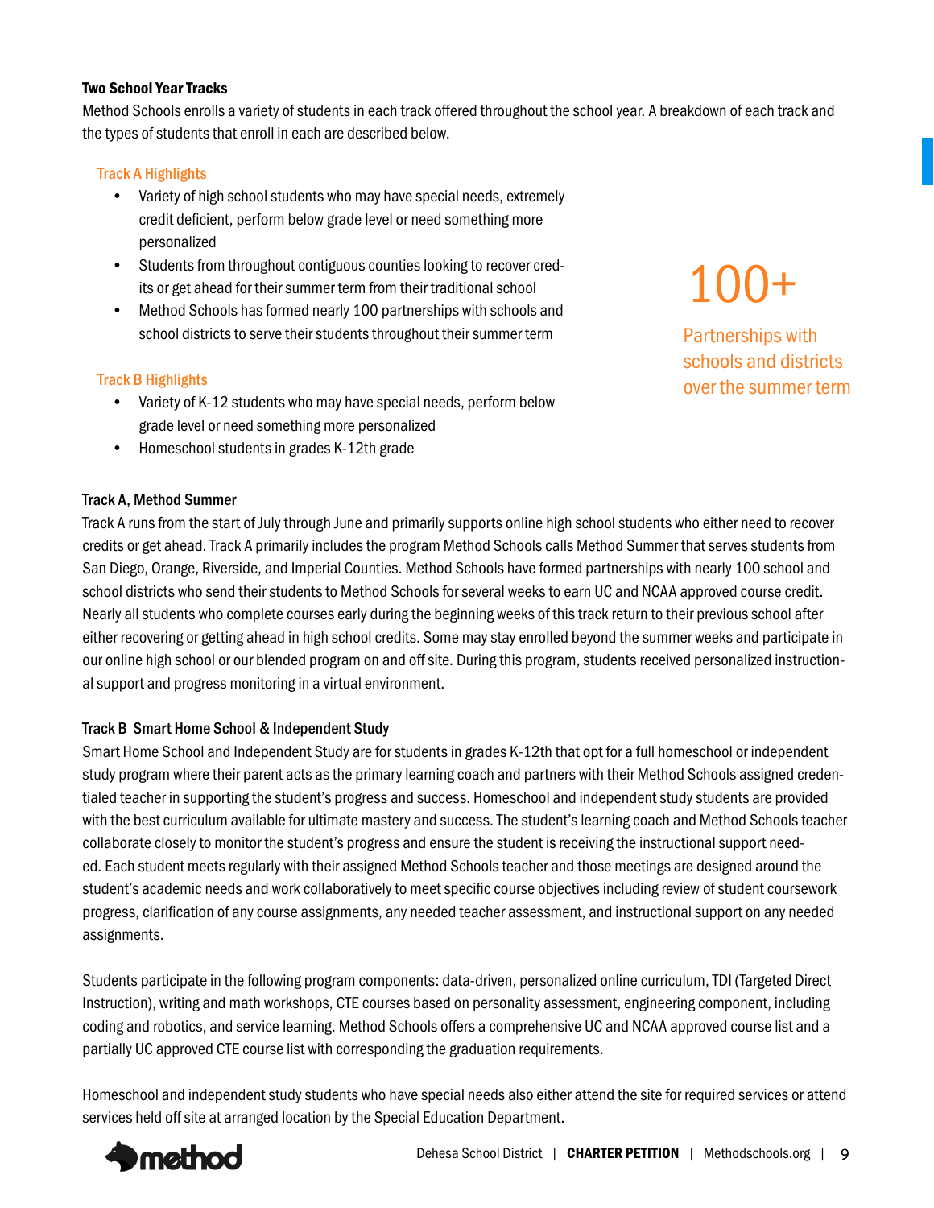### Two School Year Tracks

Method Schools enrolls a variety of students in each track offered throughout the school year. A breakdown of each track and the types of students that enroll in each are described below.

**Track A Highlights**

- Variety of high school students who may have special needs, extremely credit deficient, perform below grade level or need something more personalized
- Students from throughout contiguous counties looking to recover credits or get ahead for their summer term from their traditional school
- Method Schools has formed nearly 100 partnerships with schools and school districts to serve their students throughout their summer term

**Track B Highlights**

- Variety of K-12 students who may have special needs, perform below grade level or need something more personalized
- Homeschool students in grades K-12th grade

**100+**

Partnerships with schools and districts over the summer term

### Track A, Method Summer

Track A runs from the start of July through June and primarily supports online high school students who either need to recover credits or get ahead. Track A primarily includes the program Method Schools calls Method Summer that serves students from San Diego, Orange, Riverside, and Imperial Counties. Method Schools have formed partnerships with nearly 100 school and school districts who send their students to Method Schools for several weeks to earn UC and NCAA approved course credit. Nearly all students who complete courses early during the beginning weeks of this track return to their previous school after either recovering or getting ahead in high school credits. Some may stay enrolled beyond the summer weeks and participate in our online high school or our blended program on and off site. During this program, students received personalized instructional support and progress monitoring in a virtual environment.

### Track B Smart Home School & Independent Study

Smart Home School and Independent Study are for students in grades K-12th that opt for a full homeschool or independent study program where their parent acts as the primary learning coach and partners with their Method Schools assigned credentialed teacher in supporting the student's progress and success. Homeschool and independent study students are provided with the best curriculum available for ultimate mastery and success. The student's learning coach and Method Schools teacher collaborate closely to monitor the student's progress and ensure the student is receiving the instructional support needed. Each student meets regularly with their assigned Method Schools teacher and those meetings are designed around the student's academic needs and work collaboratively to meet specific course objectives including review of student coursework progress, clarification of any course assignments, any needed teacher assessment, and instructional support on any needed assignments.

Students participate in the following program components: data-driven, personalized online curriculum, TDI (Targeted Direct Instruction), writing and math workshops, CTE courses based on personality assessment, engineering component, including coding and robotics, and service learning. Method Schools offers a comprehensive UC and NCAA approved course list and a partially UC approved CTE course list with corresponding the graduation requirements.

Homeschool and independent study students who have special needs also either attend the site for required services or attend services held off site at arranged location by the Special Education Department.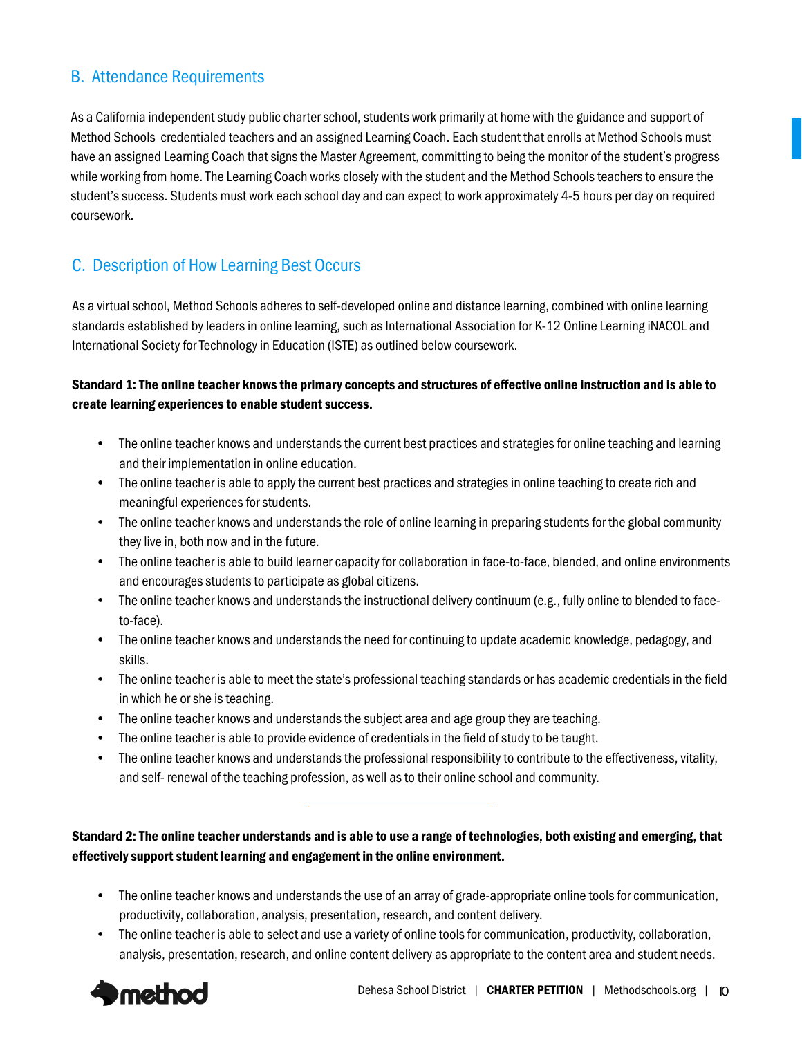## B. Attendance Requirements

As a California independent study public charter school, students work primarily at home with the guidance and support of Method Schools credentialed teachers and an assigned Learning Coach. Each student that enrolls at Method Schools must have an assigned Learning Coach that signs the Master Agreement, committing to being the monitor of the student's progress while working from home. The Learning Coach works closely with the student and the Method Schools teachers to ensure the student's success. Students must work each school day and can expect to work approximately 4-5 hours per day on required coursework.

## C. Description of How Learning Best Occurs

As a virtual school, Method Schools adheres to self-developed online and distance learning, combined with online learning standards established by leaders in online learning, such as International Association for K-12 Online Learning iNACOL and International Society for Technology in Education (ISTE) as outlined below coursework.

**Standard 1: The online teacher knows the primary concepts and structures of effective online instruction and is able to create learning experiences to enable student success.**

- The online teacher knows and understands the current best practices and strategies for online teaching and learning and their implementation in online education.
- The online teacher is able to apply the current best practices and strategies in online teaching to create rich and meaningful experiences for students.
- The online teacher knows and understands the role of online learning in preparing students for the global community they live in, both now and in the future.
- The online teacher is able to build learner capacity for collaboration in face-to-face, blended, and online environments and encourages students to participate as global citizens.
- The online teacher knows and understands the instructional delivery continuum (e.g., fully online to blended to face-to-face).
- The online teacher knows and understands the need for continuing to update academic knowledge, pedagogy, and skills.
- The online teacher is able to meet the state's professional teaching standards or has academic credentials in the field in which he or she is teaching.
- The online teacher knows and understands the subject area and age group they are teaching.
- The online teacher is able to provide evidence of credentials in the field of study to be taught.
- The online teacher knows and understands the professional responsibility to contribute to the effectiveness, vitality, and self- renewal of the teaching profession, as well as to their online school and community.

---

**Standard 2: The online teacher understands and is able to use a range of technologies, both existing and emerging, that effectively support student learning and engagement in the online environment.**

- The online teacher knows and understands the use of an array of grade-appropriate online tools for communication, productivity, collaboration, analysis, presentation, research, and content delivery.
- The online teacher is able to select and use a variety of online tools for communication, productivity, collaboration, analysis, presentation, research, and online content delivery as appropriate to the content area and student needs.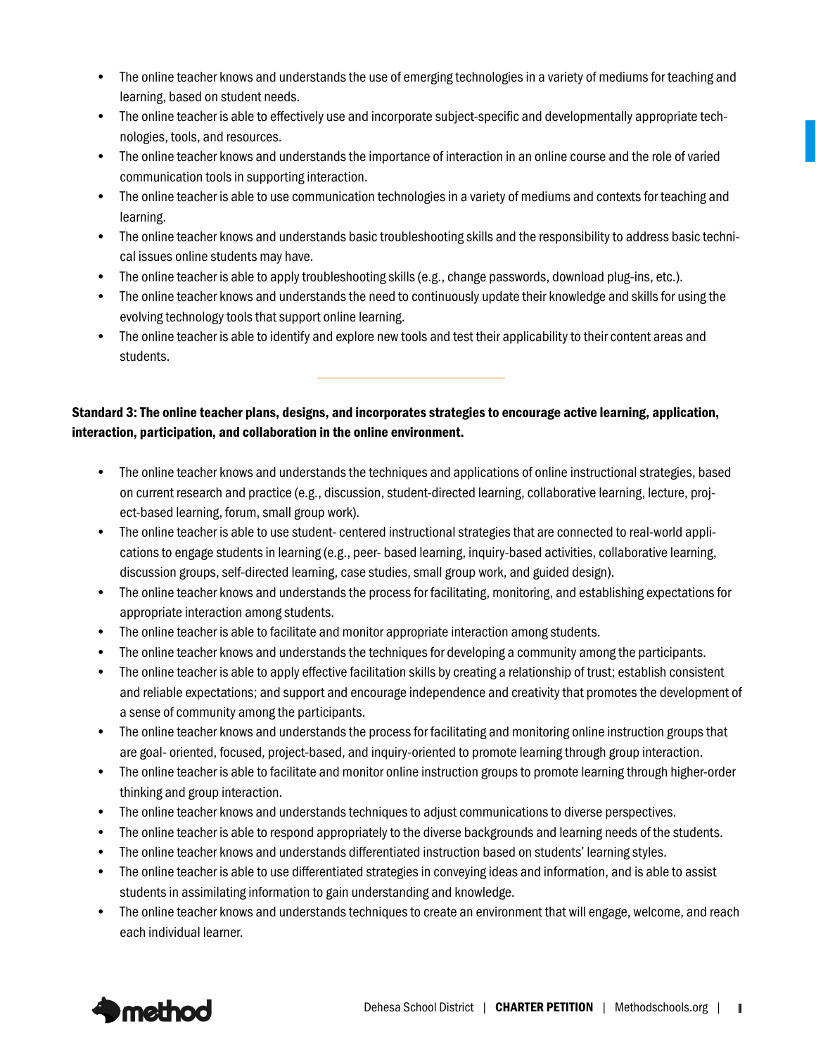- The online teacher knows and understands the use of emerging technologies in a variety of mediums for teaching and learning, based on student needs.
- The online teacher is able to effectively use and incorporate subject-specific and developmentally appropriate technologies, tools, and resources.
- The online teacher knows and understands the importance of interaction in an online course and the role of varied communication tools in supporting interaction.
- The online teacher is able to use communication technologies in a variety of mediums and contexts for teaching and learning.
- The online teacher knows and understands basic troubleshooting skills and the responsibility to address basic technical issues online students may have.
- The online teacher is able to apply troubleshooting skills (e.g., change passwords, download plug-ins, etc.).
- The online teacher knows and understands the need to continuously update their knowledge and skills for using the evolving technology tools that support online learning.
- The online teacher is able to identify and explore new tools and test their applicability to their content areas and students.

---

**Standard 3: The online teacher plans, designs, and incorporates strategies to encourage active learning, application, interaction, participation, and collaboration in the online environment.**

- The online teacher knows and understands the techniques and applications of online instructional strategies, based on current research and practice (e.g., discussion, student-directed learning, collaborative learning, lecture, project-based learning, forum, small group work).
- The online teacher is able to use student- centered instructional strategies that are connected to real-world applications to engage students in learning (e.g., peer- based learning, inquiry-based activities, collaborative learning, discussion groups, self-directed learning, case studies, small group work, and guided design).
- The online teacher knows and understands the process for facilitating, monitoring, and establishing expectations for appropriate interaction among students.
- The online teacher is able to facilitate and monitor appropriate interaction among students.
- The online teacher knows and understands the techniques for developing a community among the participants.
- The online teacher is able to apply effective facilitation skills by creating a relationship of trust; establish consistent and reliable expectations; and support and encourage independence and creativity that promotes the development of a sense of community among the participants.
- The online teacher knows and understands the process for facilitating and monitoring online instruction groups that are goal- oriented, focused, project-based, and inquiry-oriented to promote learning through group interaction.
- The online teacher is able to facilitate and monitor online instruction groups to promote learning through higher-order thinking and group interaction.
- The online teacher knows and understands techniques to adjust communications to diverse perspectives.
- The online teacher is able to respond appropriately to the diverse backgrounds and learning needs of the students.
- The online teacher knows and understands differentiated instruction based on students' learning styles.
- The online teacher is able to use differentiated strategies in conveying ideas and information, and is able to assist students in assimilating information to gain understanding and knowledge.
- The online teacher knows and understands techniques to create an environment that will engage, welcome, and reach each individual learner.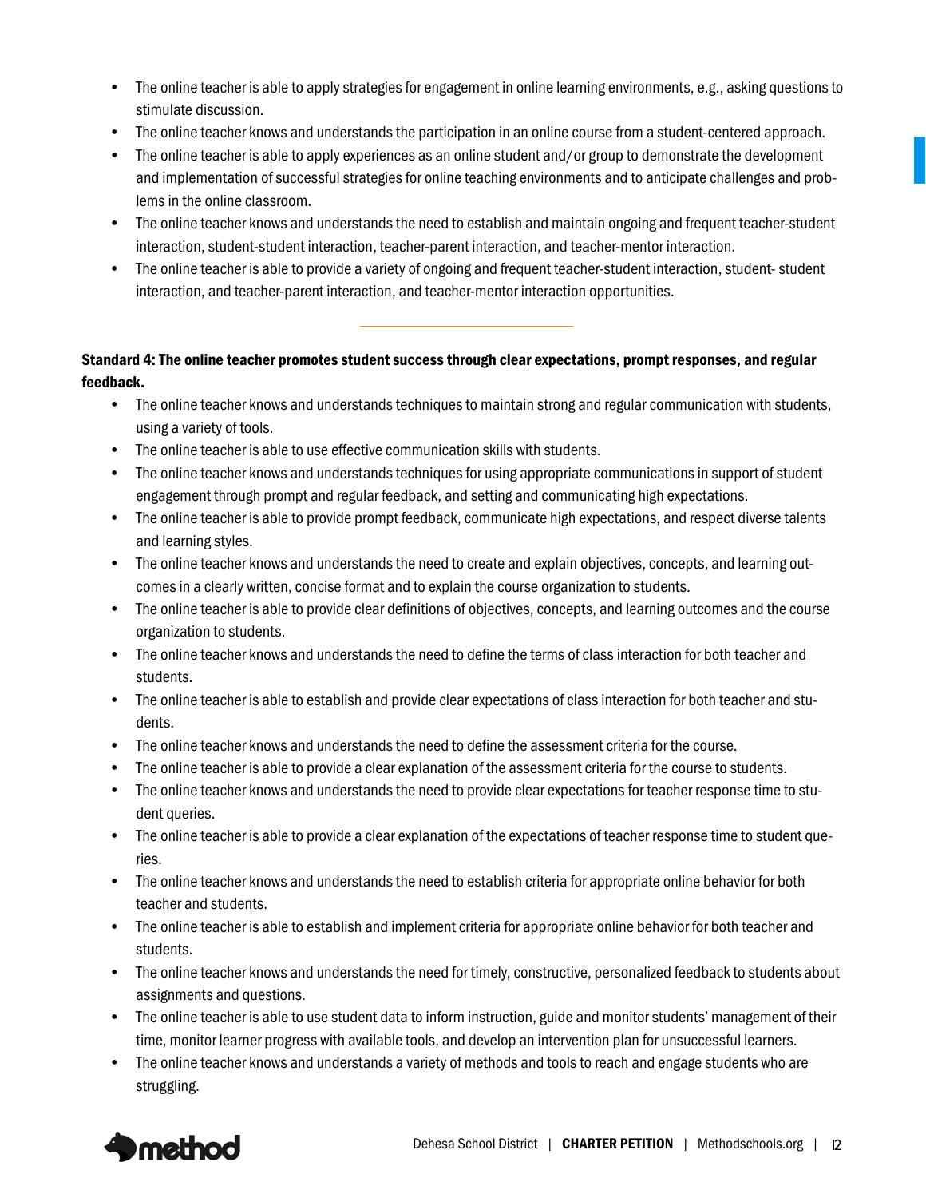- The online teacher is able to apply strategies for engagement in online learning environments, e.g., asking questions to stimulate discussion.
- The online teacher knows and understands the participation in an online course from a student-centered approach.
- The online teacher is able to apply experiences as an online student and/or group to demonstrate the development and implementation of successful strategies for online teaching environments and to anticipate challenges and problems in the online classroom.
- The online teacher knows and understands the need to establish and maintain ongoing and frequent teacher-student interaction, student-student interaction, teacher-parent interaction, and teacher-mentor interaction.
- The online teacher is able to provide a variety of ongoing and frequent teacher-student interaction, student- student interaction, and teacher-parent interaction, and teacher-mentor interaction opportunities.

---

**Standard 4: The online teacher promotes student success through clear expectations, prompt responses, and regular feedback.**

- The online teacher knows and understands techniques to maintain strong and regular communication with students, using a variety of tools.
- The online teacher is able to use effective communication skills with students.
- The online teacher knows and understands techniques for using appropriate communications in support of student engagement through prompt and regular feedback, and setting and communicating high expectations.
- The online teacher is able to provide prompt feedback, communicate high expectations, and respect diverse talents and learning styles.
- The online teacher knows and understands the need to create and explain objectives, concepts, and learning outcomes in a clearly written, concise format and to explain the course organization to students.
- The online teacher is able to provide clear definitions of objectives, concepts, and learning outcomes and the course organization to students.
- The online teacher knows and understands the need to define the terms of class interaction for both teacher and students.
- The online teacher is able to establish and provide clear expectations of class interaction for both teacher and students.
- The online teacher knows and understands the need to define the assessment criteria for the course.
- The online teacher is able to provide a clear explanation of the assessment criteria for the course to students.
- The online teacher knows and understands the need to provide clear expectations for teacher response time to student queries.
- The online teacher is able to provide a clear explanation of the expectations of teacher response time to student queries.
- The online teacher knows and understands the need to establish criteria for appropriate online behavior for both teacher and students.
- The online teacher is able to establish and implement criteria for appropriate online behavior for both teacher and students.
- The online teacher knows and understands the need for timely, constructive, personalized feedback to students about assignments and questions.
- The online teacher is able to use student data to inform instruction, guide and monitor students' management of their time, monitor learner progress with available tools, and develop an intervention plan for unsuccessful learners.
- The online teacher knows and understands a variety of methods and tools to reach and engage students who are struggling.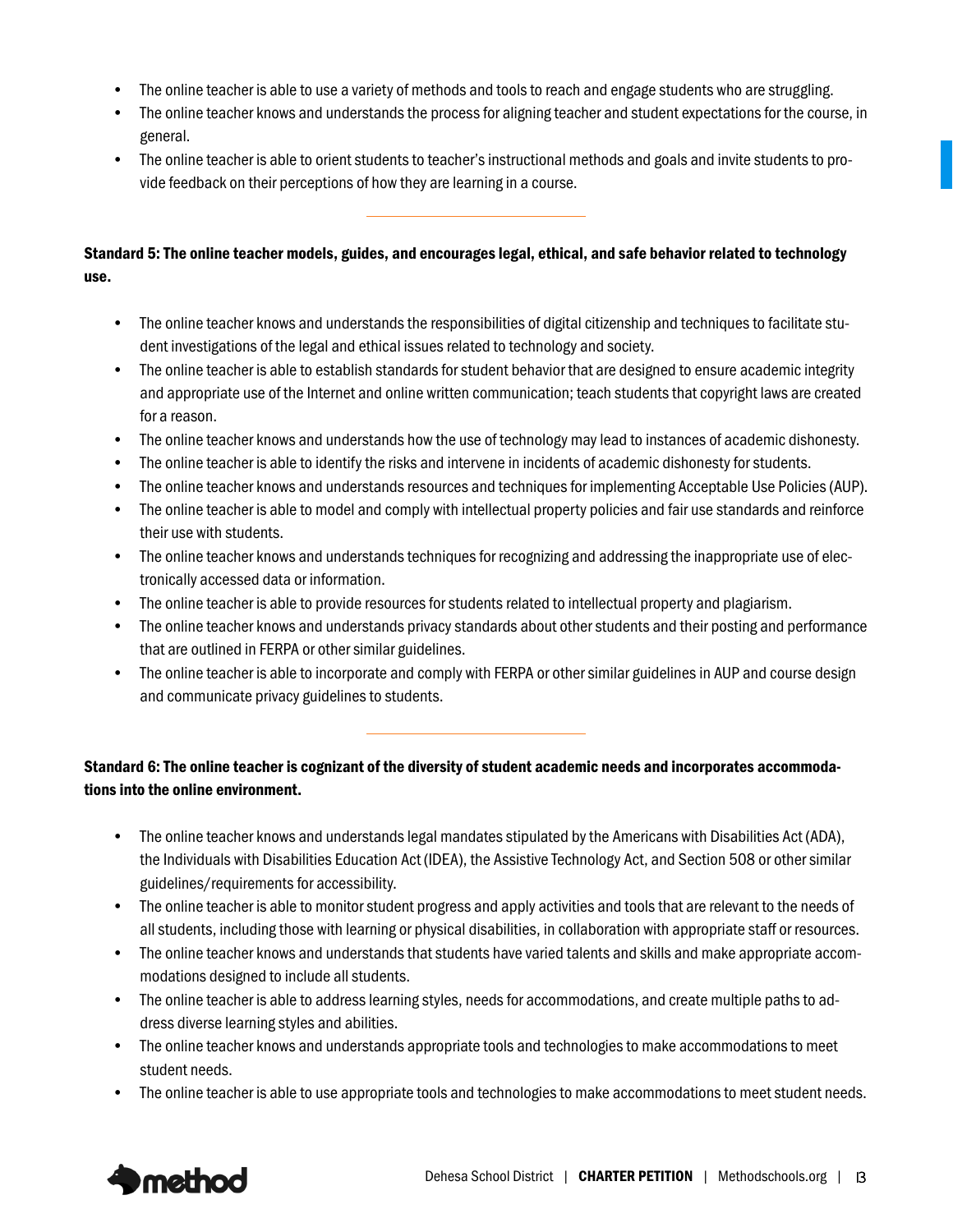- The online teacher is able to use a variety of methods and tools to reach and engage students who are struggling.
- The online teacher knows and understands the process for aligning teacher and student expectations for the course, in general.
- The online teacher is able to orient students to teacher's instructional methods and goals and invite students to provide feedback on their perceptions of how they are learning in a course.

---

**Standard 5: The online teacher models, guides, and encourages legal, ethical, and safe behavior related to technology use.**

- The online teacher knows and understands the responsibilities of digital citizenship and techniques to facilitate student investigations of the legal and ethical issues related to technology and society.
- The online teacher is able to establish standards for student behavior that are designed to ensure academic integrity and appropriate use of the Internet and online written communication; teach students that copyright laws are created for a reason.
- The online teacher knows and understands how the use of technology may lead to instances of academic dishonesty.
- The online teacher is able to identify the risks and intervene in incidents of academic dishonesty for students.
- The online teacher knows and understands resources and techniques for implementing Acceptable Use Policies (AUP).
- The online teacher is able to model and comply with intellectual property policies and fair use standards and reinforce their use with students.
- The online teacher knows and understands techniques for recognizing and addressing the inappropriate use of electronically accessed data or information.
- The online teacher is able to provide resources for students related to intellectual property and plagiarism.
- The online teacher knows and understands privacy standards about other students and their posting and performance that are outlined in FERPA or other similar guidelines.
- The online teacher is able to incorporate and comply with FERPA or other similar guidelines in AUP and course design and communicate privacy guidelines to students.

---

**Standard 6: The online teacher is cognizant of the diversity of student academic needs and incorporates accommodations into the online environment.**

- The online teacher knows and understands legal mandates stipulated by the Americans with Disabilities Act (ADA), the Individuals with Disabilities Education Act (IDEA), the Assistive Technology Act, and Section 508 or other similar guidelines/requirements for accessibility.
- The online teacher is able to monitor student progress and apply activities and tools that are relevant to the needs of all students, including those with learning or physical disabilities, in collaboration with appropriate staff or resources.
- The online teacher knows and understands that students have varied talents and skills and make appropriate accommodations designed to include all students.
- The online teacher is able to address learning styles, needs for accommodations, and create multiple paths to address diverse learning styles and abilities.
- The online teacher knows and understands appropriate tools and technologies to make accommodations to meet student needs.
- The online teacher is able to use appropriate tools and technologies to make accommodations to meet student needs.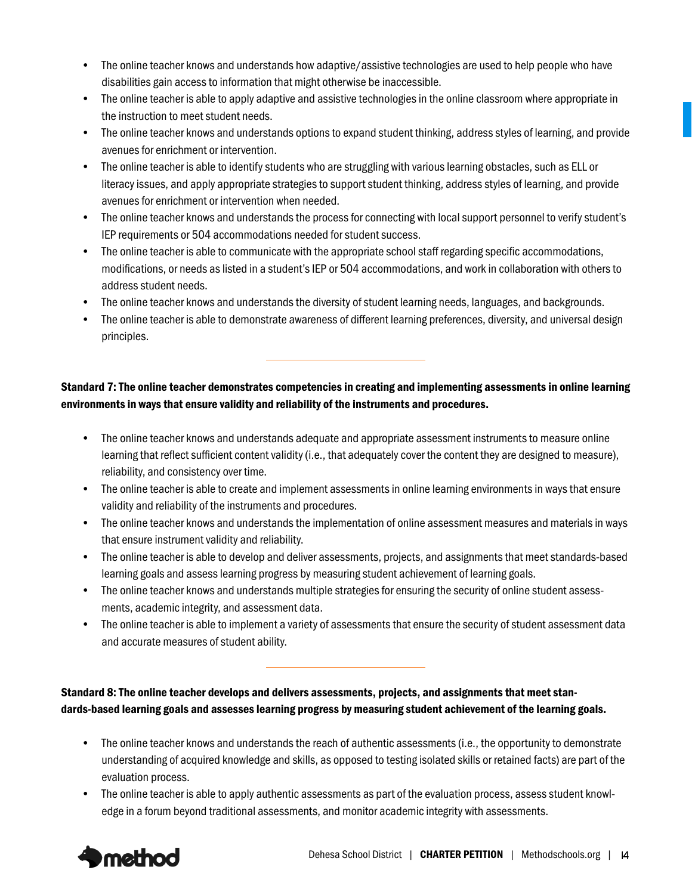- The online teacher knows and understands how adaptive/assistive technologies are used to help people who have disabilities gain access to information that might otherwise be inaccessible.
- The online teacher is able to apply adaptive and assistive technologies in the online classroom where appropriate in the instruction to meet student needs.
- The online teacher knows and understands options to expand student thinking, address styles of learning, and provide avenues for enrichment or intervention.
- The online teacher is able to identify students who are struggling with various learning obstacles, such as ELL or literacy issues, and apply appropriate strategies to support student thinking, address styles of learning, and provide avenues for enrichment or intervention when needed.
- The online teacher knows and understands the process for connecting with local support personnel to verify student's IEP requirements or 504 accommodations needed for student success.
- The online teacher is able to communicate with the appropriate school staff regarding specific accommodations, modifications, or needs as listed in a student's IEP or 504 accommodations, and work in collaboration with others to address student needs.
- The online teacher knows and understands the diversity of student learning needs, languages, and backgrounds.
- The online teacher is able to demonstrate awareness of different learning preferences, diversity, and universal design principles.

---

**Standard 7: The online teacher demonstrates competencies in creating and implementing assessments in online learning environments in ways that ensure validity and reliability of the instruments and procedures.**

- The online teacher knows and understands adequate and appropriate assessment instruments to measure online learning that reflect sufficient content validity (i.e., that adequately cover the content they are designed to measure), reliability, and consistency over time.
- The online teacher is able to create and implement assessments in online learning environments in ways that ensure validity and reliability of the instruments and procedures.
- The online teacher knows and understands the implementation of online assessment measures and materials in ways that ensure instrument validity and reliability.
- The online teacher is able to develop and deliver assessments, projects, and assignments that meet standards-based learning goals and assess learning progress by measuring student achievement of learning goals.
- The online teacher knows and understands multiple strategies for ensuring the security of online student assessments, academic integrity, and assessment data.
- The online teacher is able to implement a variety of assessments that ensure the security of student assessment data and accurate measures of student ability.

---

**Standard 8: The online teacher develops and delivers assessments, projects, and assignments that meet standards-based learning goals and assesses learning progress by measuring student achievement of the learning goals.**

- The online teacher knows and understands the reach of authentic assessments (i.e., the opportunity to demonstrate understanding of acquired knowledge and skills, as opposed to testing isolated skills or retained facts) are part of the evaluation process.
- The online teacher is able to apply authentic assessments as part of the evaluation process, assess student knowledge in a forum beyond traditional assessments, and monitor academic integrity with assessments.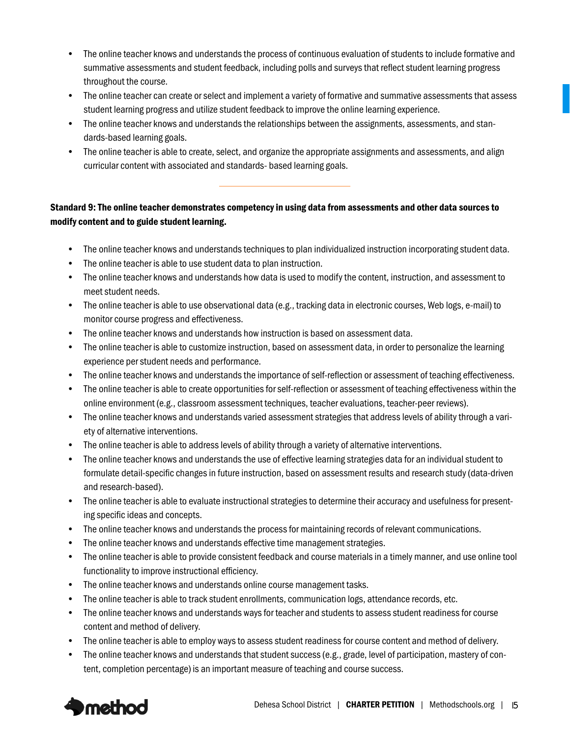- The online teacher knows and understands the process of continuous evaluation of students to include formative and summative assessments and student feedback, including polls and surveys that reflect student learning progress throughout the course.
- The online teacher can create or select and implement a variety of formative and summative assessments that assess student learning progress and utilize student feedback to improve the online learning experience.
- The online teacher knows and understands the relationships between the assignments, assessments, and standards-based learning goals.
- The online teacher is able to create, select, and organize the appropriate assignments and assessments, and align curricular content with associated and standards- based learning goals.

---

**Standard 9: The online teacher demonstrates competency in using data from assessments and other data sources to modify content and to guide student learning.**

- The online teacher knows and understands techniques to plan individualized instruction incorporating student data.
- The online teacher is able to use student data to plan instruction.
- The online teacher knows and understands how data is used to modify the content, instruction, and assessment to meet student needs.
- The online teacher is able to use observational data (e.g., tracking data in electronic courses, Web logs, e-mail) to monitor course progress and effectiveness.
- The online teacher knows and understands how instruction is based on assessment data.
- The online teacher is able to customize instruction, based on assessment data, in order to personalize the learning experience per student needs and performance.
- The online teacher knows and understands the importance of self-reflection or assessment of teaching effectiveness.
- The online teacher is able to create opportunities for self-reflection or assessment of teaching effectiveness within the online environment (e.g., classroom assessment techniques, teacher evaluations, teacher-peer reviews).
- The online teacher knows and understands varied assessment strategies that address levels of ability through a variety of alternative interventions.
- The online teacher is able to address levels of ability through a variety of alternative interventions.
- The online teacher knows and understands the use of effective learning strategies data for an individual student to formulate detail-specific changes in future instruction, based on assessment results and research study (data-driven and research-based).
- The online teacher is able to evaluate instructional strategies to determine their accuracy and usefulness for presenting specific ideas and concepts.
- The online teacher knows and understands the process for maintaining records of relevant communications.
- The online teacher knows and understands effective time management strategies.
- The online teacher is able to provide consistent feedback and course materials in a timely manner, and use online tool functionality to improve instructional efficiency.
- The online teacher knows and understands online course management tasks.
- The online teacher is able to track student enrollments, communication logs, attendance records, etc.
- The online teacher knows and understands ways for teacher and students to assess student readiness for course content and method of delivery.
- The online teacher is able to employ ways to assess student readiness for course content and method of delivery.
- The online teacher knows and understands that student success (e.g., grade, level of participation, mastery of content, completion percentage) is an important measure of teaching and course success.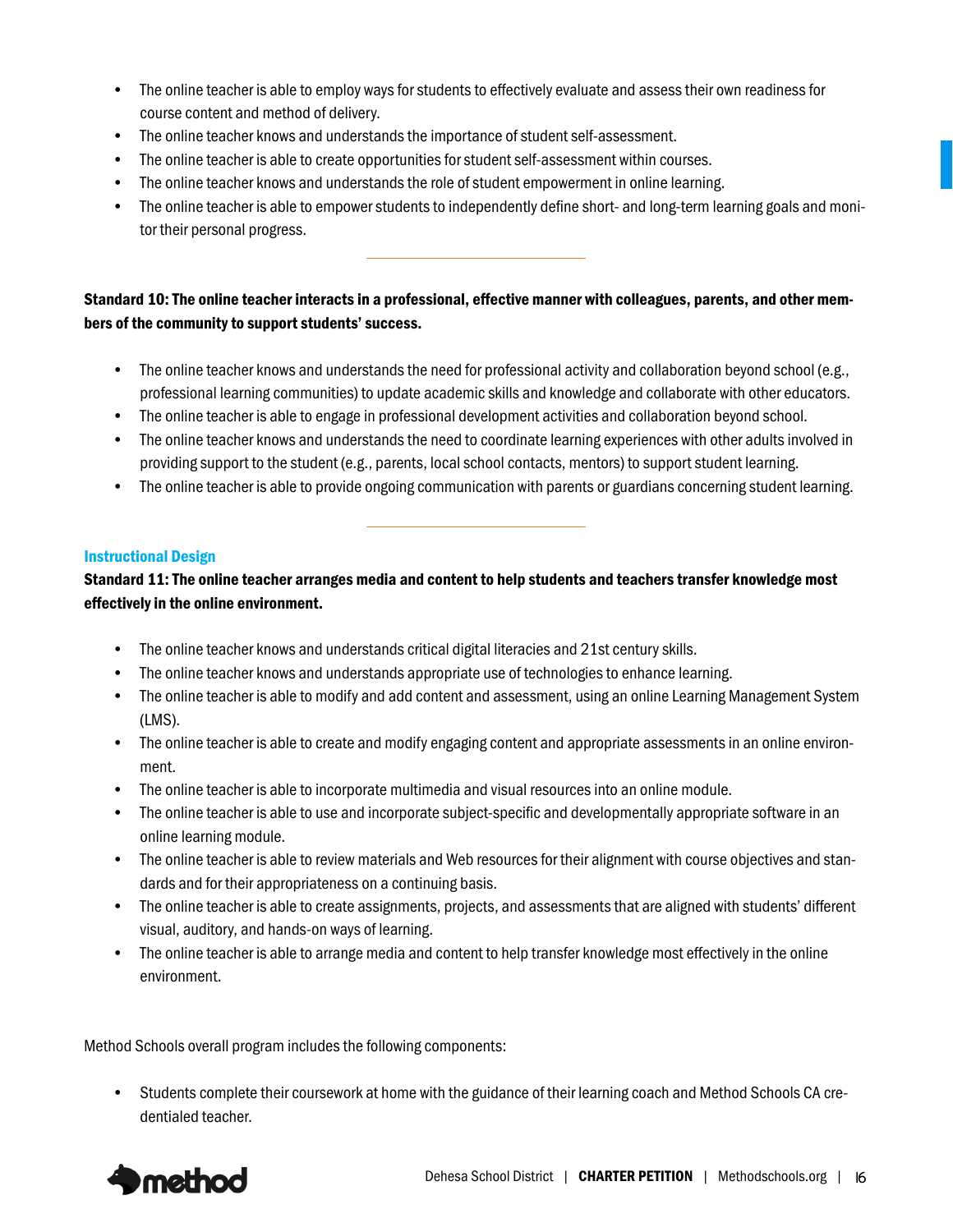- The online teacher is able to employ ways for students to effectively evaluate and assess their own readiness for course content and method of delivery.
- The online teacher knows and understands the importance of student self-assessment.
- The online teacher is able to create opportunities for student self-assessment within courses.
- The online teacher knows and understands the role of student empowerment in online learning.
- The online teacher is able to empower students to independently define short- and long-term learning goals and monitor their personal progress.

---

**Standard 10: The online teacher interacts in a professional, effective manner with colleagues, parents, and other members of the community to support students' success.**

- The online teacher knows and understands the need for professional activity and collaboration beyond school (e.g., professional learning communities) to update academic skills and knowledge and collaborate with other educators.
- The online teacher is able to engage in professional development activities and collaboration beyond school.
- The online teacher knows and understands the need to coordinate learning experiences with other adults involved in providing support to the student (e.g., parents, local school contacts, mentors) to support student learning.
- The online teacher is able to provide ongoing communication with parents or guardians concerning student learning.

---

### Instructional Design

**Standard 11: The online teacher arranges media and content to help students and teachers transfer knowledge most effectively in the online environment.**

- The online teacher knows and understands critical digital literacies and 21st century skills.
- The online teacher knows and understands appropriate use of technologies to enhance learning.
- The online teacher is able to modify and add content and assessment, using an online Learning Management System (LMS).
- The online teacher is able to create and modify engaging content and appropriate assessments in an online environment.
- The online teacher is able to incorporate multimedia and visual resources into an online module.
- The online teacher is able to use and incorporate subject-specific and developmentally appropriate software in an online learning module.
- The online teacher is able to review materials and Web resources for their alignment with course objectives and standards and for their appropriateness on a continuing basis.
- The online teacher is able to create assignments, projects, and assessments that are aligned with students' different visual, auditory, and hands-on ways of learning.
- The online teacher is able to arrange media and content to help transfer knowledge most effectively in the online environment.

Method Schools overall program includes the following components:

- Students complete their coursework at home with the guidance of their learning coach and Method Schools CA credentialed teacher.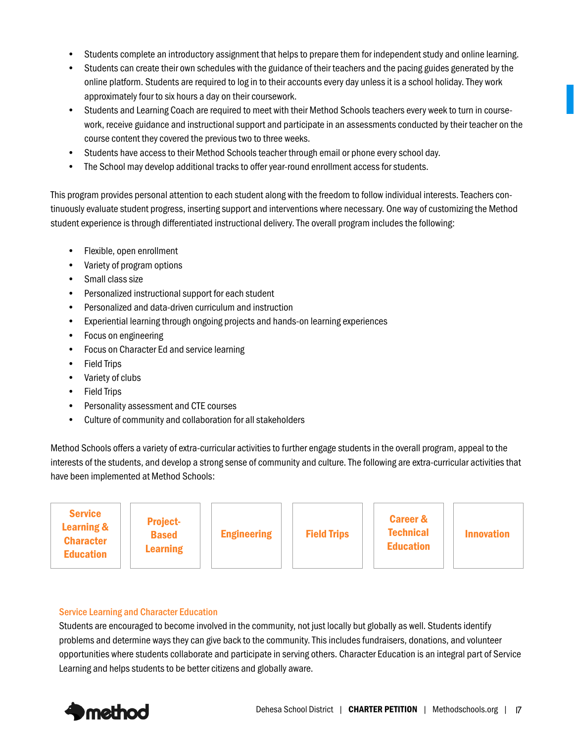- Students complete an introductory assignment that helps to prepare them for independent study and online learning.
- Students can create their own schedules with the guidance of their teachers and the pacing guides generated by the online platform. Students are required to log in to their accounts every day unless it is a school holiday. They work approximately four to six hours a day on their coursework.
- Students and Learning Coach are required to meet with their Method Schools teachers every week to turn in course-work, receive guidance and instructional support and participate in an assessments conducted by their teacher on the course content they covered the previous two to three weeks.
- Students have access to their Method Schools teacher through email or phone every school day.
- The School may develop additional tracks to offer year-round enrollment access for students.

This program provides personal attention to each student along with the freedom to follow individual interests. Teachers continuously evaluate student progress, inserting support and interventions where necessary. One way of customizing the Method student experience is through differentiated instructional delivery. The overall program includes the following:

- Flexible, open enrollment
- Variety of program options
- Small class size
- Personalized instructional support for each student
- Personalized and data-driven curriculum and instruction
- Experiential learning through ongoing projects and hands-on learning experiences
- Focus on engineering
- Focus on Character Ed and service learning
- Field Trips
- Variety of clubs
- Field Trips
- Personality assessment and CTE courses
- Culture of community and collaboration for all stakeholders

Method Schools offers a variety of extra-curricular activities to further engage students in the overall program, appeal to the interests of the students, and develop a strong sense of community and culture. The following are extra-curricular activities that have been implemented at Method Schools:

| Service Learning & Character Education | Project-Based Learning | Engineering | Field Trips | Career & Technical Education | Innovation |
|---|---|---|---|---|---|

### Service Learning and Character Education

Students are encouraged to become involved in the community, not just locally but globally as well. Students identify problems and determine ways they can give back to the community. This includes fundraisers, donations, and volunteer opportunities where students collaborate and participate in serving others. Character Education is an integral part of Service Learning and helps students to be better citizens and globally aware.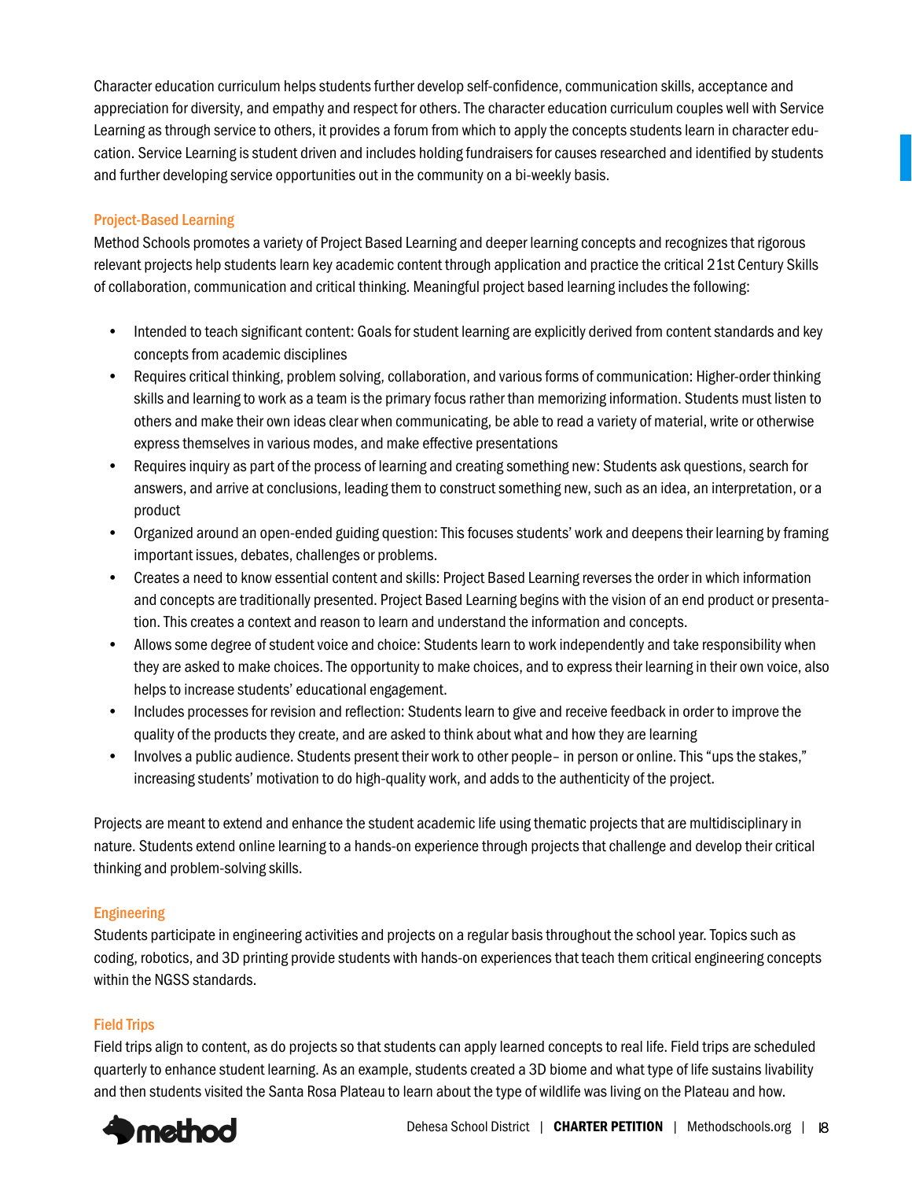Character education curriculum helps students further develop self-confidence, communication skills, acceptance and appreciation for diversity, and empathy and respect for others. The character education curriculum couples well with Service Learning as through service to others, it provides a forum from which to apply the concepts students learn in character education. Service Learning is student driven and includes holding fundraisers for causes researched and identified by students and further developing service opportunities out in the community on a bi-weekly basis.

### Project-Based Learning

Method Schools promotes a variety of Project Based Learning and deeper learning concepts and recognizes that rigorous relevant projects help students learn key academic content through application and practice the critical 21st Century Skills of collaboration, communication and critical thinking. Meaningful project based learning includes the following:

- Intended to teach significant content: Goals for student learning are explicitly derived from content standards and key concepts from academic disciplines
- Requires critical thinking, problem solving, collaboration, and various forms of communication: Higher-order thinking skills and learning to work as a team is the primary focus rather than memorizing information. Students must listen to others and make their own ideas clear when communicating, be able to read a variety of material, write or otherwise express themselves in various modes, and make effective presentations
- Requires inquiry as part of the process of learning and creating something new: Students ask questions, search for answers, and arrive at conclusions, leading them to construct something new, such as an idea, an interpretation, or a product
- Organized around an open-ended guiding question: This focuses students' work and deepens their learning by framing important issues, debates, challenges or problems.
- Creates a need to know essential content and skills: Project Based Learning reverses the order in which information and concepts are traditionally presented. Project Based Learning begins with the vision of an end product or presentation. This creates a context and reason to learn and understand the information and concepts.
- Allows some degree of student voice and choice: Students learn to work independently and take responsibility when they are asked to make choices. The opportunity to make choices, and to express their learning in their own voice, also helps to increase students' educational engagement.
- Includes processes for revision and reflection: Students learn to give and receive feedback in order to improve the quality of the products they create, and are asked to think about what and how they are learning
- Involves a public audience. Students present their work to other people– in person or online. This "ups the stakes," increasing students' motivation to do high-quality work, and adds to the authenticity of the project.

Projects are meant to extend and enhance the student academic life using thematic projects that are multidisciplinary in nature. Students extend online learning to a hands-on experience through projects that challenge and develop their critical thinking and problem-solving skills.

### Engineering

Students participate in engineering activities and projects on a regular basis throughout the school year. Topics such as coding, robotics, and 3D printing provide students with hands-on experiences that teach them critical engineering concepts within the NGSS standards.

### Field Trips

Field trips align to content, as do projects so that students can apply learned concepts to real life. Field trips are scheduled quarterly to enhance student learning. As an example, students created a 3D biome and what type of life sustains livability and then students visited the Santa Rosa Plateau to learn about the type of wildlife was living on the Plateau and how.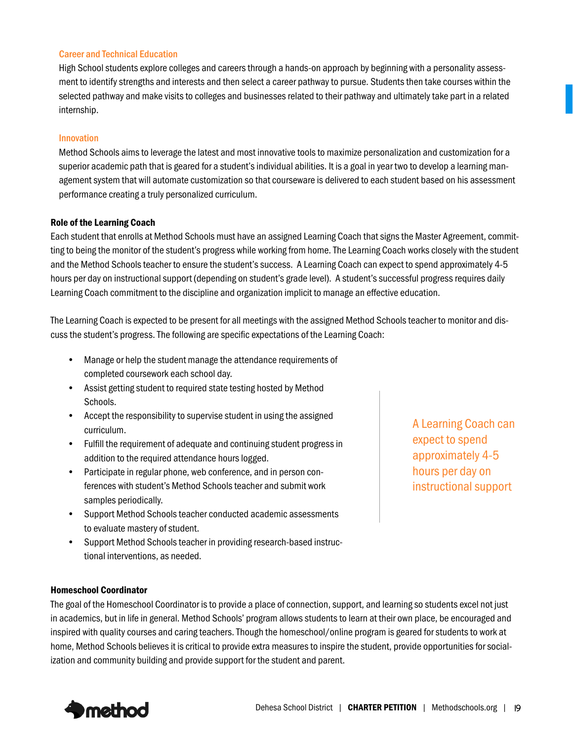### Career and Technical Education

High School students explore colleges and careers through a hands-on approach by beginning with a personality assessment to identify strengths and interests and then select a career pathway to pursue. Students then take courses within the selected pathway and make visits to colleges and businesses related to their pathway and ultimately take part in a related internship.

### Innovation

Method Schools aims to leverage the latest and most innovative tools to maximize personalization and customization for a superior academic path that is geared for a student's individual abilities. It is a goal in year two to develop a learning management system that will automate customization so that courseware is delivered to each student based on his assessment performance creating a truly personalized curriculum.

## Role of the Learning Coach

Each student that enrolls at Method Schools must have an assigned Learning Coach that signs the Master Agreement, committing to being the monitor of the student's progress while working from home. The Learning Coach works closely with the student and the Method Schools teacher to ensure the student's success. A Learning Coach can expect to spend approximately 4-5 hours per day on instructional support (depending on student's grade level). A student's successful progress requires daily Learning Coach commitment to the discipline and organization implicit to manage an effective education.

The Learning Coach is expected to be present for all meetings with the assigned Method Schools teacher to monitor and discuss the student's progress. The following are specific expectations of the Learning Coach:

- Manage or help the student manage the attendance requirements of completed coursework each school day.
- Assist getting student to required state testing hosted by Method Schools.
- Accept the responsibility to supervise student in using the assigned curriculum.
- Fulfill the requirement of adequate and continuing student progress in addition to the required attendance hours logged.
- Participate in regular phone, web conference, and in person conferences with student's Method Schools teacher and submit work samples periodically.
- Support Method Schools teacher conducted academic assessments to evaluate mastery of student.
- Support Method Schools teacher in providing research-based instructional interventions, as needed.

A Learning Coach can expect to spend approximately 4-5 hours per day on instructional support

## Homeschool Coordinator

The goal of the Homeschool Coordinator is to provide a place of connection, support, and learning so students excel not just in academics, but in life in general. Method Schools' program allows students to learn at their own place, be encouraged and inspired with quality courses and caring teachers. Though the homeschool/online program is geared for students to work at home, Method Schools believes it is critical to provide extra measures to inspire the student, provide opportunities for socialization and community building and provide support for the student and parent.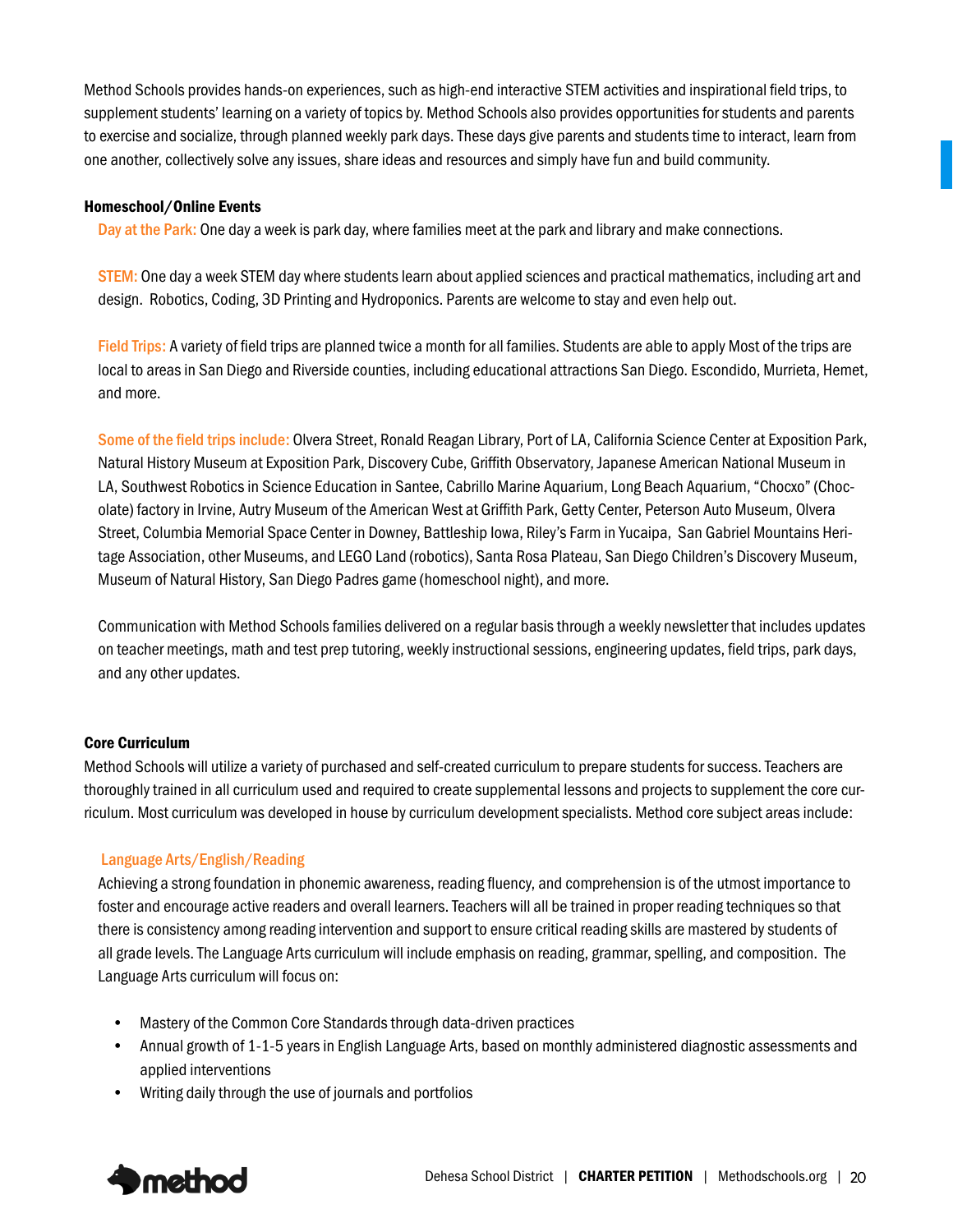Method Schools provides hands-on experiences, such as high-end interactive STEM activities and inspirational field trips, to supplement students' learning on a variety of topics by. Method Schools also provides opportunities for students and parents to exercise and socialize, through planned weekly park days. These days give parents and students time to interact, learn from one another, collectively solve any issues, share ideas and resources and simply have fun and build community.

**Homeschool/Online Events**

Day at the Park: One day a week is park day, where families meet at the park and library and make connections.

STEM: One day a week STEM day where students learn about applied sciences and practical mathematics, including art and design. Robotics, Coding, 3D Printing and Hydroponics. Parents are welcome to stay and even help out.

Field Trips: A variety of field trips are planned twice a month for all families. Students are able to apply Most of the trips are local to areas in San Diego and Riverside counties, including educational attractions San Diego. Escondido, Murrieta, Hemet, and more.

Some of the field trips include: Olvera Street, Ronald Reagan Library, Port of LA, California Science Center at Exposition Park, Natural History Museum at Exposition Park, Discovery Cube, Griffith Observatory, Japanese American National Museum in LA, Southwest Robotics in Science Education in Santee, Cabrillo Marine Aquarium, Long Beach Aquarium, "Chocxo" (Chocolate) factory in Irvine, Autry Museum of the American West at Griffith Park, Getty Center, Peterson Auto Museum, Olvera Street, Columbia Memorial Space Center in Downey, Battleship Iowa, Riley's Farm in Yucaipa, San Gabriel Mountains Heritage Association, other Museums, and LEGO Land (robotics), Santa Rosa Plateau, San Diego Children's Discovery Museum, Museum of Natural History, San Diego Padres game (homeschool night), and more.

Communication with Method Schools families delivered on a regular basis through a weekly newsletter that includes updates on teacher meetings, math and test prep tutoring, weekly instructional sessions, engineering updates, field trips, park days, and any other updates.

**Core Curriculum**

Method Schools will utilize a variety of purchased and self-created curriculum to prepare students for success. Teachers are thoroughly trained in all curriculum used and required to create supplemental lessons and projects to supplement the core curriculum. Most curriculum was developed in house by curriculum development specialists. Method core subject areas include:

Language Arts/English/Reading

Achieving a strong foundation in phonemic awareness, reading fluency, and comprehension is of the utmost importance to foster and encourage active readers and overall learners. Teachers will all be trained in proper reading techniques so that there is consistency among reading intervention and support to ensure critical reading skills are mastered by students of all grade levels. The Language Arts curriculum will include emphasis on reading, grammar, spelling, and composition. The Language Arts curriculum will focus on:

- Mastery of the Common Core Standards through data-driven practices
- Annual growth of 1-1-5 years in English Language Arts, based on monthly administered diagnostic assessments and applied interventions
- Writing daily through the use of journals and portfolios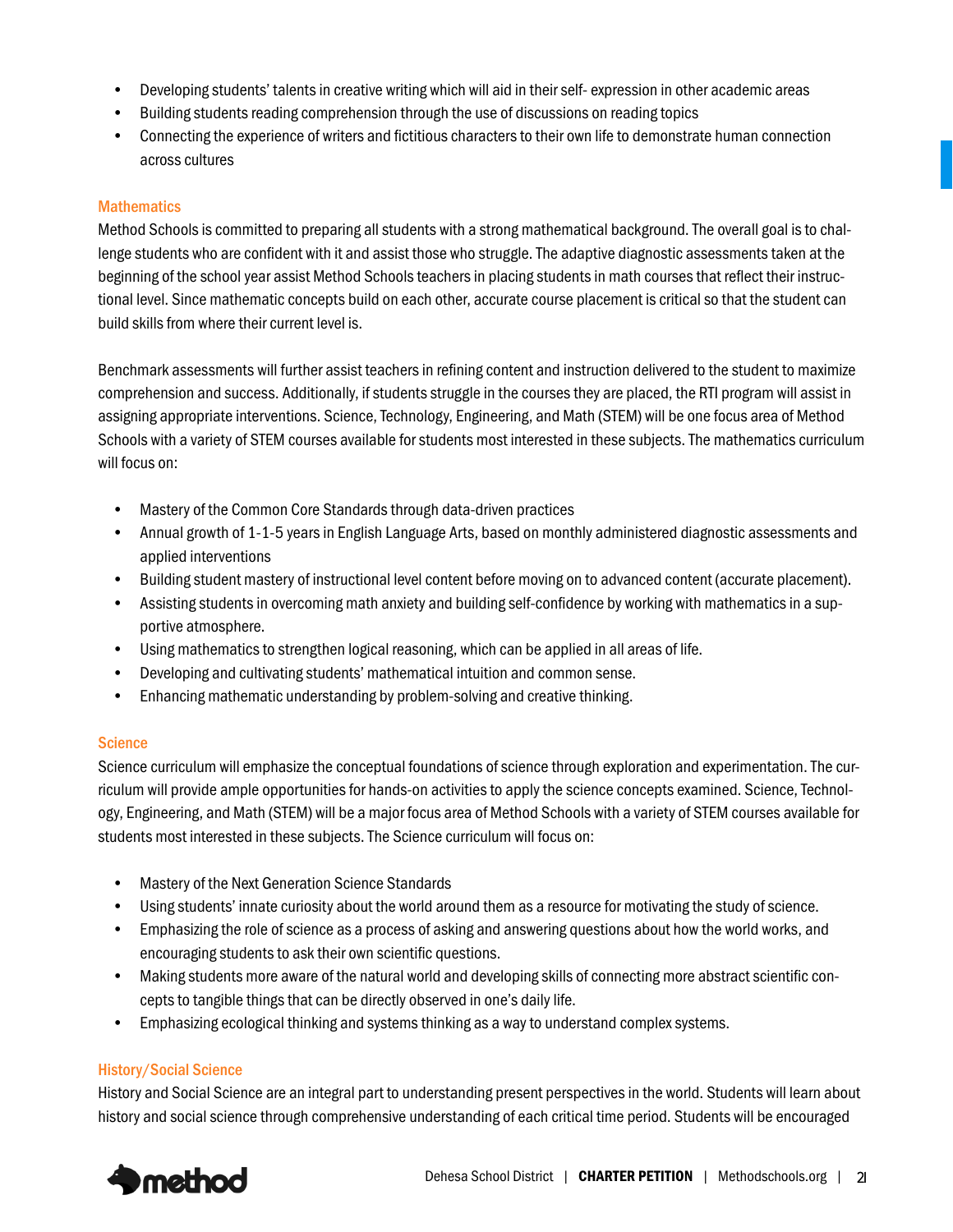- Developing students' talents in creative writing which will aid in their self- expression in other academic areas
- Building students reading comprehension through the use of discussions on reading topics
- Connecting the experience of writers and fictitious characters to their own life to demonstrate human connection across cultures

### Mathematics

Method Schools is committed to preparing all students with a strong mathematical background. The overall goal is to challenge students who are confident with it and assist those who struggle. The adaptive diagnostic assessments taken at the beginning of the school year assist Method Schools teachers in placing students in math courses that reflect their instructional level. Since mathematic concepts build on each other, accurate course placement is critical so that the student can build skills from where their current level is.

Benchmark assessments will further assist teachers in refining content and instruction delivered to the student to maximize comprehension and success. Additionally, if students struggle in the courses they are placed, the RTI program will assist in assigning appropriate interventions. Science, Technology, Engineering, and Math (STEM) will be one focus area of Method Schools with a variety of STEM courses available for students most interested in these subjects. The mathematics curriculum will focus on:

- Mastery of the Common Core Standards through data-driven practices
- Annual growth of 1-1-5 years in English Language Arts, based on monthly administered diagnostic assessments and applied interventions
- Building student mastery of instructional level content before moving on to advanced content (accurate placement).
- Assisting students in overcoming math anxiety and building self-confidence by working with mathematics in a supportive atmosphere.
- Using mathematics to strengthen logical reasoning, which can be applied in all areas of life.
- Developing and cultivating students' mathematical intuition and common sense.
- Enhancing mathematic understanding by problem-solving and creative thinking.

### Science

Science curriculum will emphasize the conceptual foundations of science through exploration and experimentation. The curriculum will provide ample opportunities for hands-on activities to apply the science concepts examined. Science, Technology, Engineering, and Math (STEM) will be a major focus area of Method Schools with a variety of STEM courses available for students most interested in these subjects. The Science curriculum will focus on:

- Mastery of the Next Generation Science Standards
- Using students' innate curiosity about the world around them as a resource for motivating the study of science.
- Emphasizing the role of science as a process of asking and answering questions about how the world works, and encouraging students to ask their own scientific questions.
- Making students more aware of the natural world and developing skills of connecting more abstract scientific concepts to tangible things that can be directly observed in one's daily life.
- Emphasizing ecological thinking and systems thinking as a way to understand complex systems.

### History/Social Science

History and Social Science are an integral part to understanding present perspectives in the world. Students will learn about history and social science through comprehensive understanding of each critical time period. Students will be encouraged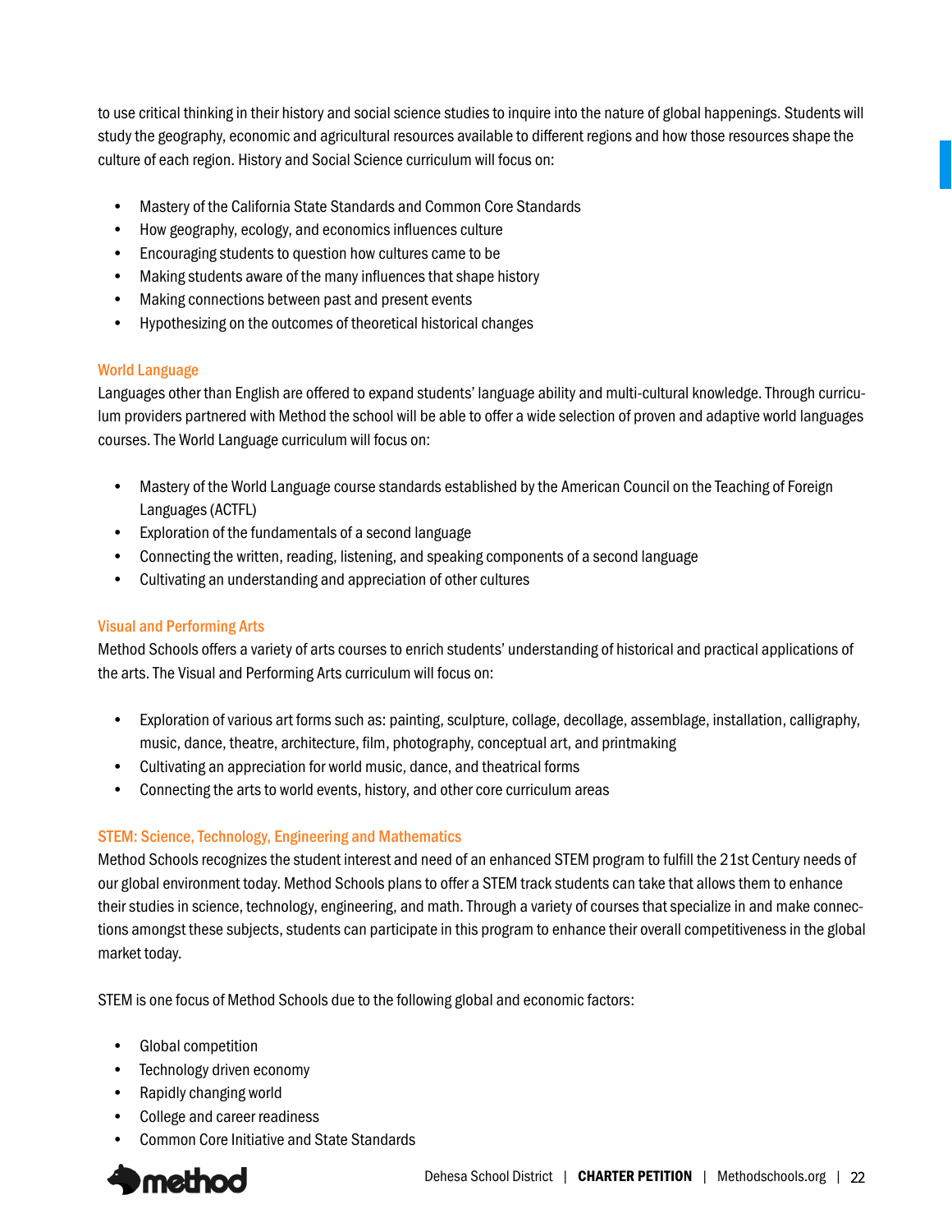to use critical thinking in their history and social science studies to inquire into the nature of global happenings. Students will study the geography, economic and agricultural resources available to different regions and how those resources shape the culture of each region. History and Social Science curriculum will focus on:

- Mastery of the California State Standards and Common Core Standards
- How geography, ecology, and economics influences culture
- Encouraging students to question how cultures came to be
- Making students aware of the many influences that shape history
- Making connections between past and present events
- Hypothesizing on the outcomes of theoretical historical changes

### World Language

Languages other than English are offered to expand students' language ability and multi-cultural knowledge. Through curriculum providers partnered with Method the school will be able to offer a wide selection of proven and adaptive world languages courses. The World Language curriculum will focus on:

- Mastery of the World Language course standards established by the American Council on the Teaching of Foreign Languages (ACTFL)
- Exploration of the fundamentals of a second language
- Connecting the written, reading, listening, and speaking components of a second language
- Cultivating an understanding and appreciation of other cultures

### Visual and Performing Arts

Method Schools offers a variety of arts courses to enrich students' understanding of historical and practical applications of the arts. The Visual and Performing Arts curriculum will focus on:

- Exploration of various art forms such as: painting, sculpture, collage, decollage, assemblage, installation, calligraphy, music, dance, theatre, architecture, film, photography, conceptual art, and printmaking
- Cultivating an appreciation for world music, dance, and theatrical forms
- Connecting the arts to world events, history, and other core curriculum areas

### STEM: Science, Technology, Engineering and Mathematics

Method Schools recognizes the student interest and need of an enhanced STEM program to fulfill the 21st Century needs of our global environment today. Method Schools plans to offer a STEM track students can take that allows them to enhance their studies in science, technology, engineering, and math. Through a variety of courses that specialize in and make connections amongst these subjects, students can participate in this program to enhance their overall competitiveness in the global market today.

STEM is one focus of Method Schools due to the following global and economic factors:

- Global competition
- Technology driven economy
- Rapidly changing world
- College and career readiness
- Common Core Initiative and State Standards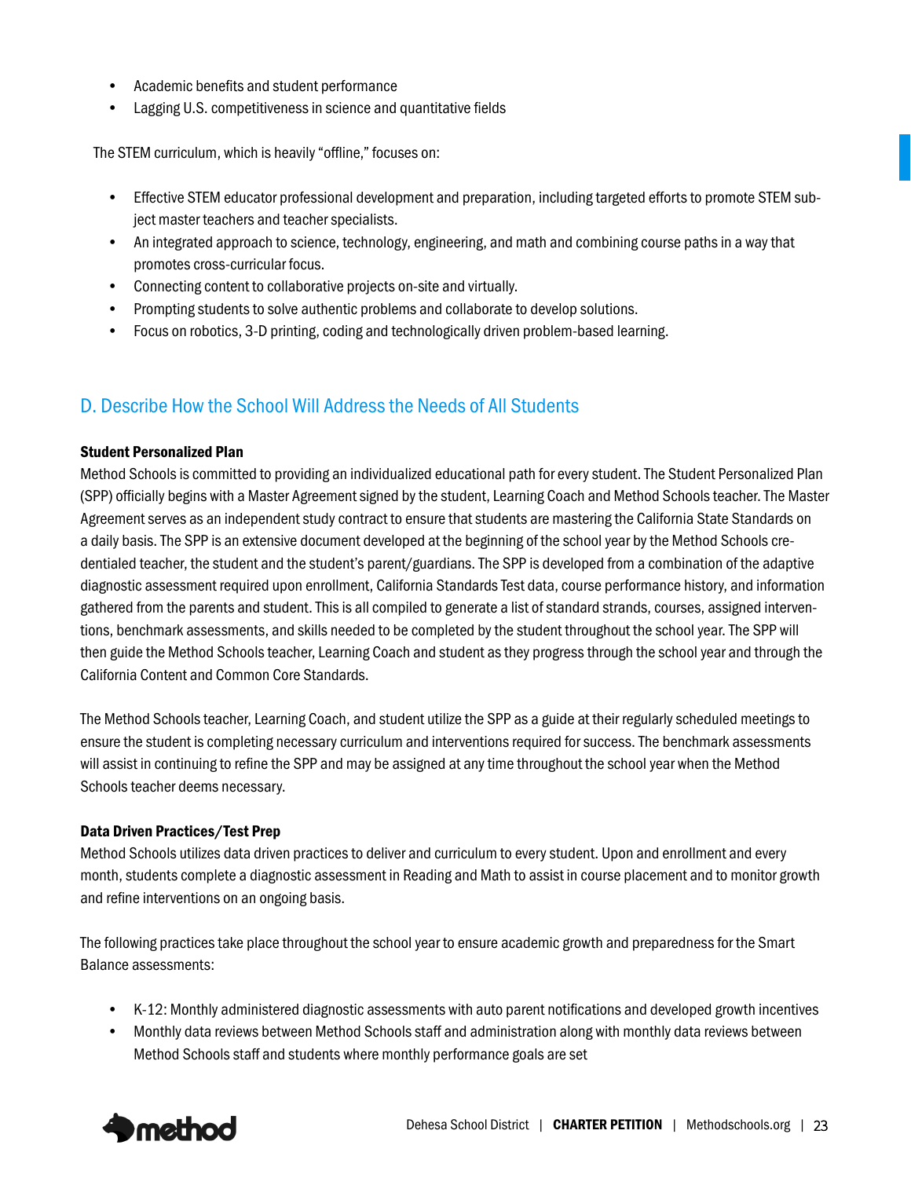- Academic benefits and student performance
- Lagging U.S. competitiveness in science and quantitative fields

The STEM curriculum, which is heavily "offline," focuses on:

- Effective STEM educator professional development and preparation, including targeted efforts to promote STEM subject master teachers and teacher specialists.
- An integrated approach to science, technology, engineering, and math and combining course paths in a way that promotes cross-curricular focus.
- Connecting content to collaborative projects on-site and virtually.
- Prompting students to solve authentic problems and collaborate to develop solutions.
- Focus on robotics, 3-D printing, coding and technologically driven problem-based learning.

## D. Describe How the School Will Address the Needs of All Students

**Student Personalized Plan**

Method Schools is committed to providing an individualized educational path for every student. The Student Personalized Plan (SPP) officially begins with a Master Agreement signed by the student, Learning Coach and Method Schools teacher. The Master Agreement serves as an independent study contract to ensure that students are mastering the California State Standards on a daily basis. The SPP is an extensive document developed at the beginning of the school year by the Method Schools credentialed teacher, the student and the student's parent/guardians. The SPP is developed from a combination of the adaptive diagnostic assessment required upon enrollment, California Standards Test data, course performance history, and information gathered from the parents and student. This is all compiled to generate a list of standard strands, courses, assigned interventions, benchmark assessments, and skills needed to be completed by the student throughout the school year. The SPP will then guide the Method Schools teacher, Learning Coach and student as they progress through the school year and through the California Content and Common Core Standards.

The Method Schools teacher, Learning Coach, and student utilize the SPP as a guide at their regularly scheduled meetings to ensure the student is completing necessary curriculum and interventions required for success. The benchmark assessments will assist in continuing to refine the SPP and may be assigned at any time throughout the school year when the Method Schools teacher deems necessary.

**Data Driven Practices/Test Prep**

Method Schools utilizes data driven practices to deliver and curriculum to every student. Upon and enrollment and every month, students complete a diagnostic assessment in Reading and Math to assist in course placement and to monitor growth and refine interventions on an ongoing basis.

The following practices take place throughout the school year to ensure academic growth and preparedness for the Smart Balance assessments:

- K-12: Monthly administered diagnostic assessments with auto parent notifications and developed growth incentives
- Monthly data reviews between Method Schools staff and administration along with monthly data reviews between Method Schools staff and students where monthly performance goals are set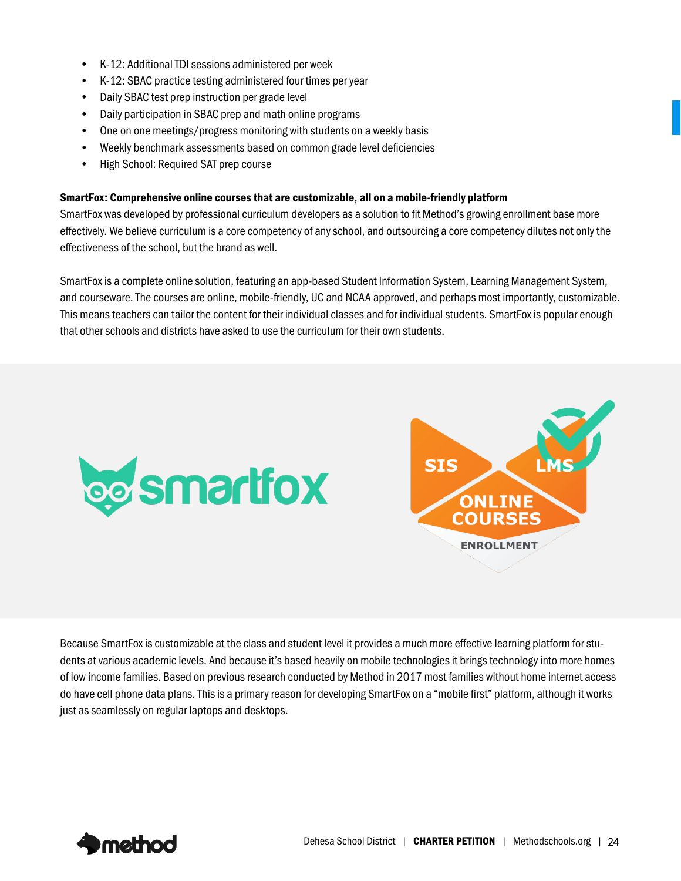- K-12: Additional TDI sessions administered per week
- K-12: SBAC practice testing administered four times per year
- Daily SBAC test prep instruction per grade level
- Daily participation in SBAC prep and math online programs
- One on one meetings/progress monitoring with students on a weekly basis
- Weekly benchmark assessments based on common grade level deficiencies
- High School: Required SAT prep course

**SmartFox: Comprehensive online courses that are customizable, all on a mobile-friendly platform**

SmartFox was developed by professional curriculum developers as a solution to fit Method's growing enrollment base more effectively. We believe curriculum is a core competency of any school, and outsourcing a core competency dilutes not only the effectiveness of the school, but the brand as well.

SmartFox is a complete online solution, featuring an app-based Student Information System, Learning Management System, and courseware. The courses are online, mobile-friendly, UC and NCAA approved, and perhaps most importantly, customizable. This means teachers can tailor the content for their individual classes and for individual students. SmartFox is popular enough that other schools and districts have asked to use the curriculum for their own students.

Because SmartFox is customizable at the class and student level it provides a much more effective learning platform for students at various academic levels. And because it's based heavily on mobile technologies it brings technology into more homes of low income families. Based on previous research conducted by Method in 2017 most families without home internet access do have cell phone data plans. This is a primary reason for developing SmartFox on a "mobile first" platform, although it works just as seamlessly on regular laptops and desktops.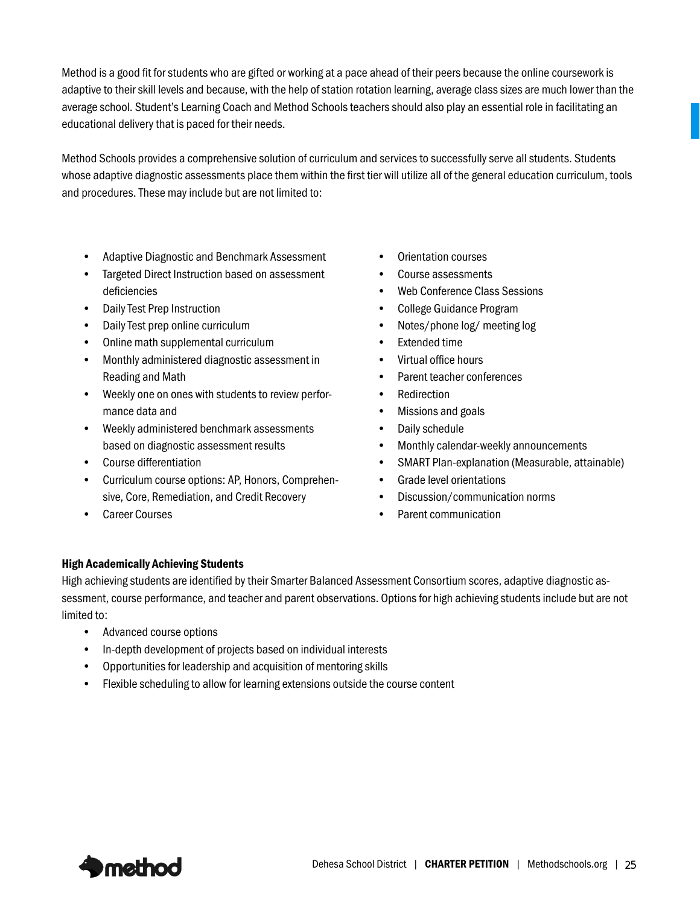Method is a good fit for students who are gifted or working at a pace ahead of their peers because the online coursework is adaptive to their skill levels and because, with the help of station rotation learning, average class sizes are much lower than the average school. Student's Learning Coach and Method Schools teachers should also play an essential role in facilitating an educational delivery that is paced for their needs.

Method Schools provides a comprehensive solution of curriculum and services to successfully serve all students. Students whose adaptive diagnostic assessments place them within the first tier will utilize all of the general education curriculum, tools and procedures. These may include but are not limited to:

- Adaptive Diagnostic and Benchmark Assessment
- Targeted Direct Instruction based on assessment deficiencies
- Daily Test Prep Instruction
- Daily Test prep online curriculum
- Online math supplemental curriculum
- Monthly administered diagnostic assessment in Reading and Math
- Weekly one on ones with students to review performance data and
- Weekly administered benchmark assessments based on diagnostic assessment results
- Course differentiation
- Curriculum course options: AP, Honors, Comprehensive, Core, Remediation, and Credit Recovery
- Career Courses
- Orientation courses
- Course assessments
- Web Conference Class Sessions
- College Guidance Program
- Notes/phone log/ meeting log
- Extended time
- Virtual office hours
- Parent teacher conferences
- Redirection
- Missions and goals
- Daily schedule
- Monthly calendar-weekly announcements
- SMART Plan-explanation (Measurable, attainable)
- Grade level orientations
- Discussion/communication norms
- Parent communication

**High Academically Achieving Students**

High achieving students are identified by their Smarter Balanced Assessment Consortium scores, adaptive diagnostic assessment, course performance, and teacher and parent observations. Options for high achieving students include but are not limited to:

- Advanced course options
- In-depth development of projects based on individual interests
- Opportunities for leadership and acquisition of mentoring skills
- Flexible scheduling to allow for learning extensions outside the course content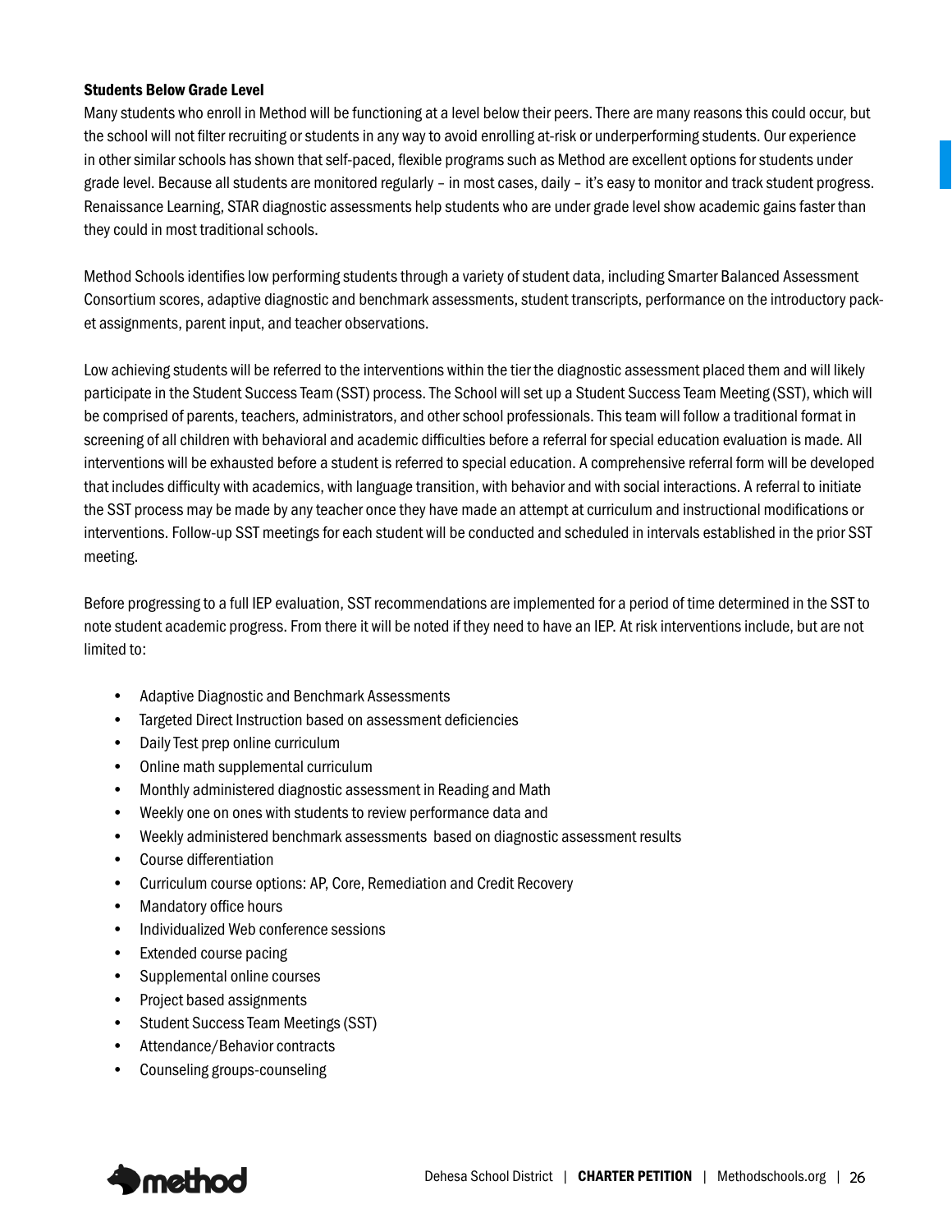**Students Below Grade Level**

Many students who enroll in Method will be functioning at a level below their peers. There are many reasons this could occur, but the school will not filter recruiting or students in any way to avoid enrolling at-risk or underperforming students. Our experience in other similar schools has shown that self-paced, flexible programs such as Method are excellent options for students under grade level. Because all students are monitored regularly – in most cases, daily – it's easy to monitor and track student progress. Renaissance Learning, STAR diagnostic assessments help students who are under grade level show academic gains faster than they could in most traditional schools.

Method Schools identifies low performing students through a variety of student data, including Smarter Balanced Assessment Consortium scores, adaptive diagnostic and benchmark assessments, student transcripts, performance on the introductory packet assignments, parent input, and teacher observations.

Low achieving students will be referred to the interventions within the tier the diagnostic assessment placed them and will likely participate in the Student Success Team (SST) process. The School will set up a Student Success Team Meeting (SST), which will be comprised of parents, teachers, administrators, and other school professionals. This team will follow a traditional format in screening of all children with behavioral and academic difficulties before a referral for special education evaluation is made. All interventions will be exhausted before a student is referred to special education. A comprehensive referral form will be developed that includes difficulty with academics, with language transition, with behavior and with social interactions. A referral to initiate the SST process may be made by any teacher once they have made an attempt at curriculum and instructional modifications or interventions. Follow-up SST meetings for each student will be conducted and scheduled in intervals established in the prior SST meeting.

Before progressing to a full IEP evaluation, SST recommendations are implemented for a period of time determined in the SST to note student academic progress. From there it will be noted if they need to have an IEP. At risk interventions include, but are not limited to:

- Adaptive Diagnostic and Benchmark Assessments
- Targeted Direct Instruction based on assessment deficiencies
- Daily Test prep online curriculum
- Online math supplemental curriculum
- Monthly administered diagnostic assessment in Reading and Math
- Weekly one on ones with students to review performance data and
- Weekly administered benchmark assessments based on diagnostic assessment results
- Course differentiation
- Curriculum course options: AP, Core, Remediation and Credit Recovery
- Mandatory office hours
- Individualized Web conference sessions
- Extended course pacing
- Supplemental online courses
- Project based assignments
- Student Success Team Meetings (SST)
- Attendance/Behavior contracts
- Counseling groups-counseling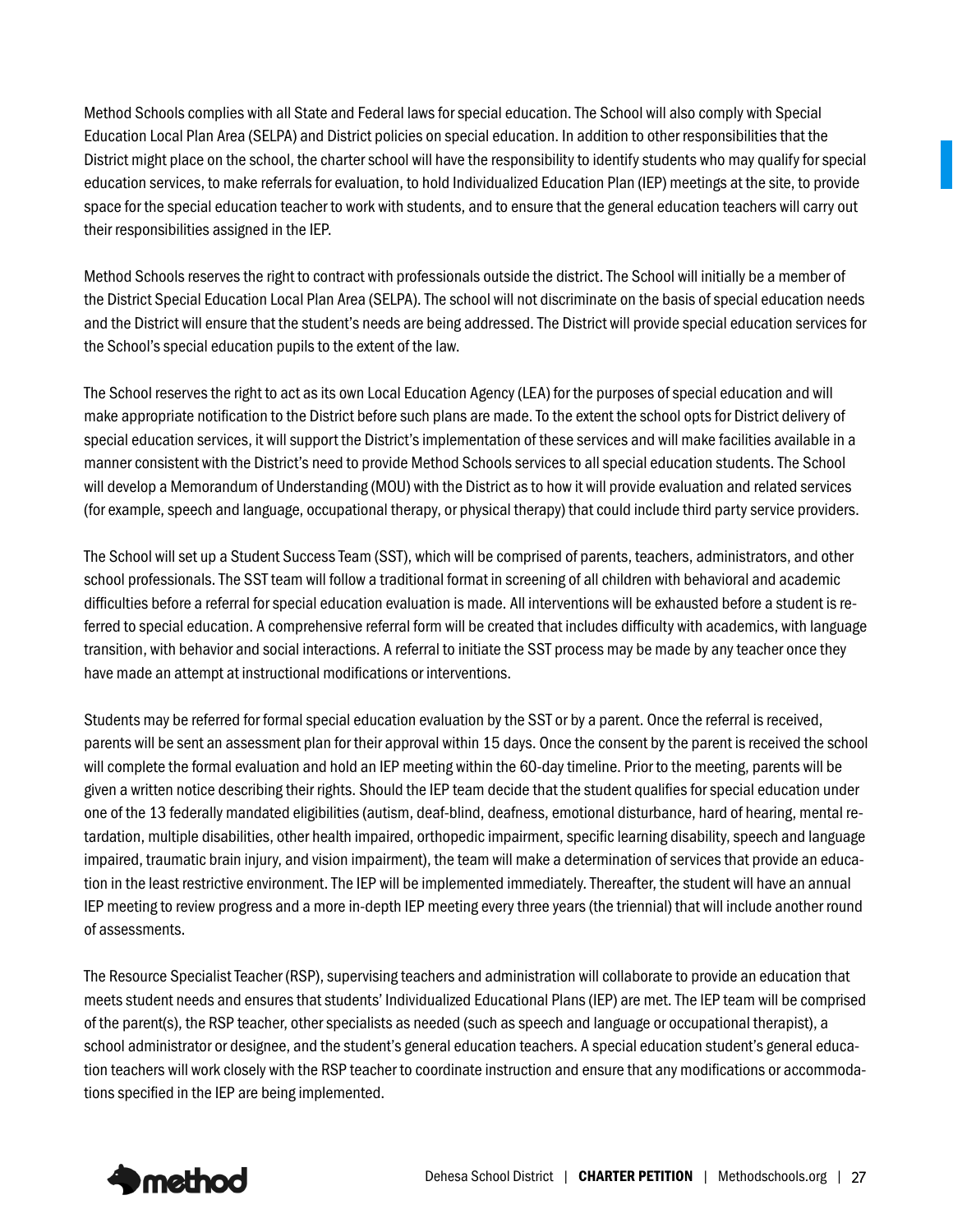Method Schools complies with all State and Federal laws for special education. The School will also comply with Special Education Local Plan Area (SELPA) and District policies on special education. In addition to other responsibilities that the District might place on the school, the charter school will have the responsibility to identify students who may qualify for special education services, to make referrals for evaluation, to hold Individualized Education Plan (IEP) meetings at the site, to provide space for the special education teacher to work with students, and to ensure that the general education teachers will carry out their responsibilities assigned in the IEP.

Method Schools reserves the right to contract with professionals outside the district. The School will initially be a member of the District Special Education Local Plan Area (SELPA). The school will not discriminate on the basis of special education needs and the District will ensure that the student's needs are being addressed. The District will provide special education services for the School's special education pupils to the extent of the law.

The School reserves the right to act as its own Local Education Agency (LEA) for the purposes of special education and will make appropriate notification to the District before such plans are made. To the extent the school opts for District delivery of special education services, it will support the District's implementation of these services and will make facilities available in a manner consistent with the District's need to provide Method Schools services to all special education students. The School will develop a Memorandum of Understanding (MOU) with the District as to how it will provide evaluation and related services (for example, speech and language, occupational therapy, or physical therapy) that could include third party service providers.

The School will set up a Student Success Team (SST), which will be comprised of parents, teachers, administrators, and other school professionals. The SST team will follow a traditional format in screening of all children with behavioral and academic difficulties before a referral for special education evaluation is made. All interventions will be exhausted before a student is referred to special education. A comprehensive referral form will be created that includes difficulty with academics, with language transition, with behavior and social interactions. A referral to initiate the SST process may be made by any teacher once they have made an attempt at instructional modifications or interventions.

Students may be referred for formal special education evaluation by the SST or by a parent. Once the referral is received, parents will be sent an assessment plan for their approval within 15 days. Once the consent by the parent is received the school will complete the formal evaluation and hold an IEP meeting within the 60-day timeline. Prior to the meeting, parents will be given a written notice describing their rights. Should the IEP team decide that the student qualifies for special education under one of the 13 federally mandated eligibilities (autism, deaf-blind, deafness, emotional disturbance, hard of hearing, mental retardation, multiple disabilities, other health impaired, orthopedic impairment, specific learning disability, speech and language impaired, traumatic brain injury, and vision impairment), the team will make a determination of services that provide an education in the least restrictive environment. The IEP will be implemented immediately. Thereafter, the student will have an annual IEP meeting to review progress and a more in-depth IEP meeting every three years (the triennial) that will include another round of assessments.

The Resource Specialist Teacher (RSP), supervising teachers and administration will collaborate to provide an education that meets student needs and ensures that students' Individualized Educational Plans (IEP) are met. The IEP team will be comprised of the parent(s), the RSP teacher, other specialists as needed (such as speech and language or occupational therapist), a school administrator or designee, and the student's general education teachers. A special education student's general education teachers will work closely with the RSP teacher to coordinate instruction and ensure that any modifications or accommodations specified in the IEP are being implemented.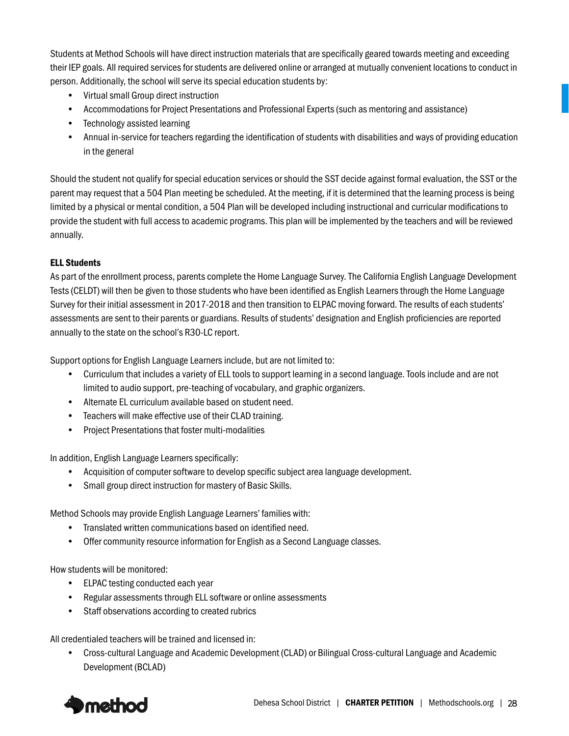Students at Method Schools will have direct instruction materials that are specifically geared towards meeting and exceeding their IEP goals. All required services for students are delivered online or arranged at mutually convenient locations to conduct in person. Additionally, the school will serve its special education students by:

- Virtual small Group direct instruction
- Accommodations for Project Presentations and Professional Experts (such as mentoring and assistance)
- Technology assisted learning
- Annual in-service for teachers regarding the identification of students with disabilities and ways of providing education in the general

Should the student not qualify for special education services or should the SST decide against formal evaluation, the SST or the parent may request that a 504 Plan meeting be scheduled. At the meeting, if it is determined that the learning process is being limited by a physical or mental condition, a 504 Plan will be developed including instructional and curricular modifications to provide the student with full access to academic programs. This plan will be implemented by the teachers and will be reviewed annually.

**ELL Students**

As part of the enrollment process, parents complete the Home Language Survey. The California English Language Development Tests (CELDT) will then be given to those students who have been identified as English Learners through the Home Language Survey for their initial assessment in 2017-2018 and then transition to ELPAC moving forward. The results of each students' assessments are sent to their parents or guardians. Results of students' designation and English proficiencies are reported annually to the state on the school's R30-LC report.

Support options for English Language Learners include, but are not limited to:

- Curriculum that includes a variety of ELL tools to support learning in a second language. Tools include and are not limited to audio support, pre-teaching of vocabulary, and graphic organizers.
- Alternate EL curriculum available based on student need.
- Teachers will make effective use of their CLAD training.
- Project Presentations that foster multi-modalities

In addition, English Language Learners specifically:

- Acquisition of computer software to develop specific subject area language development.
- Small group direct instruction for mastery of Basic Skills.

Method Schools may provide English Language Learners' families with:

- Translated written communications based on identified need.
- Offer community resource information for English as a Second Language classes.

How students will be monitored:

- ELPAC testing conducted each year
- Regular assessments through ELL software or online assessments
- Staff observations according to created rubrics

All credentialed teachers will be trained and licensed in:

- Cross-cultural Language and Academic Development (CLAD) or Bilingual Cross-cultural Language and Academic Development (BCLAD)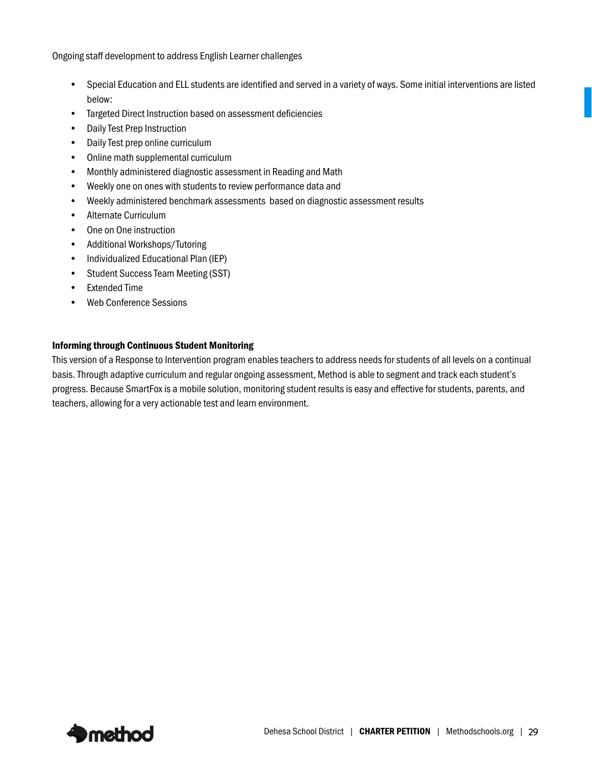Ongoing staff development to address English Learner challenges

- Special Education and ELL students are identified and served in a variety of ways. Some initial interventions are listed below:
- Targeted Direct Instruction based on assessment deficiencies
- Daily Test Prep Instruction
- Daily Test prep online curriculum
- Online math supplemental curriculum
- Monthly administered diagnostic assessment in Reading and Math
- Weekly one on ones with students to review performance data and
- Weekly administered benchmark assessments  based on diagnostic assessment results
- Alternate Curriculum
- One on One instruction
- Additional Workshops/Tutoring
- Individualized Educational Plan (IEP)
- Student Success Team Meeting (SST)
- Extended Time
- Web Conference Sessions

**Informing through Continuous Student Monitoring**

This version of a Response to Intervention program enables teachers to address needs for students of all levels on a continual basis. Through adaptive curriculum and regular ongoing assessment, Method is able to segment and track each student's progress. Because SmartFox is a mobile solution, monitoring student results is easy and effective for students, parents, and teachers, allowing for a very actionable test and learn environment.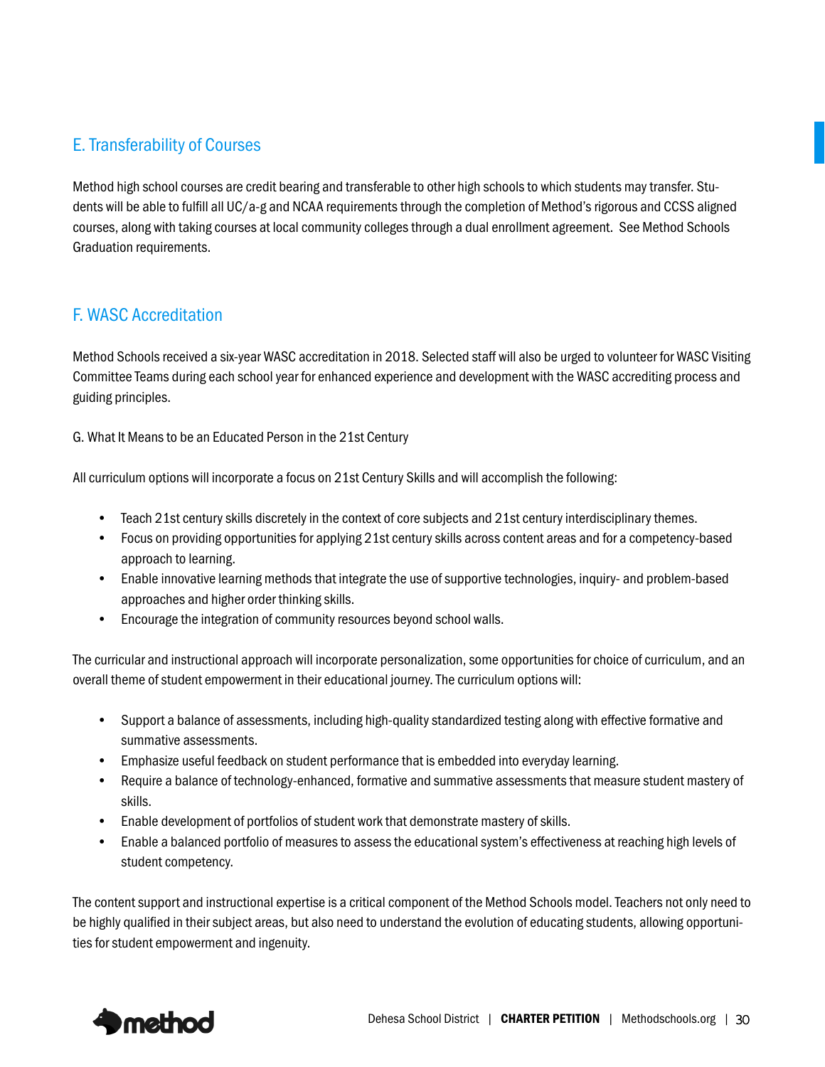## E. Transferability of Courses

Method high school courses are credit bearing and transferable to other high schools to which students may transfer. Students will be able to fulfill all UC/a-g and NCAA requirements through the completion of Method's rigorous and CCSS aligned courses, along with taking courses at local community colleges through a dual enrollment agreement. See Method Schools Graduation requirements.

## F. WASC Accreditation

Method Schools received a six-year WASC accreditation in 2018. Selected staff will also be urged to volunteer for WASC Visiting Committee Teams during each school year for enhanced experience and development with the WASC accrediting process and guiding principles.

G. What It Means to be an Educated Person in the 21st Century

All curriculum options will incorporate a focus on 21st Century Skills and will accomplish the following:

- Teach 21st century skills discretely in the context of core subjects and 21st century interdisciplinary themes.
- Focus on providing opportunities for applying 21st century skills across content areas and for a competency-based approach to learning.
- Enable innovative learning methods that integrate the use of supportive technologies, inquiry- and problem-based approaches and higher order thinking skills.
- Encourage the integration of community resources beyond school walls.

The curricular and instructional approach will incorporate personalization, some opportunities for choice of curriculum, and an overall theme of student empowerment in their educational journey. The curriculum options will:

- Support a balance of assessments, including high-quality standardized testing along with effective formative and summative assessments.
- Emphasize useful feedback on student performance that is embedded into everyday learning.
- Require a balance of technology-enhanced, formative and summative assessments that measure student mastery of skills.
- Enable development of portfolios of student work that demonstrate mastery of skills.
- Enable a balanced portfolio of measures to assess the educational system's effectiveness at reaching high levels of student competency.

The content support and instructional expertise is a critical component of the Method Schools model. Teachers not only need to be highly qualified in their subject areas, but also need to understand the evolution of educating students, allowing opportunities for student empowerment and ingenuity.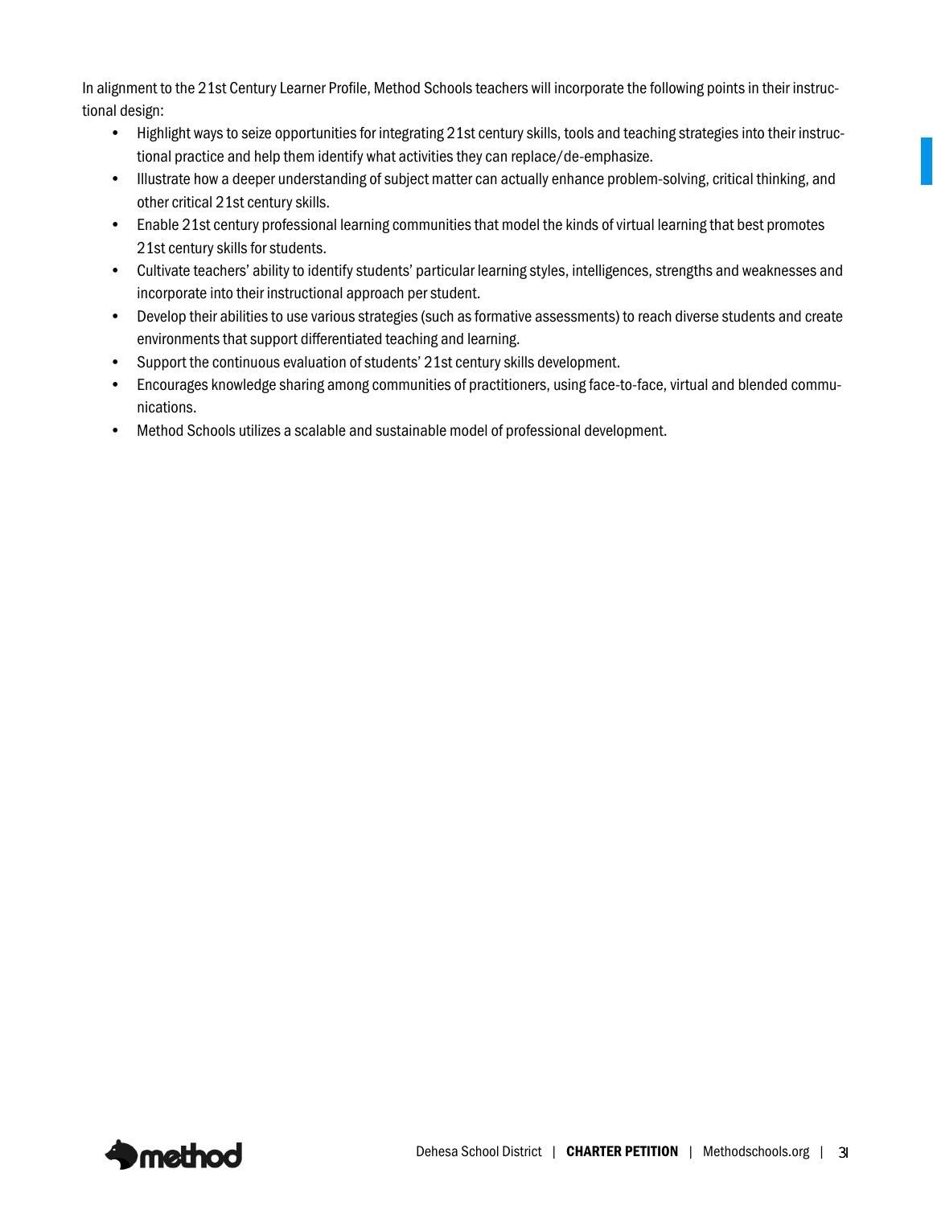In alignment to the 21st Century Learner Profile, Method Schools teachers will incorporate the following points in their instructional design:

- Highlight ways to seize opportunities for integrating 21st century skills, tools and teaching strategies into their instructional practice and help them identify what activities they can replace/de-emphasize.
- Illustrate how a deeper understanding of subject matter can actually enhance problem-solving, critical thinking, and other critical 21st century skills.
- Enable 21st century professional learning communities that model the kinds of virtual learning that best promotes 21st century skills for students.
- Cultivate teachers' ability to identify students' particular learning styles, intelligences, strengths and weaknesses and incorporate into their instructional approach per student.
- Develop their abilities to use various strategies (such as formative assessments) to reach diverse students and create environments that support differentiated teaching and learning.
- Support the continuous evaluation of students' 21st century skills development.
- Encourages knowledge sharing among communities of practitioners, using face-to-face, virtual and blended communications.
- Method Schools utilizes a scalable and sustainable model of professional development.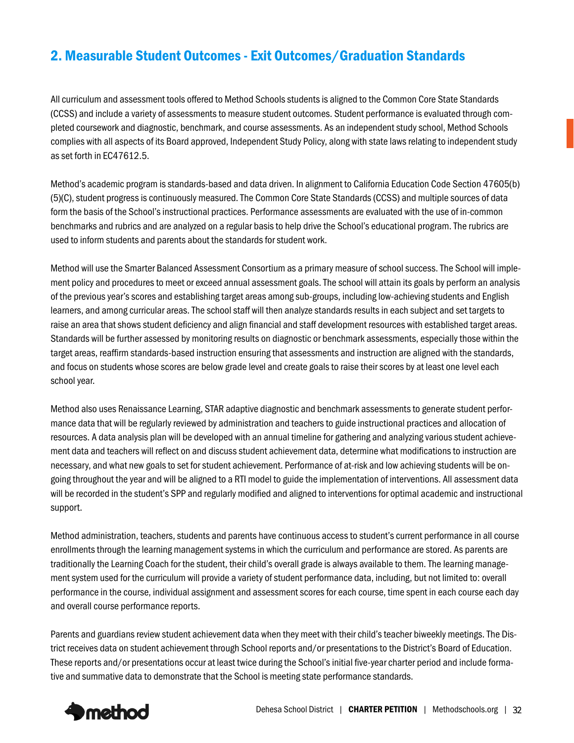## 2. Measurable Student Outcomes - Exit Outcomes/Graduation Standards

All curriculum and assessment tools offered to Method Schools students is aligned to the Common Core State Standards (CCSS) and include a variety of assessments to measure student outcomes. Student performance is evaluated through completed coursework and diagnostic, benchmark, and course assessments. As an independent study school, Method Schools complies with all aspects of its Board approved, Independent Study Policy, along with state laws relating to independent study as set forth in EC47612.5.

Method's academic program is standards-based and data driven. In alignment to California Education Code Section 47605(b)(5)(C), student progress is continuously measured. The Common Core State Standards (CCSS) and multiple sources of data form the basis of the School's instructional practices. Performance assessments are evaluated with the use of in-common benchmarks and rubrics and are analyzed on a regular basis to help drive the School's educational program. The rubrics are used to inform students and parents about the standards for student work.

Method will use the Smarter Balanced Assessment Consortium as a primary measure of school success. The School will implement policy and procedures to meet or exceed annual assessment goals. The school will attain its goals by perform an analysis of the previous year's scores and establishing target areas among sub-groups, including low-achieving students and English learners, and among curricular areas. The school staff will then analyze standards results in each subject and set targets to raise an area that shows student deficiency and align financial and staff development resources with established target areas. Standards will be further assessed by monitoring results on diagnostic or benchmark assessments, especially those within the target areas, reaffirm standards-based instruction ensuring that assessments and instruction are aligned with the standards, and focus on students whose scores are below grade level and create goals to raise their scores by at least one level each school year.

Method also uses Renaissance Learning, STAR adaptive diagnostic and benchmark assessments to generate student performance data that will be regularly reviewed by administration and teachers to guide instructional practices and allocation of resources. A data analysis plan will be developed with an annual timeline for gathering and analyzing various student achievement data and teachers will reflect on and discuss student achievement data, determine what modifications to instruction are necessary, and what new goals to set for student achievement. Performance of at-risk and low achieving students will be ongoing throughout the year and will be aligned to a RTI model to guide the implementation of interventions. All assessment data will be recorded in the student's SPP and regularly modified and aligned to interventions for optimal academic and instructional support.

Method administration, teachers, students and parents have continuous access to student's current performance in all course enrollments through the learning management systems in which the curriculum and performance are stored. As parents are traditionally the Learning Coach for the student, their child's overall grade is always available to them. The learning management system used for the curriculum will provide a variety of student performance data, including, but not limited to: overall performance in the course, individual assignment and assessment scores for each course, time spent in each course each day and overall course performance reports.

Parents and guardians review student achievement data when they meet with their child's teacher biweekly meetings. The District receives data on student achievement through School reports and/or presentations to the District's Board of Education. These reports and/or presentations occur at least twice during the School's initial five-year charter period and include formative and summative data to demonstrate that the School is meeting state performance standards.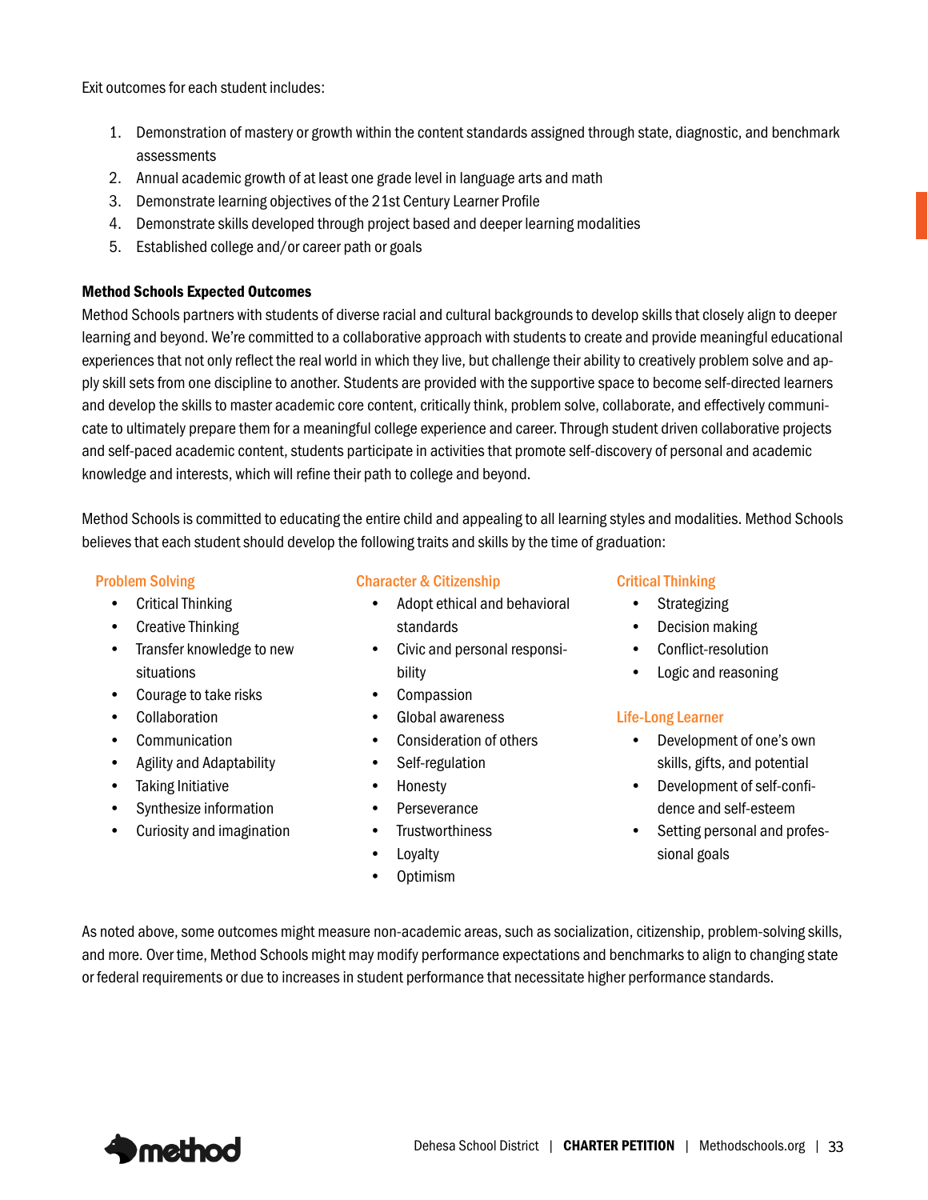Exit outcomes for each student includes:

1. Demonstration of mastery or growth within the content standards assigned through state, diagnostic, and benchmark assessments
2. Annual academic growth of at least one grade level in language arts and math
3. Demonstrate learning objectives of the 21st Century Learner Profile
4. Demonstrate skills developed through project based and deeper learning modalities
5. Established college and/or career path or goals

**Method Schools Expected Outcomes**

Method Schools partners with students of diverse racial and cultural backgrounds to develop skills that closely align to deeper learning and beyond. We're committed to a collaborative approach with students to create and provide meaningful educational experiences that not only reflect the real world in which they live, but challenge their ability to creatively problem solve and apply skill sets from one discipline to another. Students are provided with the supportive space to become self-directed learners and develop the skills to master academic core content, critically think, problem solve, collaborate, and effectively communicate to ultimately prepare them for a meaningful college experience and career. Through student driven collaborative projects and self-paced academic content, students participate in activities that promote self-discovery of personal and academic knowledge and interests, which will refine their path to college and beyond.

Method Schools is committed to educating the entire child and appealing to all learning styles and modalities. Method Schools believes that each student should develop the following traits and skills by the time of graduation:

**Problem Solving**

- Critical Thinking
- Creative Thinking
- Transfer knowledge to new situations
- Courage to take risks
- Collaboration
- Communication
- Agility and Adaptability
- Taking Initiative
- Synthesize information
- Curiosity and imagination

**Character & Citizenship**

- Adopt ethical and behavioral standards
- Civic and personal responsibility
- Compassion
- Global awareness
- Consideration of others
- Self-regulation
- Honesty
- Perseverance
- Trustworthiness
- Loyalty
- Optimism

**Critical Thinking**

- Strategizing
- Decision making
- Conflict-resolution
- Logic and reasoning

**Life-Long Learner**

- Development of one's own skills, gifts, and potential
- Development of self-confidence and self-esteem
- Setting personal and professional goals

As noted above, some outcomes might measure non-academic areas, such as socialization, citizenship, problem-solving skills, and more. Over time, Method Schools might may modify performance expectations and benchmarks to align to changing state or federal requirements or due to increases in student performance that necessitate higher performance standards.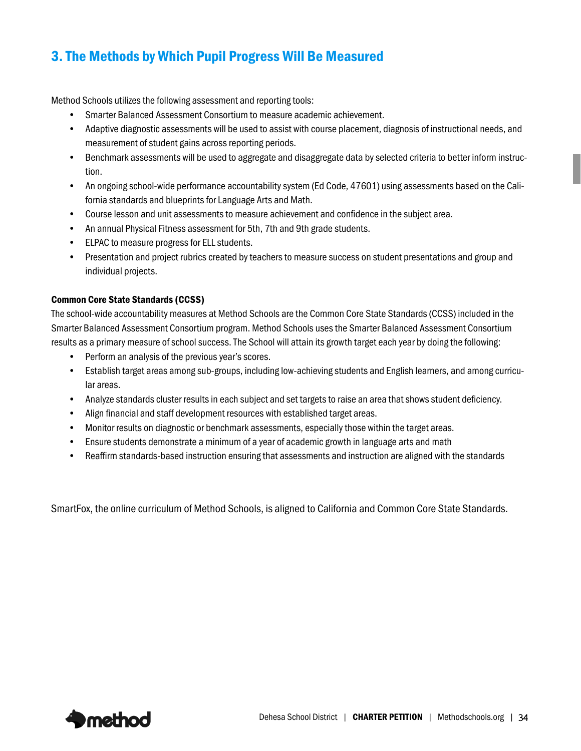## 3. The Methods by Which Pupil Progress Will Be Measured

Method Schools utilizes the following assessment and reporting tools:

- Smarter Balanced Assessment Consortium to measure academic achievement.
- Adaptive diagnostic assessments will be used to assist with course placement, diagnosis of instructional needs, and measurement of student gains across reporting periods.
- Benchmark assessments will be used to aggregate and disaggregate data by selected criteria to better inform instruction.
- An ongoing school-wide performance accountability system (Ed Code, 47601) using assessments based on the California standards and blueprints for Language Arts and Math.
- Course lesson and unit assessments to measure achievement and confidence in the subject area.
- An annual Physical Fitness assessment for 5th, 7th and 9th grade students.
- ELPAC to measure progress for ELL students.
- Presentation and project rubrics created by teachers to measure success on student presentations and group and individual projects.

### Common Core State Standards (CCSS)

The school-wide accountability measures at Method Schools are the Common Core State Standards (CCSS) included in the Smarter Balanced Assessment Consortium program. Method Schools uses the Smarter Balanced Assessment Consortium results as a primary measure of school success. The School will attain its growth target each year by doing the following:

- Perform an analysis of the previous year's scores.
- Establish target areas among sub-groups, including low-achieving students and English learners, and among curricular areas.
- Analyze standards cluster results in each subject and set targets to raise an area that shows student deficiency.
- Align financial and staff development resources with established target areas.
- Monitor results on diagnostic or benchmark assessments, especially those within the target areas.
- Ensure students demonstrate a minimum of a year of academic growth in language arts and math
- Reaffirm standards-based instruction ensuring that assessments and instruction are aligned with the standards

SmartFox, the online curriculum of Method Schools, is aligned to California and Common Core State Standards.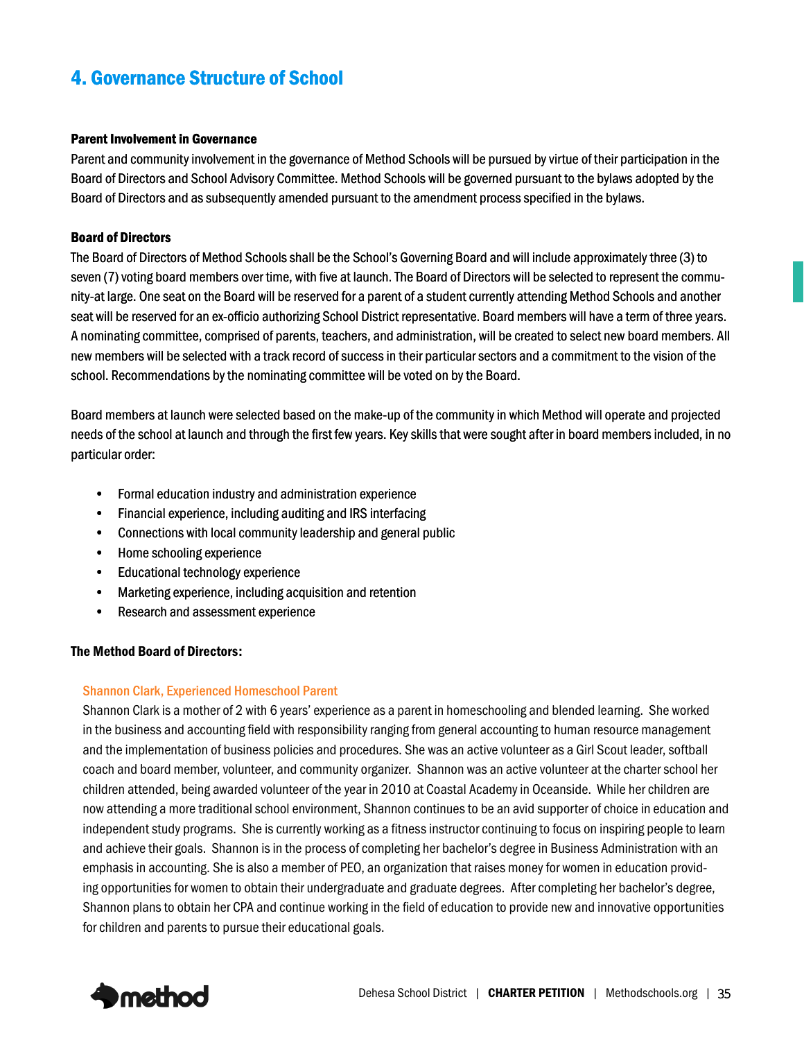# 4. Governance Structure of School

### Parent Involvement in Governance

Parent and community involvement in the governance of Method Schools will be pursued by virtue of their participation in the Board of Directors and School Advisory Committee. Method Schools will be governed pursuant to the bylaws adopted by the Board of Directors and as subsequently amended pursuant to the amendment process specified in the bylaws.

### Board of Directors

The Board of Directors of Method Schools shall be the School's Governing Board and will include approximately three (3) to seven (7) voting board members over time, with five at launch. The Board of Directors will be selected to represent the community-at large. One seat on the Board will be reserved for a parent of a student currently attending Method Schools and another seat will be reserved for an ex-officio authorizing School District representative. Board members will have a term of three years. A nominating committee, comprised of parents, teachers, and administration, will be created to select new board members. All new members will be selected with a track record of success in their particular sectors and a commitment to the vision of the school. Recommendations by the nominating committee will be voted on by the Board.

Board members at launch were selected based on the make-up of the community in which Method will operate and projected needs of the school at launch and through the first few years. Key skills that were sought after in board members included, in no particular order:

- Formal education industry and administration experience
- Financial experience, including auditing and IRS interfacing
- Connections with local community leadership and general public
- Home schooling experience
- Educational technology experience
- Marketing experience, including acquisition and retention
- Research and assessment experience

### The Method Board of Directors:

#### Shannon Clark, Experienced Homeschool Parent

Shannon Clark is a mother of 2 with 6 years' experience as a parent in homeschooling and blended learning. She worked in the business and accounting field with responsibility ranging from general accounting to human resource management and the implementation of business policies and procedures. She was an active volunteer as a Girl Scout leader, softball coach and board member, volunteer, and community organizer. Shannon was an active volunteer at the charter school her children attended, being awarded volunteer of the year in 2010 at Coastal Academy in Oceanside. While her children are now attending a more traditional school environment, Shannon continues to be an avid supporter of choice in education and independent study programs. She is currently working as a fitness instructor continuing to focus on inspiring people to learn and achieve their goals. Shannon is in the process of completing her bachelor's degree in Business Administration with an emphasis in accounting. She is also a member of PEO, an organization that raises money for women in education providing opportunities for women to obtain their undergraduate and graduate degrees. After completing her bachelor's degree, Shannon plans to obtain her CPA and continue working in the field of education to provide new and innovative opportunities for children and parents to pursue their educational goals.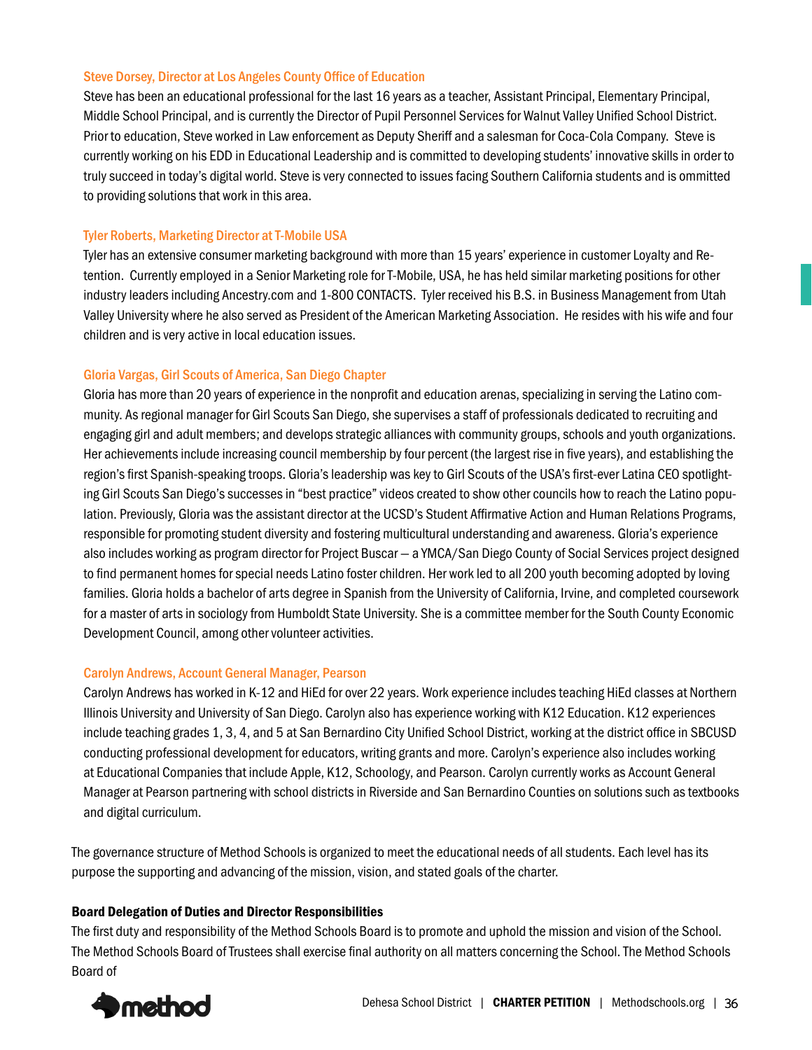### Steve Dorsey, Director at Los Angeles County Office of Education

Steve has been an educational professional for the last 16 years as a teacher, Assistant Principal, Elementary Principal, Middle School Principal, and is currently the Director of Pupil Personnel Services for Walnut Valley Unified School District. Prior to education, Steve worked in Law enforcement as Deputy Sheriff and a salesman for Coca-Cola Company. Steve is currently working on his EDD in Educational Leadership and is committed to developing students' innovative skills in order to truly succeed in today's digital world. Steve is very connected to issues facing Southern California students and is ommitted to providing solutions that work in this area.

### Tyler Roberts, Marketing Director at T-Mobile USA

Tyler has an extensive consumer marketing background with more than 15 years' experience in customer Loyalty and Retention. Currently employed in a Senior Marketing role for T-Mobile, USA, he has held similar marketing positions for other industry leaders including Ancestry.com and 1-800 CONTACTS. Tyler received his B.S. in Business Management from Utah Valley University where he also served as President of the American Marketing Association. He resides with his wife and four children and is very active in local education issues.

### Gloria Vargas, Girl Scouts of America, San Diego Chapter

Gloria has more than 20 years of experience in the nonprofit and education arenas, specializing in serving the Latino community. As regional manager for Girl Scouts San Diego, she supervises a staff of professionals dedicated to recruiting and engaging girl and adult members; and develops strategic alliances with community groups, schools and youth organizations. Her achievements include increasing council membership by four percent (the largest rise in five years), and establishing the region's first Spanish-speaking troops. Gloria's leadership was key to Girl Scouts of the USA's first-ever Latina CEO spotlighting Girl Scouts San Diego's successes in "best practice" videos created to show other councils how to reach the Latino population. Previously, Gloria was the assistant director at the UCSD's Student Affirmative Action and Human Relations Programs, responsible for promoting student diversity and fostering multicultural understanding and awareness. Gloria's experience also includes working as program director for Project Buscar — a YMCA/San Diego County of Social Services project designed to find permanent homes for special needs Latino foster children. Her work led to all 200 youth becoming adopted by loving families. Gloria holds a bachelor of arts degree in Spanish from the University of California, Irvine, and completed coursework for a master of arts in sociology from Humboldt State University. She is a committee member for the South County Economic Development Council, among other volunteer activities.

### Carolyn Andrews, Account General Manager, Pearson

Carolyn Andrews has worked in K-12 and HiEd for over 22 years. Work experience includes teaching HiEd classes at Northern Illinois University and University of San Diego. Carolyn also has experience working with K12 Education. K12 experiences include teaching grades 1, 3, 4, and 5 at San Bernardino City Unified School District, working at the district office in SBCUSD conducting professional development for educators, writing grants and more. Carolyn's experience also includes working at Educational Companies that include Apple, K12, Schoology, and Pearson. Carolyn currently works as Account General Manager at Pearson partnering with school districts in Riverside and San Bernardino Counties on solutions such as textbooks and digital curriculum.

The governance structure of Method Schools is organized to meet the educational needs of all students. Each level has its purpose the supporting and advancing of the mission, vision, and stated goals of the charter.

**Board Delegation of Duties and Director Responsibilities**

The first duty and responsibility of the Method Schools Board is to promote and uphold the mission and vision of the School. The Method Schools Board of Trustees shall exercise final authority on all matters concerning the School. The Method Schools Board of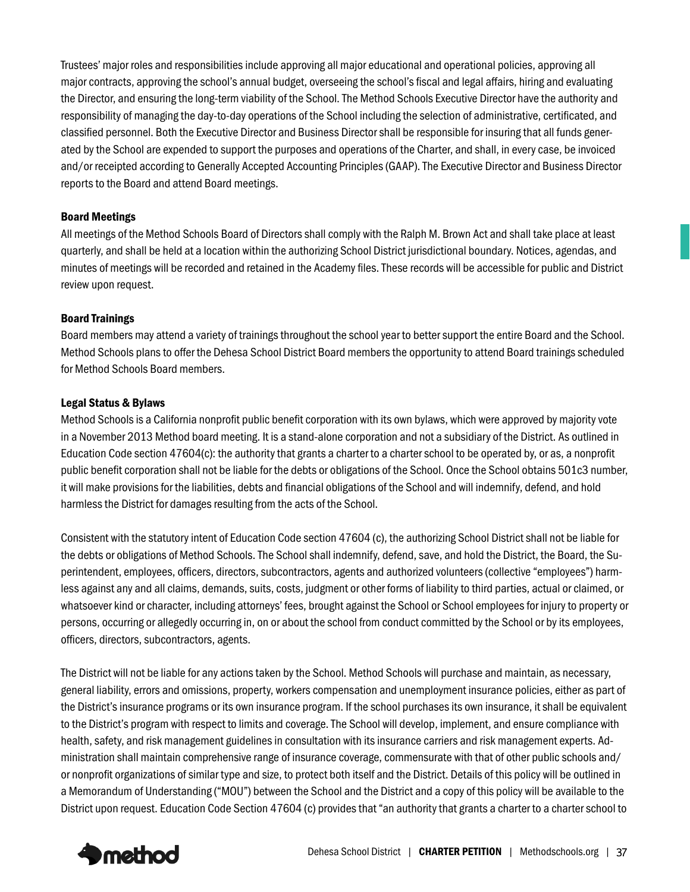Trustees' major roles and responsibilities include approving all major educational and operational policies, approving all major contracts, approving the school's annual budget, overseeing the school's fiscal and legal affairs, hiring and evaluating the Director, and ensuring the long-term viability of the School. The Method Schools Executive Director have the authority and responsibility of managing the day-to-day operations of the School including the selection of administrative, certificated, and classified personnel. Both the Executive Director and Business Director shall be responsible for insuring that all funds generated by the School are expended to support the purposes and operations of the Charter, and shall, in every case, be invoiced and/or receipted according to Generally Accepted Accounting Principles (GAAP). The Executive Director and Business Director reports to the Board and attend Board meetings.

**Board Meetings**

All meetings of the Method Schools Board of Directors shall comply with the Ralph M. Brown Act and shall take place at least quarterly, and shall be held at a location within the authorizing School District jurisdictional boundary. Notices, agendas, and minutes of meetings will be recorded and retained in the Academy files. These records will be accessible for public and District review upon request.

**Board Trainings**

Board members may attend a variety of trainings throughout the school year to better support the entire Board and the School. Method Schools plans to offer the Dehesa School District Board members the opportunity to attend Board trainings scheduled for Method Schools Board members.

**Legal Status & Bylaws**

Method Schools is a California nonprofit public benefit corporation with its own bylaws, which were approved by majority vote in a November 2013 Method board meeting. It is a stand-alone corporation and not a subsidiary of the District. As outlined in Education Code section 47604(c): the authority that grants a charter to a charter school to be operated by, or as, a nonprofit public benefit corporation shall not be liable for the debts or obligations of the School. Once the School obtains 501c3 number, it will make provisions for the liabilities, debts and financial obligations of the School and will indemnify, defend, and hold harmless the District for damages resulting from the acts of the School.

Consistent with the statutory intent of Education Code section 47604 (c), the authorizing School District shall not be liable for the debts or obligations of Method Schools. The School shall indemnify, defend, save, and hold the District, the Board, the Superintendent, employees, officers, directors, subcontractors, agents and authorized volunteers (collective "employees") harmless against any and all claims, demands, suits, costs, judgment or other forms of liability to third parties, actual or claimed, or whatsoever kind or character, including attorneys' fees, brought against the School or School employees for injury to property or persons, occurring or allegedly occurring in, on or about the school from conduct committed by the School or by its employees, officers, directors, subcontractors, agents.

The District will not be liable for any actions taken by the School. Method Schools will purchase and maintain, as necessary, general liability, errors and omissions, property, workers compensation and unemployment insurance policies, either as part of the District's insurance programs or its own insurance program. If the school purchases its own insurance, it shall be equivalent to the District's program with respect to limits and coverage. The School will develop, implement, and ensure compliance with health, safety, and risk management guidelines in consultation with its insurance carriers and risk management experts. Administration shall maintain comprehensive range of insurance coverage, commensurate with that of other public schools and/or nonprofit organizations of similar type and size, to protect both itself and the District. Details of this policy will be outlined in a Memorandum of Understanding ("MOU") between the School and the District and a copy of this policy will be available to the District upon request. Education Code Section 47604 (c) provides that "an authority that grants a charter to a charter school to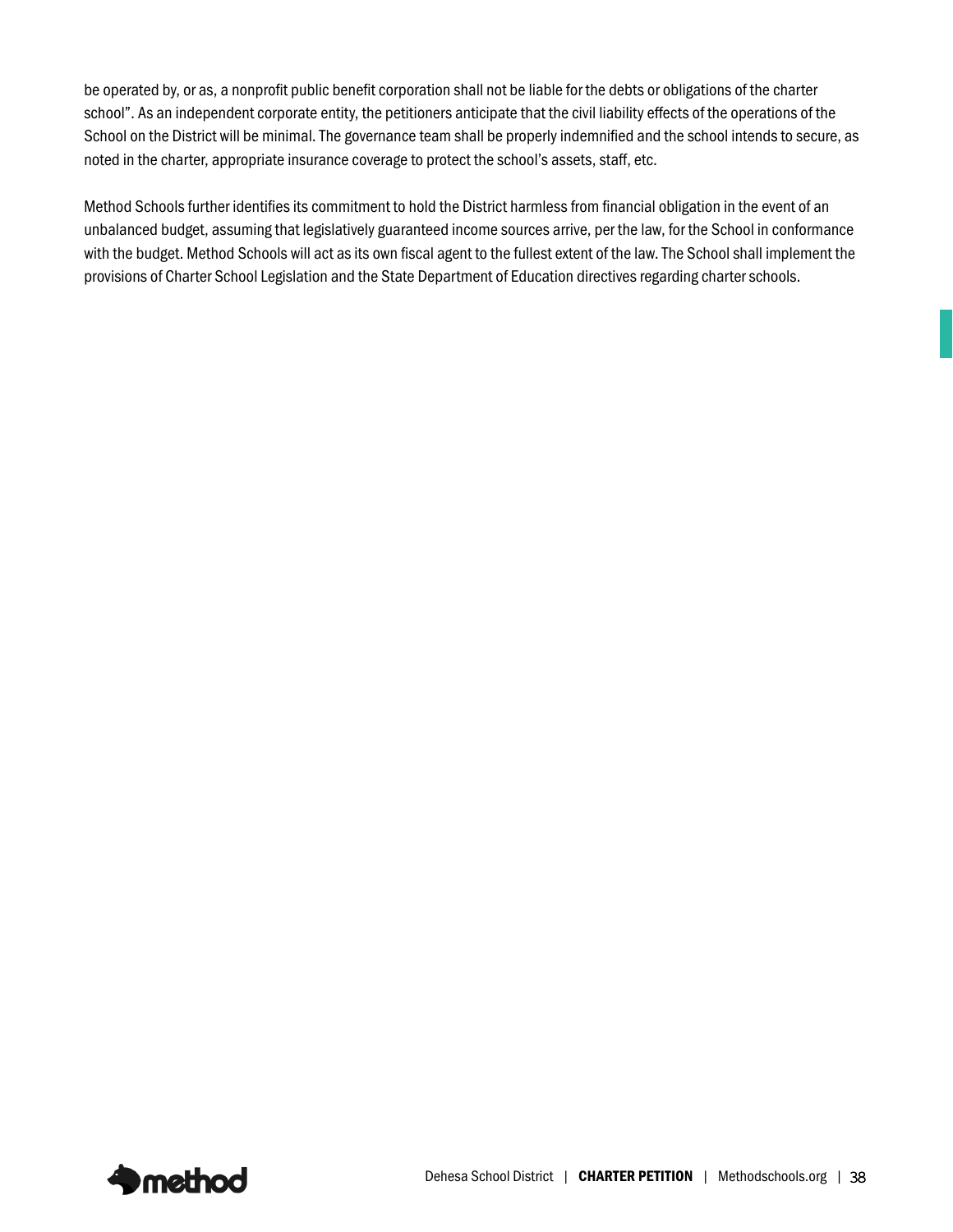be operated by, or as, a nonprofit public benefit corporation shall not be liable for the debts or obligations of the charter school". As an independent corporate entity, the petitioners anticipate that the civil liability effects of the operations of the School on the District will be minimal. The governance team shall be properly indemnified and the school intends to secure, as noted in the charter, appropriate insurance coverage to protect the school's assets, staff, etc.

Method Schools further identifies its commitment to hold the District harmless from financial obligation in the event of an unbalanced budget, assuming that legislatively guaranteed income sources arrive, per the law, for the School in conformance with the budget. Method Schools will act as its own fiscal agent to the fullest extent of the law. The School shall implement the provisions of Charter School Legislation and the State Department of Education directives regarding charter schools.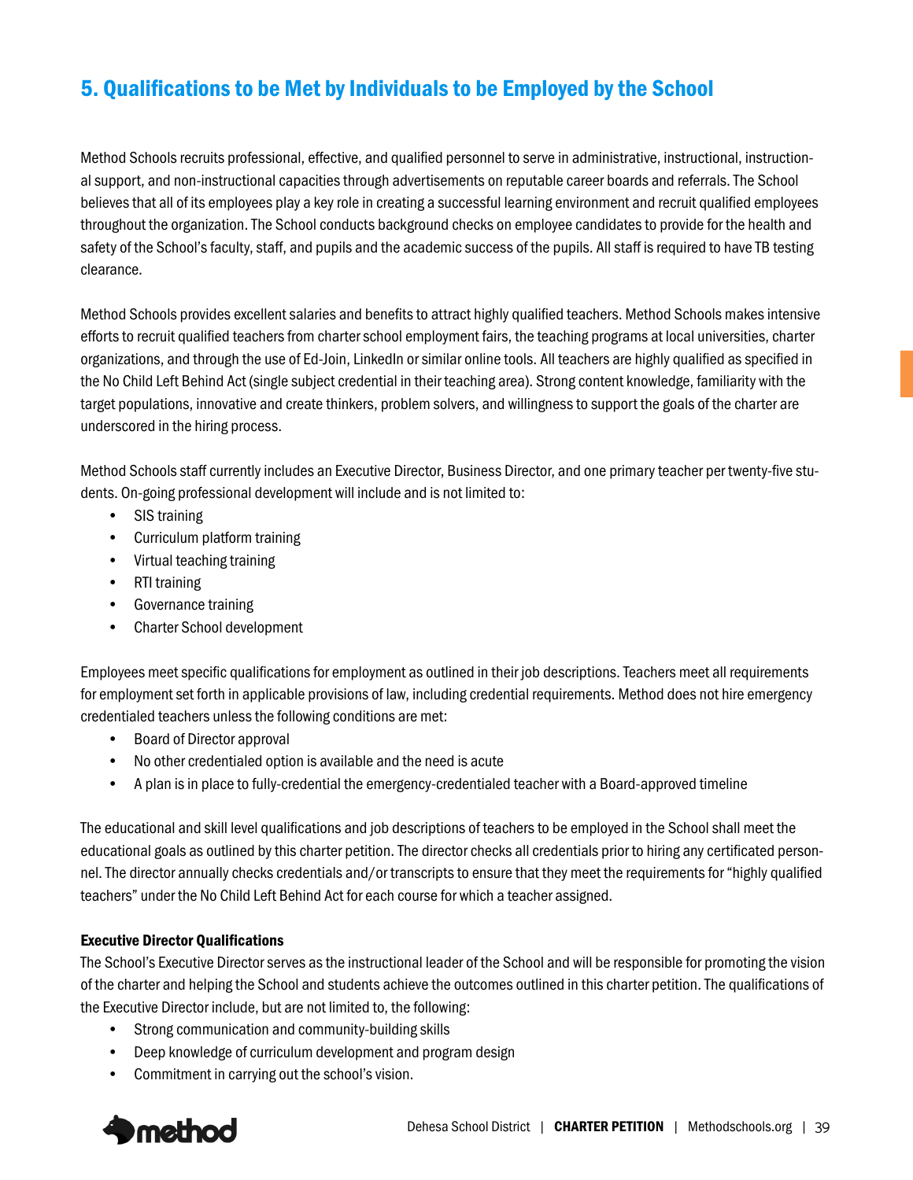## 5. Qualifications to be Met by Individuals to be Employed by the School

Method Schools recruits professional, effective, and qualified personnel to serve in administrative, instructional, instructional support, and non-instructional capacities through advertisements on reputable career boards and referrals. The School believes that all of its employees play a key role in creating a successful learning environment and recruit qualified employees throughout the organization. The School conducts background checks on employee candidates to provide for the health and safety of the School's faculty, staff, and pupils and the academic success of the pupils. All staff is required to have TB testing clearance.

Method Schools provides excellent salaries and benefits to attract highly qualified teachers. Method Schools makes intensive efforts to recruit qualified teachers from charter school employment fairs, the teaching programs at local universities, charter organizations, and through the use of Ed-Join, LinkedIn or similar online tools. All teachers are highly qualified as specified in the No Child Left Behind Act (single subject credential in their teaching area). Strong content knowledge, familiarity with the target populations, innovative and create thinkers, problem solvers, and willingness to support the goals of the charter are underscored in the hiring process.

Method Schools staff currently includes an Executive Director, Business Director, and one primary teacher per twenty-five students. On-going professional development will include and is not limited to:

- SIS training
- Curriculum platform training
- Virtual teaching training
- RTI training
- Governance training
- Charter School development

Employees meet specific qualifications for employment as outlined in their job descriptions. Teachers meet all requirements for employment set forth in applicable provisions of law, including credential requirements. Method does not hire emergency credentialed teachers unless the following conditions are met:

- Board of Director approval
- No other credentialed option is available and the need is acute
- A plan is in place to fully-credential the emergency-credentialed teacher with a Board-approved timeline

The educational and skill level qualifications and job descriptions of teachers to be employed in the School shall meet the educational goals as outlined by this charter petition. The director checks all credentials prior to hiring any certificated personnel. The director annually checks credentials and/or transcripts to ensure that they meet the requirements for "highly qualified teachers" under the No Child Left Behind Act for each course for which a teacher assigned.

**Executive Director Qualifications**

The School's Executive Director serves as the instructional leader of the School and will be responsible for promoting the vision of the charter and helping the School and students achieve the outcomes outlined in this charter petition. The qualifications of the Executive Director include, but are not limited to, the following:

- Strong communication and community-building skills
- Deep knowledge of curriculum development and program design
- Commitment in carrying out the school's vision.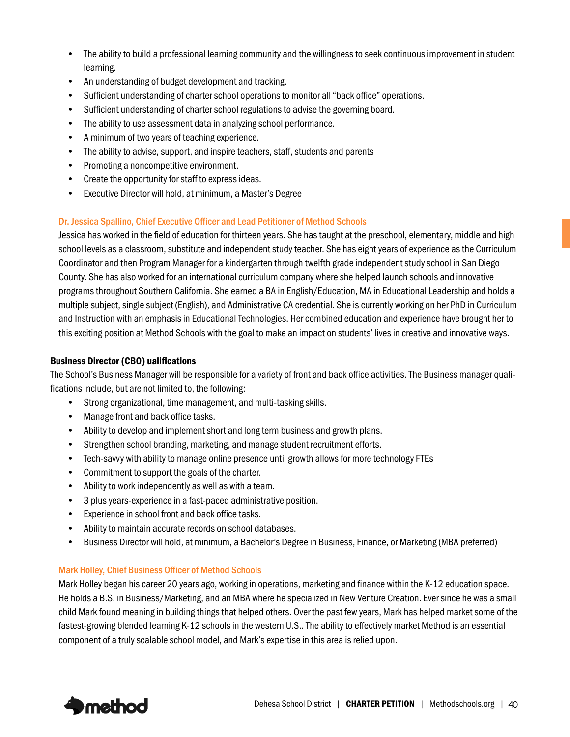- The ability to build a professional learning community and the willingness to seek continuous improvement in student learning.
- An understanding of budget development and tracking.
- Sufficient understanding of charter school operations to monitor all "back office" operations.
- Sufficient understanding of charter school regulations to advise the governing board.
- The ability to use assessment data in analyzing school performance.
- A minimum of two years of teaching experience.
- The ability to advise, support, and inspire teachers, staff, students and parents
- Promoting a noncompetitive environment.
- Create the opportunity for staff to express ideas.
- Executive Director will hold, at minimum, a Master's Degree

### Dr. Jessica Spallino, Chief Executive Officer and Lead Petitioner of Method Schools

Jessica has worked in the field of education for thirteen years. She has taught at the preschool, elementary, middle and high school levels as a classroom, substitute and independent study teacher. She has eight years of experience as the Curriculum Coordinator and then Program Manager for a kindergarten through twelfth grade independent study school in San Diego County. She has also worked for an international curriculum company where she helped launch schools and innovative programs throughout Southern California. She earned a BA in English/Education, MA in Educational Leadership and holds a multiple subject, single subject (English), and Administrative CA credential. She is currently working on her PhD in Curriculum and Instruction with an emphasis in Educational Technologies. Her combined education and experience have brought her to this exciting position at Method Schools with the goal to make an impact on students' lives in creative and innovative ways.

### Business Director (CBO) ualifications

The School's Business Manager will be responsible for a variety of front and back office activities. The Business manager qualifications include, but are not limited to, the following:

- Strong organizational, time management, and multi-tasking skills.
- Manage front and back office tasks.
- Ability to develop and implement short and long term business and growth plans.
- Strengthen school branding, marketing, and manage student recruitment efforts.
- Tech-savvy with ability to manage online presence until growth allows for more technology FTEs
- Commitment to support the goals of the charter.
- Ability to work independently as well as with a team.
- 3 plus years-experience in a fast-paced administrative position.
- Experience in school front and back office tasks.
- Ability to maintain accurate records on school databases.
- Business Director will hold, at minimum, a Bachelor's Degree in Business, Finance, or Marketing (MBA preferred)

### Mark Holley, Chief Business Officer of Method Schools

Mark Holley began his career 20 years ago, working in operations, marketing and finance within the K-12 education space. He holds a B.S. in Business/Marketing, and an MBA where he specialized in New Venture Creation. Ever since he was a small child Mark found meaning in building things that helped others. Over the past few years, Mark has helped market some of the fastest-growing blended learning K-12 schools in the western U.S.. The ability to effectively market Method is an essential component of a truly scalable school model, and Mark's expertise in this area is relied upon.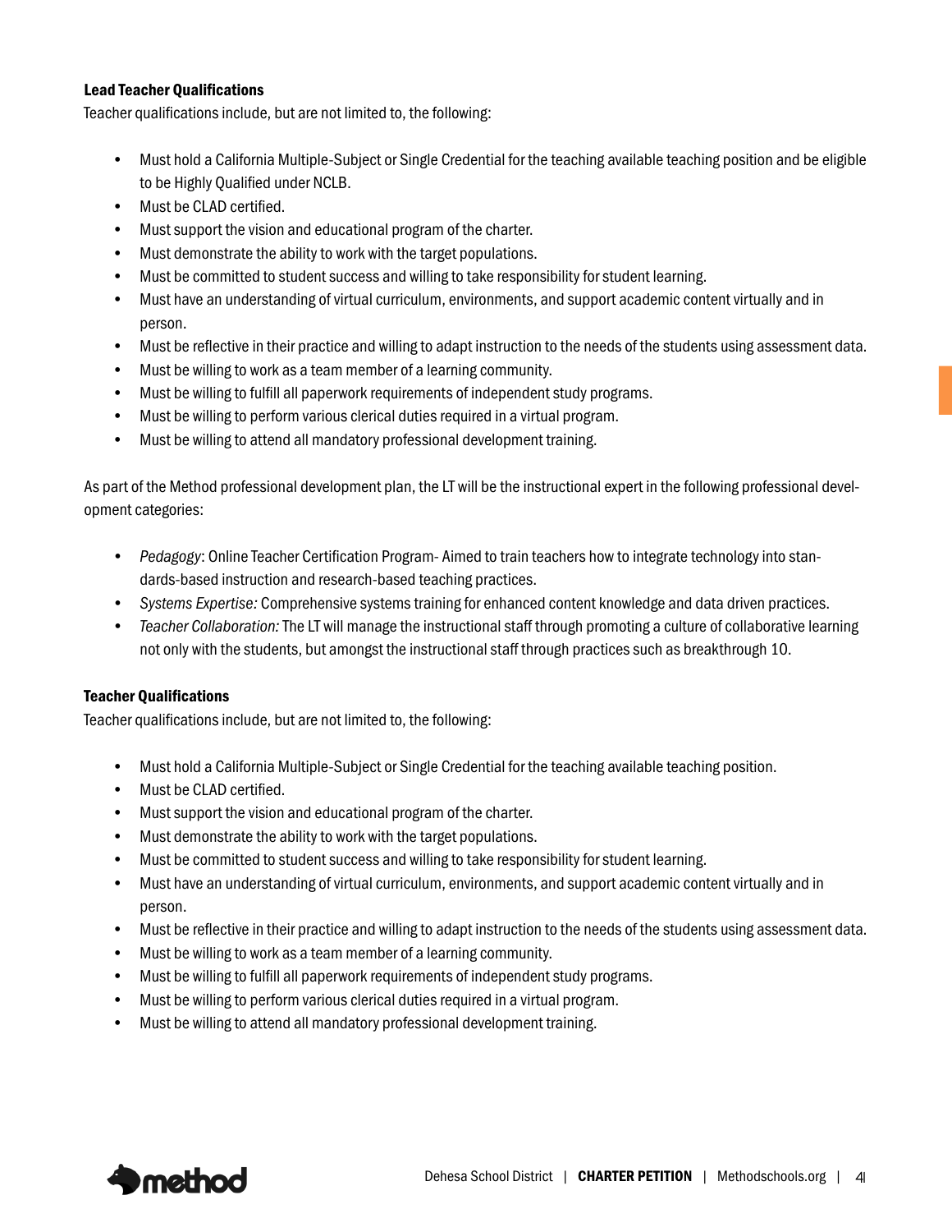**Lead Teacher Qualifications**

Teacher qualifications include, but are not limited to, the following:

- Must hold a California Multiple-Subject or Single Credential for the teaching available teaching position and be eligible to be Highly Qualified under NCLB.
- Must be CLAD certified.
- Must support the vision and educational program of the charter.
- Must demonstrate the ability to work with the target populations.
- Must be committed to student success and willing to take responsibility for student learning.
- Must have an understanding of virtual curriculum, environments, and support academic content virtually and in person.
- Must be reflective in their practice and willing to adapt instruction to the needs of the students using assessment data.
- Must be willing to work as a team member of a learning community.
- Must be willing to fulfill all paperwork requirements of independent study programs.
- Must be willing to perform various clerical duties required in a virtual program.
- Must be willing to attend all mandatory professional development training.

As part of the Method professional development plan, the LT will be the instructional expert in the following professional development categories:

- *Pedagogy*: Online Teacher Certification Program- Aimed to train teachers how to integrate technology into standards-based instruction and research-based teaching practices.
- *Systems Expertise:* Comprehensive systems training for enhanced content knowledge and data driven practices.
- *Teacher Collaboration:* The LT will manage the instructional staff through promoting a culture of collaborative learning not only with the students, but amongst the instructional staff through practices such as breakthrough 10.

**Teacher Qualifications**

Teacher qualifications include, but are not limited to, the following:

- Must hold a California Multiple-Subject or Single Credential for the teaching available teaching position.
- Must be CLAD certified.
- Must support the vision and educational program of the charter.
- Must demonstrate the ability to work with the target populations.
- Must be committed to student success and willing to take responsibility for student learning.
- Must have an understanding of virtual curriculum, environments, and support academic content virtually and in person.
- Must be reflective in their practice and willing to adapt instruction to the needs of the students using assessment data.
- Must be willing to work as a team member of a learning community.
- Must be willing to fulfill all paperwork requirements of independent study programs.
- Must be willing to perform various clerical duties required in a virtual program.
- Must be willing to attend all mandatory professional development training.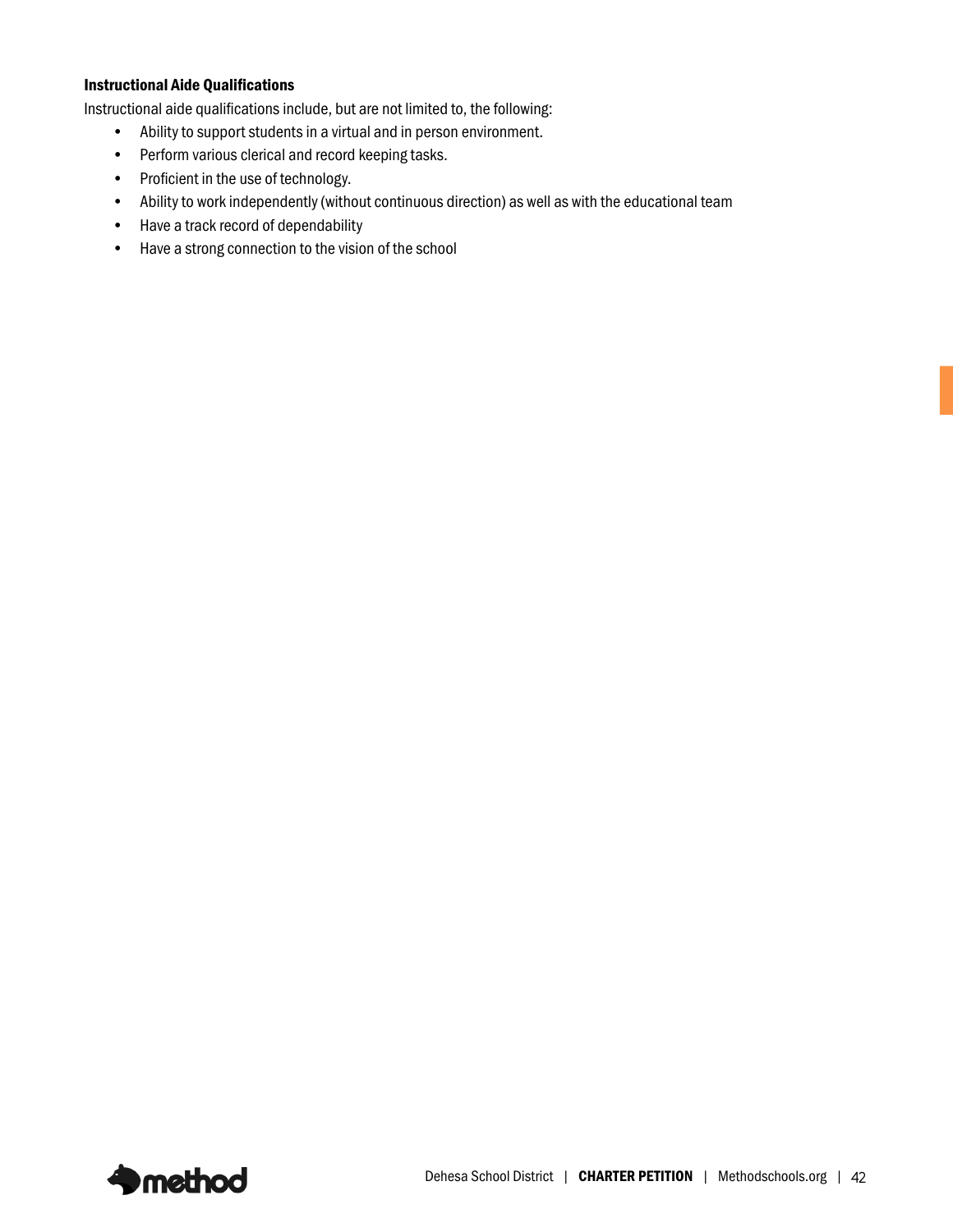### Instructional Aide Qualifications

Instructional aide qualifications include, but are not limited to, the following:

- Ability to support students in a virtual and in person environment.
- Perform various clerical and record keeping tasks.
- Proficient in the use of technology.
- Ability to work independently (without continuous direction) as well as with the educational team
- Have a track record of dependability
- Have a strong connection to the vision of the school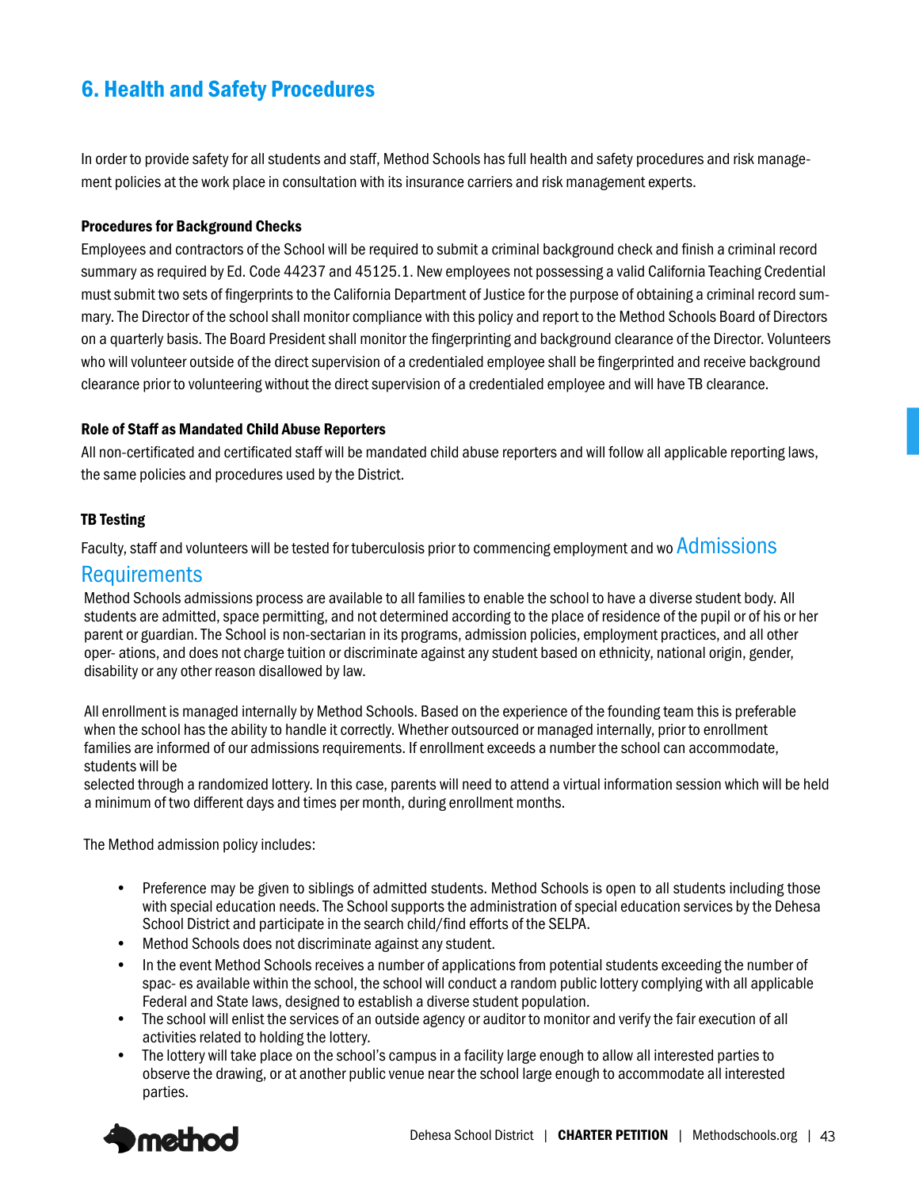## 6. Health and Safety Procedures

In order to provide safety for all students and staff, Method Schools has full health and safety procedures and risk management policies at the work place in consultation with its insurance carriers and risk management experts.

**Procedures for Background Checks**

Employees and contractors of the School will be required to submit a criminal background check and finish a criminal record summary as required by Ed. Code 44237 and 45125.1. New employees not possessing a valid California Teaching Credential must submit two sets of fingerprints to the California Department of Justice for the purpose of obtaining a criminal record summary. The Director of the school shall monitor compliance with this policy and report to the Method Schools Board of Directors on a quarterly basis. The Board President shall monitor the fingerprinting and background clearance of the Director. Volunteers who will volunteer outside of the direct supervision of a credentialed employee shall be fingerprinted and receive background clearance prior to volunteering without the direct supervision of a credentialed employee and will have TB clearance.

**Role of Staff as Mandated Child Abuse Reporters**

All non-certificated and certificated staff will be mandated child abuse reporters and will follow all applicable reporting laws, the same policies and procedures used by the District.

**TB Testing**

Faculty, staff and volunteers will be tested for tuberculosis prior to commencing employment and wo

## Admissions Requirements

Method Schools admissions process are available to all families to enable the school to have a diverse student body. All students are admitted, space permitting, and not determined according to the place of residence of the pupil or of his or her parent or guardian. The School is non-sectarian in its programs, admission policies, employment practices, and all other oper- ations, and does not charge tuition or discriminate against any student based on ethnicity, national origin, gender, disability or any other reason disallowed by law.

All enrollment is managed internally by Method Schools. Based on the experience of the founding team this is preferable when the school has the ability to handle it correctly. Whether outsourced or managed internally, prior to enrollment families are informed of our admissions requirements. If enrollment exceeds a number the school can accommodate, students will be
selected through a randomized lottery. In this case, parents will need to attend a virtual information session which will be held a minimum of two different days and times per month, during enrollment months.

The Method admission policy includes:

- Preference may be given to siblings of admitted students. Method Schools is open to all students including those with special education needs. The School supports the administration of special education services by the Dehesa School District and participate in the search child/find efforts of the SELPA.
- Method Schools does not discriminate against any student.
- In the event Method Schools receives a number of applications from potential students exceeding the number of spac- es available within the school, the school will conduct a random public lottery complying with all applicable Federal and State laws, designed to establish a diverse student population.
- The school will enlist the services of an outside agency or auditor to monitor and verify the fair execution of all activities related to holding the lottery.
- The lottery will take place on the school's campus in a facility large enough to allow all interested parties to observe the drawing, or at another public venue near the school large enough to accommodate all interested parties.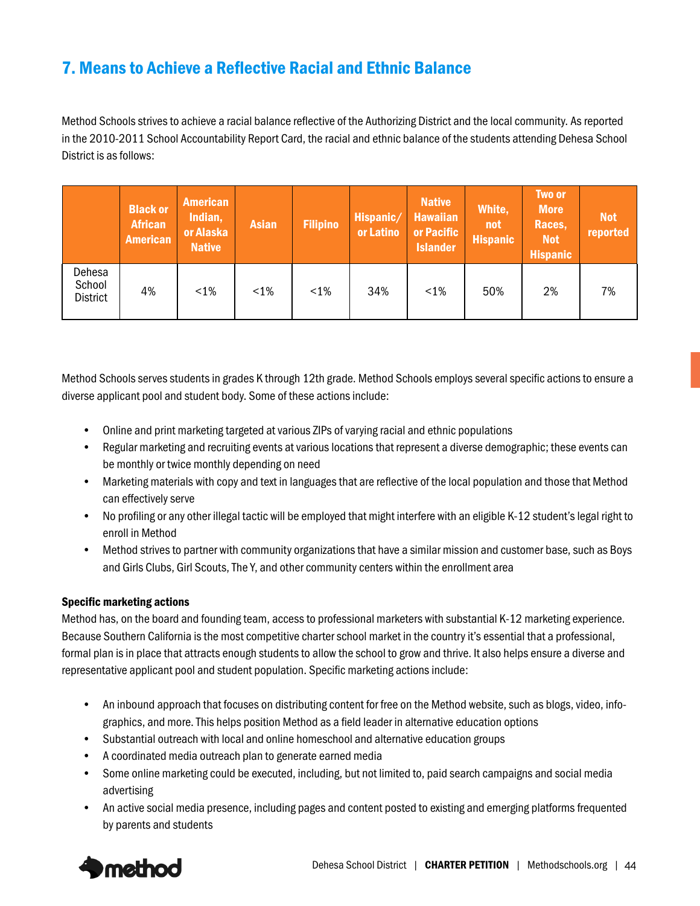## 7. Means to Achieve a Reflective Racial and Ethnic Balance

Method Schools strives to achieve a racial balance reflective of the Authorizing District and the local community. As reported in the 2010-2011 School Accountability Report Card, the racial and ethnic balance of the students attending Dehesa School District is as follows:

| | Black or African American | American Indian, or Alaska Native | Asian | Filipino | Hispanic/ or Latino | Native Hawaiian or Pacific Islander | White, not Hispanic | Two or More Races, Not Hispanic | Not reported |
|---|---|---|---|---|---|---|---|---|---|
| Dehesa School District | 4% | <1% | <1% | <1% | 34% | <1% | 50% | 2% | 7% |

Method Schools serves students in grades K through 12th grade. Method Schools employs several specific actions to ensure a diverse applicant pool and student body. Some of these actions include:

- Online and print marketing targeted at various ZIPs of varying racial and ethnic populations
- Regular marketing and recruiting events at various locations that represent a diverse demographic; these events can be monthly or twice monthly depending on need
- Marketing materials with copy and text in languages that are reflective of the local population and those that Method can effectively serve
- No profiling or any other illegal tactic will be employed that might interfere with an eligible K-12 student's legal right to enroll in Method
- Method strives to partner with community organizations that have a similar mission and customer base, such as Boys and Girls Clubs, Girl Scouts, The Y, and other community centers within the enrollment area

**Specific marketing actions**

Method has, on the board and founding team, access to professional marketers with substantial K-12 marketing experience. Because Southern California is the most competitive charter school market in the country it's essential that a professional, formal plan is in place that attracts enough students to allow the school to grow and thrive. It also helps ensure a diverse and representative applicant pool and student population. Specific marketing actions include:

- An inbound approach that focuses on distributing content for free on the Method website, such as blogs, video, info-graphics, and more. This helps position Method as a field leader in alternative education options
- Substantial outreach with local and online homeschool and alternative education groups
- A coordinated media outreach plan to generate earned media
- Some online marketing could be executed, including, but not limited to, paid search campaigns and social media advertising
- An active social media presence, including pages and content posted to existing and emerging platforms frequented by parents and students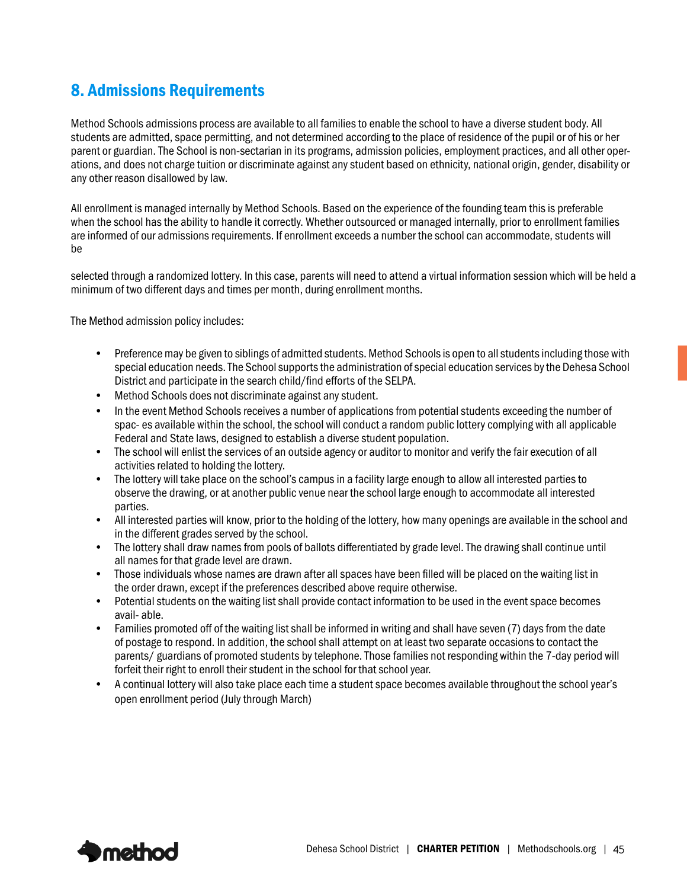## 8. Admissions Requirements

Method Schools admissions process are available to all families to enable the school to have a diverse student body. All students are admitted, space permitting, and not determined according to the place of residence of the pupil or of his or her parent or guardian. The School is non-sectarian in its programs, admission policies, employment practices, and all other operations, and does not charge tuition or discriminate against any student based on ethnicity, national origin, gender, disability or any other reason disallowed by law.

All enrollment is managed internally by Method Schools. Based on the experience of the founding team this is preferable when the school has the ability to handle it correctly. Whether outsourced or managed internally, prior to enrollment families are informed of our admissions requirements. If enrollment exceeds a number the school can accommodate, students will be

selected through a randomized lottery. In this case, parents will need to attend a virtual information session which will be held a minimum of two different days and times per month, during enrollment months.

The Method admission policy includes:

- Preference may be given to siblings of admitted students. Method Schools is open to all students including those with special education needs. The School supports the administration of special education services by the Dehesa School District and participate in the search child/find efforts of the SELPA.
- Method Schools does not discriminate against any student.
- In the event Method Schools receives a number of applications from potential students exceeding the number of spac- es available within the school, the school will conduct a random public lottery complying with all applicable Federal and State laws, designed to establish a diverse student population.
- The school will enlist the services of an outside agency or auditor to monitor and verify the fair execution of all activities related to holding the lottery.
- The lottery will take place on the school's campus in a facility large enough to allow all interested parties to observe the drawing, or at another public venue near the school large enough to accommodate all interested parties.
- All interested parties will know, prior to the holding of the lottery, how many openings are available in the school and in the different grades served by the school.
- The lottery shall draw names from pools of ballots differentiated by grade level. The drawing shall continue until all names for that grade level are drawn.
- Those individuals whose names are drawn after all spaces have been filled will be placed on the waiting list in the order drawn, except if the preferences described above require otherwise.
- Potential students on the waiting list shall provide contact information to be used in the event space becomes avail- able.
- Families promoted off of the waiting list shall be informed in writing and shall have seven (7) days from the date of postage to respond. In addition, the school shall attempt on at least two separate occasions to contact the parents/ guardians of promoted students by telephone. Those families not responding within the 7-day period will forfeit their right to enroll their student in the school for that school year.
- A continual lottery will also take place each time a student space becomes available throughout the school year's open enrollment period (July through March)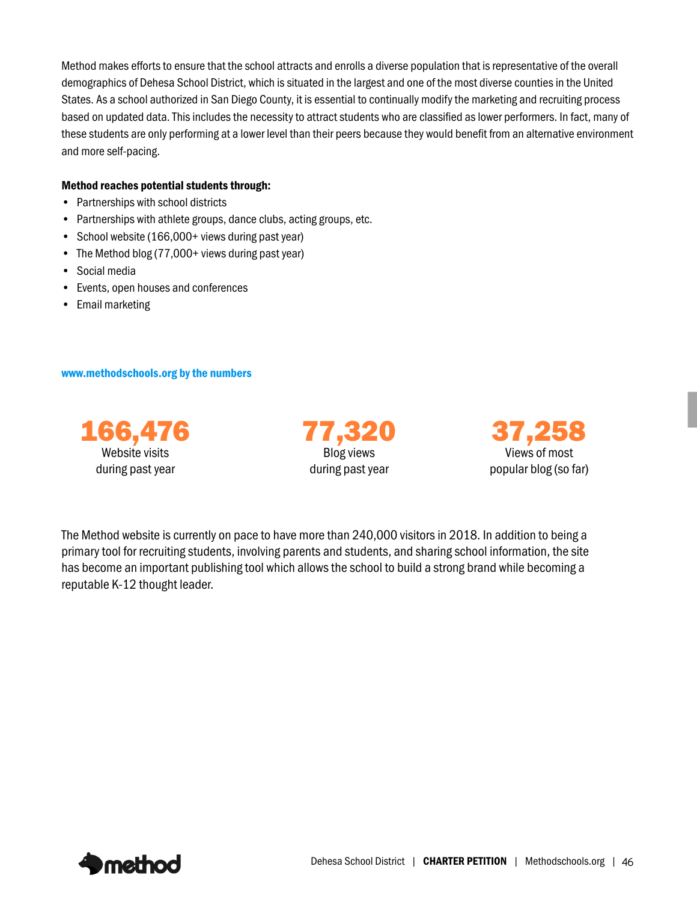Method makes efforts to ensure that the school attracts and enrolls a diverse population that is representative of the overall demographics of Dehesa School District, which is situated in the largest and one of the most diverse counties in the United States. As a school authorized in San Diego County, it is essential to continually modify the marketing and recruiting process based on updated data. This includes the necessity to attract students who are classified as lower performers. In fact, many of these students are only performing at a lower level than their peers because they would benefit from an alternative environment and more self-pacing.

**Method reaches potential students through:**

- Partnerships with school districts
- Partnerships with athlete groups, dance clubs, acting groups, etc.
- School website (166,000+ views during past year)
- The Method blog (77,000+ views during past year)
- Social media
- Events, open houses and conferences
- Email marketing

**www.methodschools.org by the numbers**

**166,476**
Website visits during past year

**77,320**
Blog views during past year

**37,258**
Views of most popular blog (so far)

The Method website is currently on pace to have more than 240,000 visitors in 2018. In addition to being a primary tool for recruiting students, involving parents and students, and sharing school information, the site has become an important publishing tool which allows the school to build a strong brand while becoming a reputable K-12 thought leader.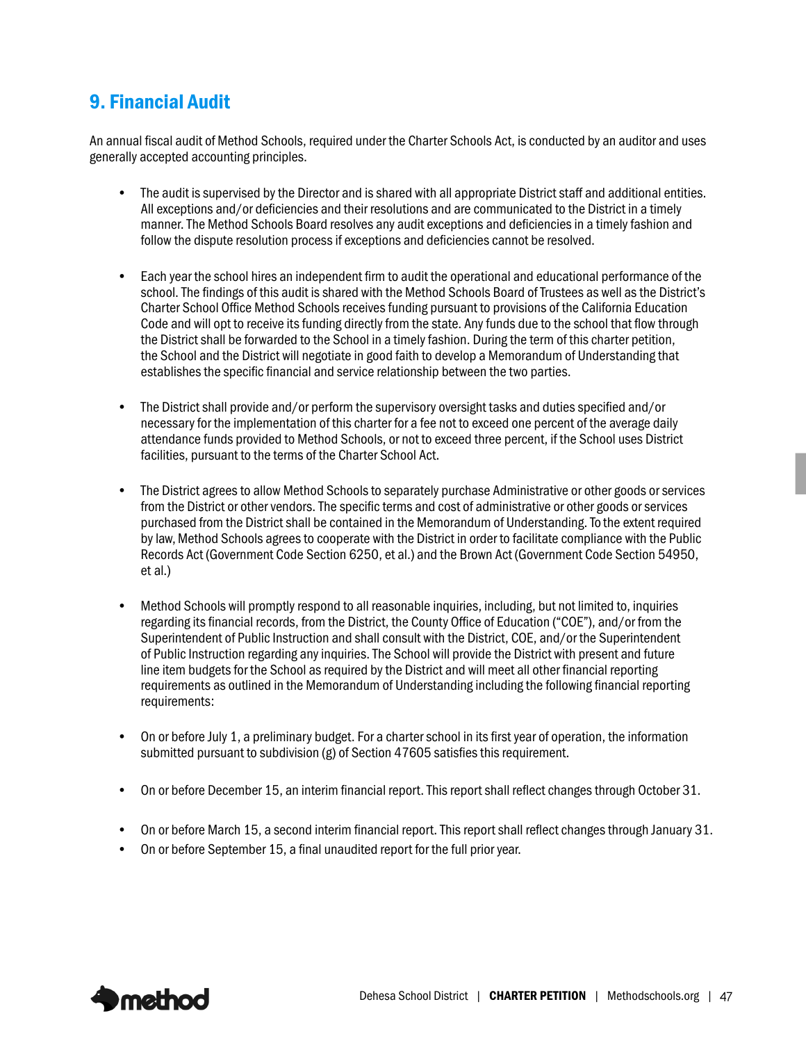## 9. Financial Audit

An annual fiscal audit of Method Schools, required under the Charter Schools Act, is conducted by an auditor and uses generally accepted accounting principles.

- The audit is supervised by the Director and is shared with all appropriate District staff and additional entities. All exceptions and/or deficiencies and their resolutions and are communicated to the District in a timely manner. The Method Schools Board resolves any audit exceptions and deficiencies in a timely fashion and follow the dispute resolution process if exceptions and deficiencies cannot be resolved.

- Each year the school hires an independent firm to audit the operational and educational performance of the school. The findings of this audit is shared with the Method Schools Board of Trustees as well as the District's Charter School Office Method Schools receives funding pursuant to provisions of the California Education Code and will opt to receive its funding directly from the state. Any funds due to the school that flow through the District shall be forwarded to the School in a timely fashion. During the term of this charter petition, the School and the District will negotiate in good faith to develop a Memorandum of Understanding that establishes the specific financial and service relationship between the two parties.

- The District shall provide and/or perform the supervisory oversight tasks and duties specified and/or necessary for the implementation of this charter for a fee not to exceed one percent of the average daily attendance funds provided to Method Schools, or not to exceed three percent, if the School uses District facilities, pursuant to the terms of the Charter School Act.

- The District agrees to allow Method Schools to separately purchase Administrative or other goods or services from the District or other vendors. The specific terms and cost of administrative or other goods or services purchased from the District shall be contained in the Memorandum of Understanding. To the extent required by law, Method Schools agrees to cooperate with the District in order to facilitate compliance with the Public Records Act (Government Code Section 6250, et al.) and the Brown Act (Government Code Section 54950, et al.)

- Method Schools will promptly respond to all reasonable inquiries, including, but not limited to, inquiries regarding its financial records, from the District, the County Office of Education ("COE"), and/or from the Superintendent of Public Instruction and shall consult with the District, COE, and/or the Superintendent of Public Instruction regarding any inquiries. The School will provide the District with present and future line item budgets for the School as required by the District and will meet all other financial reporting requirements as outlined in the Memorandum of Understanding including the following financial reporting requirements:

- On or before July 1, a preliminary budget. For a charter school in its first year of operation, the information submitted pursuant to subdivision (g) of Section 47605 satisfies this requirement.

- On or before December 15, an interim financial report. This report shall reflect changes through October 31.

- On or before March 15, a second interim financial report. This report shall reflect changes through January 31.
- On or before September 15, a final unaudited report for the full prior year.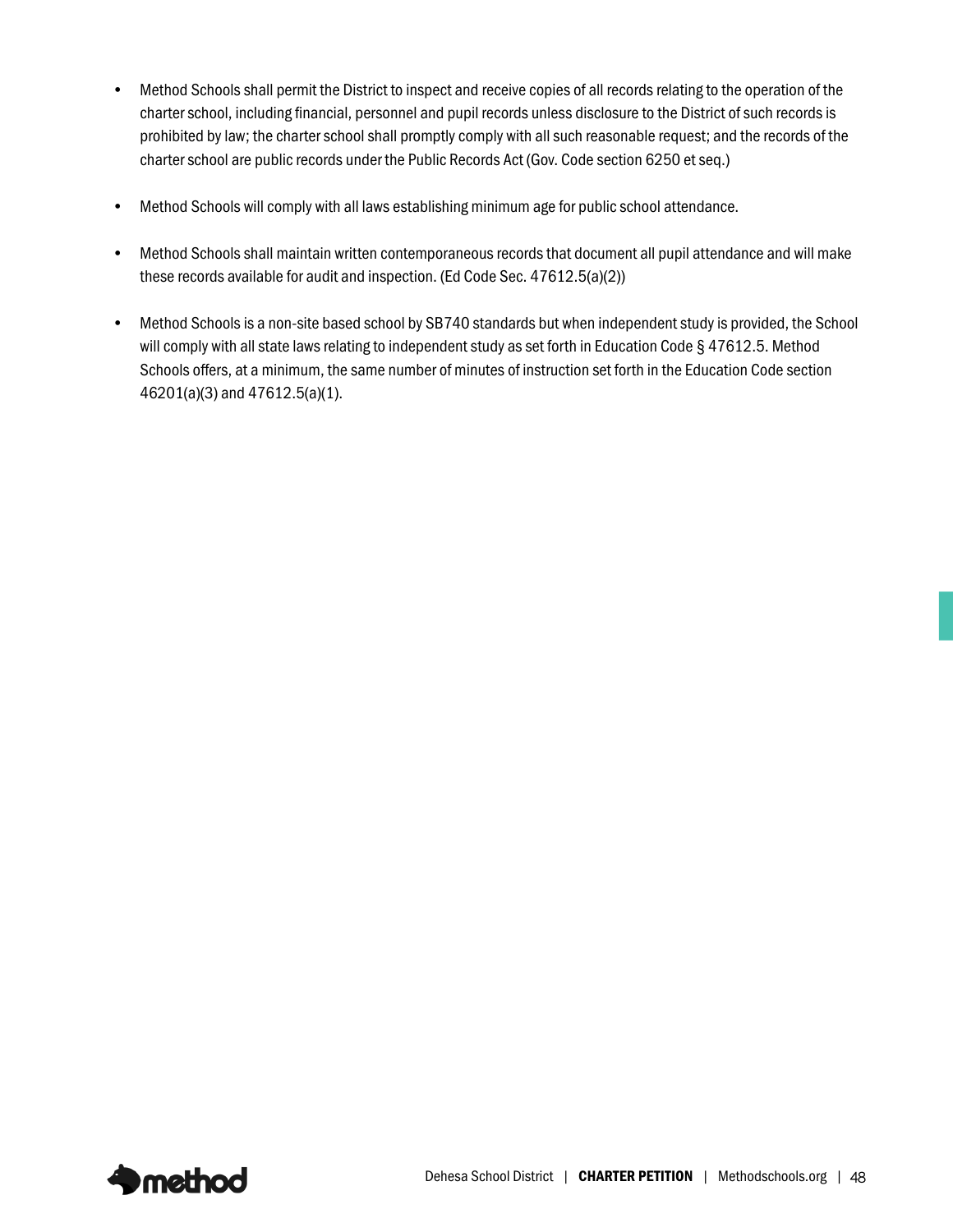- Method Schools shall permit the District to inspect and receive copies of all records relating to the operation of the charter school, including financial, personnel and pupil records unless disclosure to the District of such records is prohibited by law; the charter school shall promptly comply with all such reasonable request; and the records of the charter school are public records under the Public Records Act (Gov. Code section 6250 et seq.)

- Method Schools will comply with all laws establishing minimum age for public school attendance.

- Method Schools shall maintain written contemporaneous records that document all pupil attendance and will make these records available for audit and inspection. (Ed Code Sec. 47612.5(a)(2))

- Method Schools is a non-site based school by SB740 standards but when independent study is provided, the School will comply with all state laws relating to independent study as set forth in Education Code § 47612.5. Method Schools offers, at a minimum, the same number of minutes of instruction set forth in the Education Code section 46201(a)(3) and 47612.5(a)(1).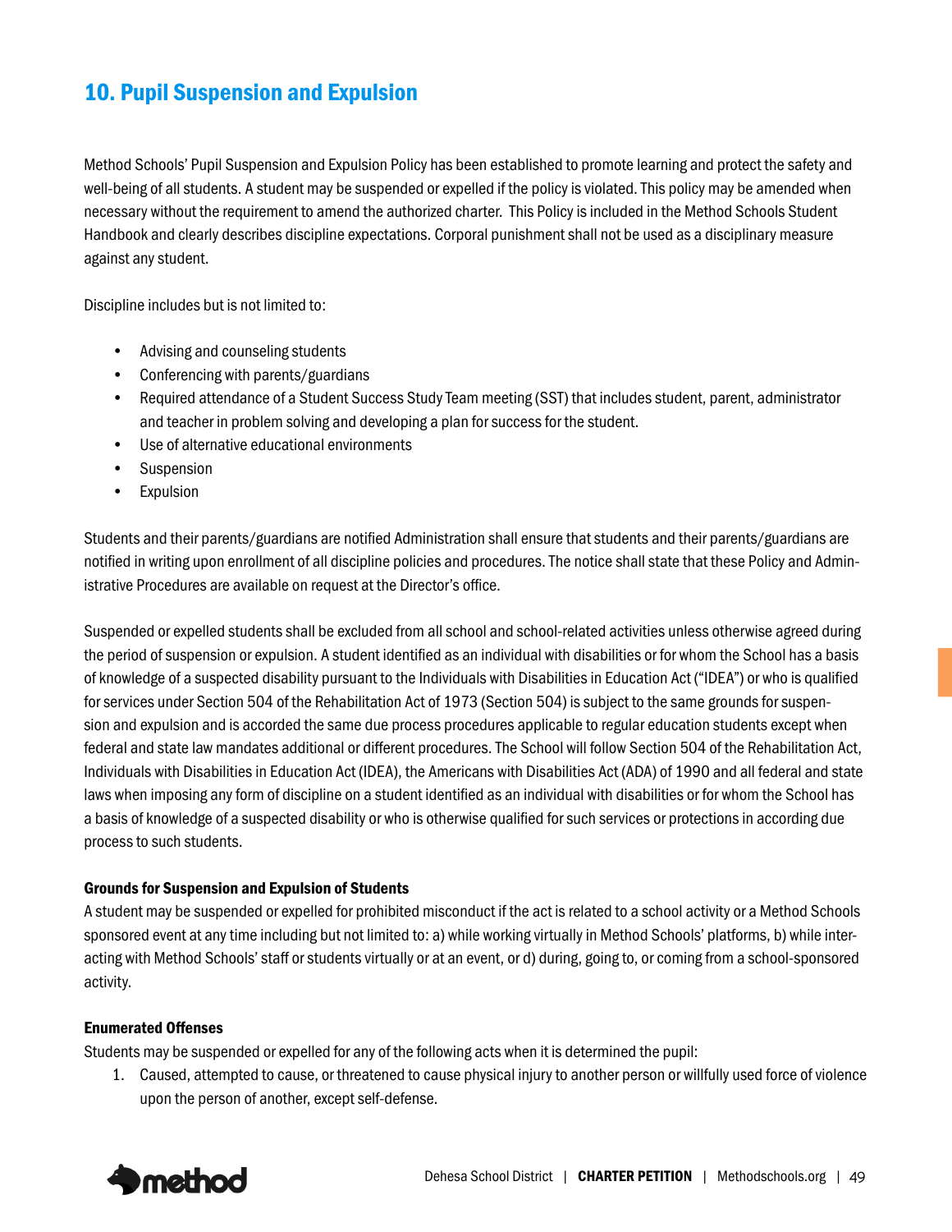## 10. Pupil Suspension and Expulsion

Method Schools' Pupil Suspension and Expulsion Policy has been established to promote learning and protect the safety and well-being of all students. A student may be suspended or expelled if the policy is violated. This policy may be amended when necessary without the requirement to amend the authorized charter. This Policy is included in the Method Schools Student Handbook and clearly describes discipline expectations. Corporal punishment shall not be used as a disciplinary measure against any student.

Discipline includes but is not limited to:

- Advising and counseling students
- Conferencing with parents/guardians
- Required attendance of a Student Success Study Team meeting (SST) that includes student, parent, administrator and teacher in problem solving and developing a plan for success for the student.
- Use of alternative educational environments
- Suspension
- Expulsion

Students and their parents/guardians are notified Administration shall ensure that students and their parents/guardians are notified in writing upon enrollment of all discipline policies and procedures. The notice shall state that these Policy and Administrative Procedures are available on request at the Director's office.

Suspended or expelled students shall be excluded from all school and school-related activities unless otherwise agreed during the period of suspension or expulsion. A student identified as an individual with disabilities or for whom the School has a basis of knowledge of a suspected disability pursuant to the Individuals with Disabilities in Education Act ("IDEA") or who is qualified for services under Section 504 of the Rehabilitation Act of 1973 (Section 504) is subject to the same grounds for suspension and expulsion and is accorded the same due process procedures applicable to regular education students except when federal and state law mandates additional or different procedures. The School will follow Section 504 of the Rehabilitation Act, Individuals with Disabilities in Education Act (IDEA), the Americans with Disabilities Act (ADA) of 1990 and all federal and state laws when imposing any form of discipline on a student identified as an individual with disabilities or for whom the School has a basis of knowledge of a suspected disability or who is otherwise qualified for such services or protections in according due process to such students.

**Grounds for Suspension and Expulsion of Students**

A student may be suspended or expelled for prohibited misconduct if the act is related to a school activity or a Method Schools sponsored event at any time including but not limited to: a) while working virtually in Method Schools' platforms, b) while interacting with Method Schools' staff or students virtually or at an event, or d) during, going to, or coming from a school-sponsored activity.

**Enumerated Offenses**

Students may be suspended or expelled for any of the following acts when it is determined the pupil:

1. Caused, attempted to cause, or threatened to cause physical injury to another person or willfully used force of violence upon the person of another, except self-defense.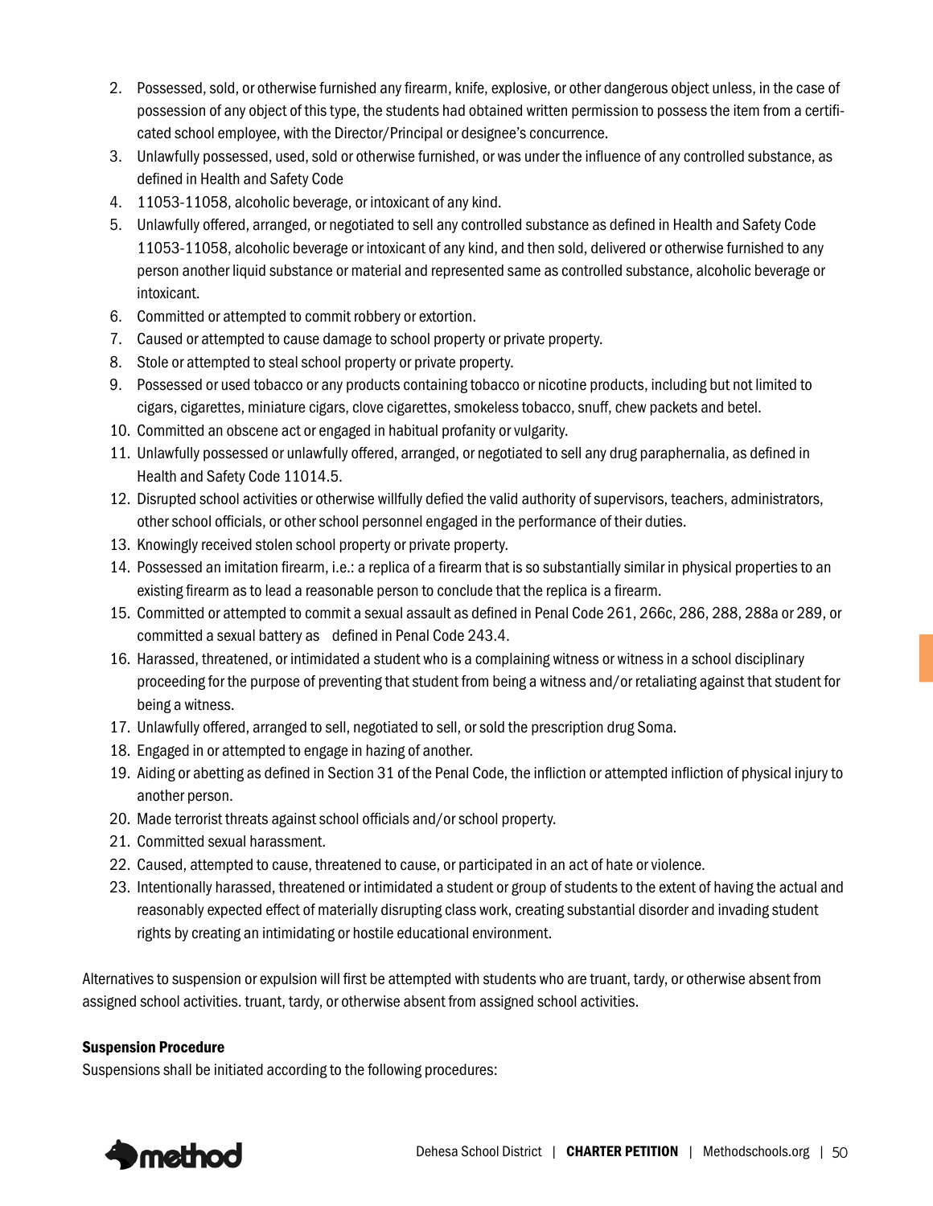2. Possessed, sold, or otherwise furnished any firearm, knife, explosive, or other dangerous object unless, in the case of possession of any object of this type, the students had obtained written permission to possess the item from a certificated school employee, with the Director/Principal or designee's concurrence.
3. Unlawfully possessed, used, sold or otherwise furnished, or was under the influence of any controlled substance, as defined in Health and Safety Code
4. 11053-11058, alcoholic beverage, or intoxicant of any kind.
5. Unlawfully offered, arranged, or negotiated to sell any controlled substance as defined in Health and Safety Code 11053-11058, alcoholic beverage or intoxicant of any kind, and then sold, delivered or otherwise furnished to any person another liquid substance or material and represented same as controlled substance, alcoholic beverage or intoxicant.
6. Committed or attempted to commit robbery or extortion.
7. Caused or attempted to cause damage to school property or private property.
8. Stole or attempted to steal school property or private property.
9. Possessed or used tobacco or any products containing tobacco or nicotine products, including but not limited to cigars, cigarettes, miniature cigars, clove cigarettes, smokeless tobacco, snuff, chew packets and betel.
10. Committed an obscene act or engaged in habitual profanity or vulgarity.
11. Unlawfully possessed or unlawfully offered, arranged, or negotiated to sell any drug paraphernalia, as defined in Health and Safety Code 11014.5.
12. Disrupted school activities or otherwise willfully defied the valid authority of supervisors, teachers, administrators, other school officials, or other school personnel engaged in the performance of their duties.
13. Knowingly received stolen school property or private property.
14. Possessed an imitation firearm, i.e.: a replica of a firearm that is so substantially similar in physical properties to an existing firearm as to lead a reasonable person to conclude that the replica is a firearm.
15. Committed or attempted to commit a sexual assault as defined in Penal Code 261, 266c, 286, 288, 288a or 289, or committed a sexual battery as defined in Penal Code 243.4.
16. Harassed, threatened, or intimidated a student who is a complaining witness or witness in a school disciplinary proceeding for the purpose of preventing that student from being a witness and/or retaliating against that student for being a witness.
17. Unlawfully offered, arranged to sell, negotiated to sell, or sold the prescription drug Soma.
18. Engaged in or attempted to engage in hazing of another.
19. Aiding or abetting as defined in Section 31 of the Penal Code, the infliction or attempted infliction of physical injury to another person.
20. Made terrorist threats against school officials and/or school property.
21. Committed sexual harassment.
22. Caused, attempted to cause, threatened to cause, or participated in an act of hate or violence.
23. Intentionally harassed, threatened or intimidated a student or group of students to the extent of having the actual and reasonably expected effect of materially disrupting class work, creating substantial disorder and invading student rights by creating an intimidating or hostile educational environment.

Alternatives to suspension or expulsion will first be attempted with students who are truant, tardy, or otherwise absent from assigned school activities. truant, tardy, or otherwise absent from assigned school activities.

**Suspension Procedure**

Suspensions shall be initiated according to the following procedures: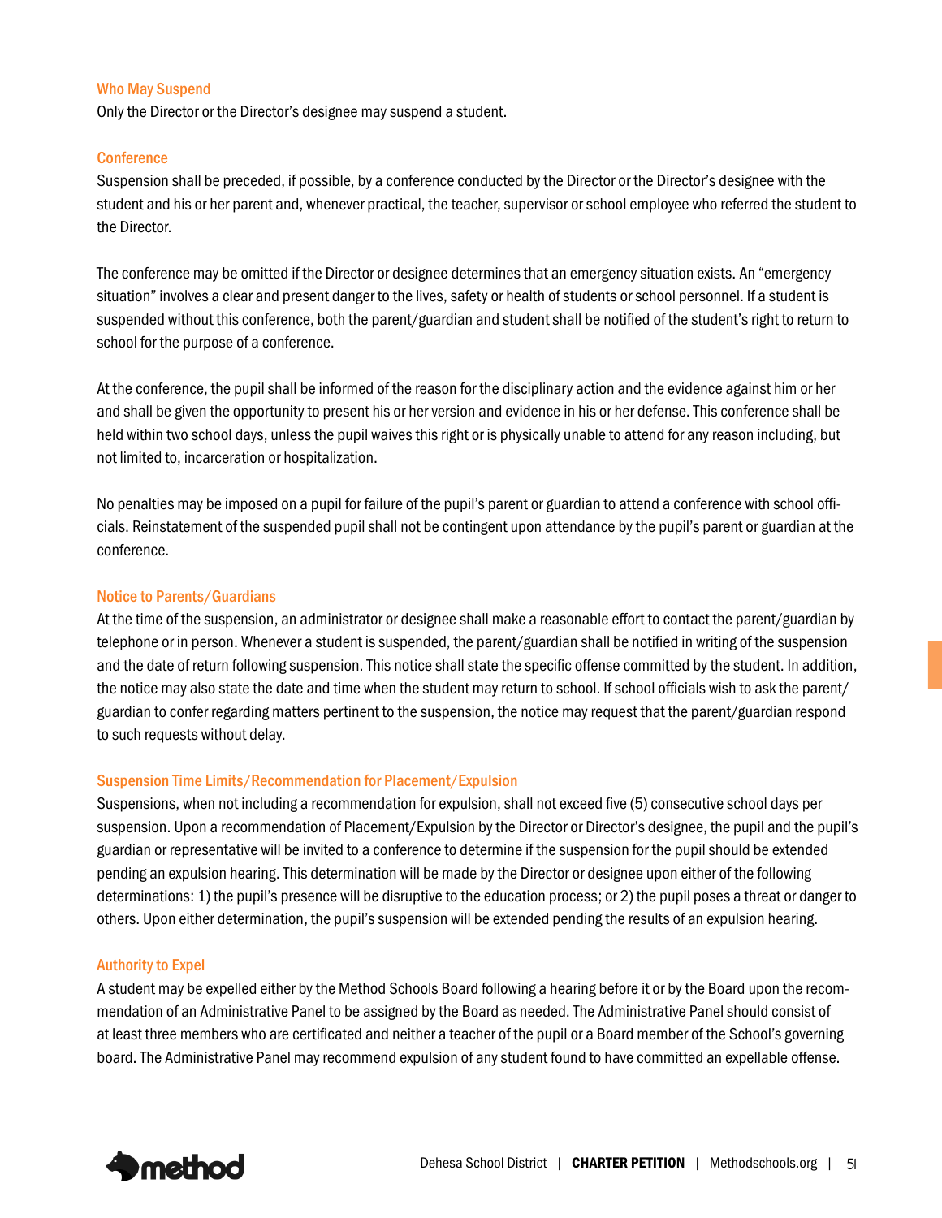### Who May Suspend

Only the Director or the Director's designee may suspend a student.

### Conference

Suspension shall be preceded, if possible, by a conference conducted by the Director or the Director's designee with the student and his or her parent and, whenever practical, the teacher, supervisor or school employee who referred the student to the Director.

The conference may be omitted if the Director or designee determines that an emergency situation exists. An "emergency situation" involves a clear and present danger to the lives, safety or health of students or school personnel. If a student is suspended without this conference, both the parent/guardian and student shall be notified of the student's right to return to school for the purpose of a conference.

At the conference, the pupil shall be informed of the reason for the disciplinary action and the evidence against him or her and shall be given the opportunity to present his or her version and evidence in his or her defense. This conference shall be held within two school days, unless the pupil waives this right or is physically unable to attend for any reason including, but not limited to, incarceration or hospitalization.

No penalties may be imposed on a pupil for failure of the pupil's parent or guardian to attend a conference with school officials. Reinstatement of the suspended pupil shall not be contingent upon attendance by the pupil's parent or guardian at the conference.

### Notice to Parents/Guardians

At the time of the suspension, an administrator or designee shall make a reasonable effort to contact the parent/guardian by telephone or in person. Whenever a student is suspended, the parent/guardian shall be notified in writing of the suspension and the date of return following suspension. This notice shall state the specific offense committed by the student. In addition, the notice may also state the date and time when the student may return to school. If school officials wish to ask the parent/guardian to confer regarding matters pertinent to the suspension, the notice may request that the parent/guardian respond to such requests without delay.

### Suspension Time Limits/Recommendation for Placement/Expulsion

Suspensions, when not including a recommendation for expulsion, shall not exceed five (5) consecutive school days per suspension. Upon a recommendation of Placement/Expulsion by the Director or Director's designee, the pupil and the pupil's guardian or representative will be invited to a conference to determine if the suspension for the pupil should be extended pending an expulsion hearing. This determination will be made by the Director or designee upon either of the following determinations: 1) the pupil's presence will be disruptive to the education process; or 2) the pupil poses a threat or danger to others. Upon either determination, the pupil's suspension will be extended pending the results of an expulsion hearing.

### Authority to Expel

A student may be expelled either by the Method Schools Board following a hearing before it or by the Board upon the recommendation of an Administrative Panel to be assigned by the Board as needed. The Administrative Panel should consist of at least three members who are certificated and neither a teacher of the pupil or a Board member of the School's governing board. The Administrative Panel may recommend expulsion of any student found to have committed an expellable offense.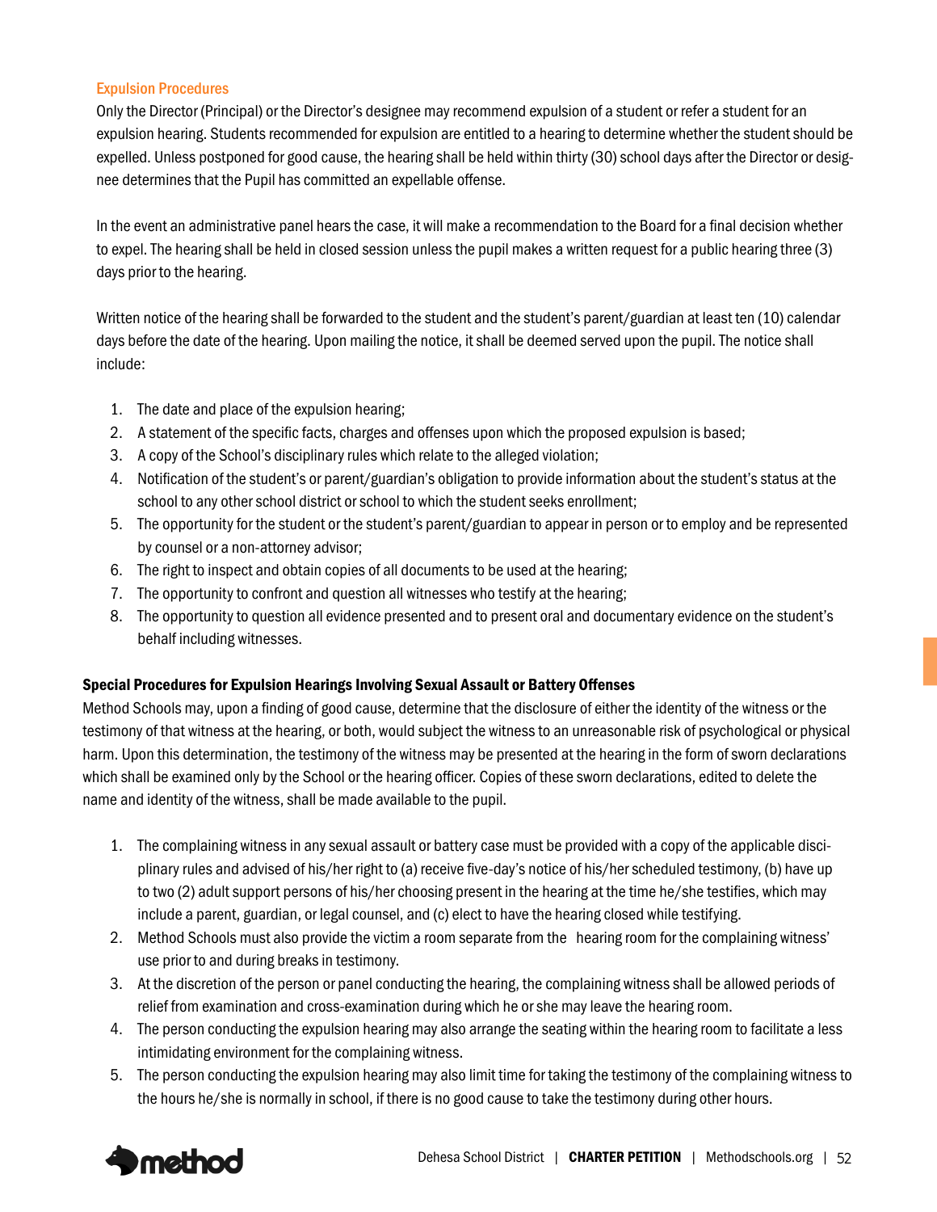### Expulsion Procedures

Only the Director (Principal) or the Director's designee may recommend expulsion of a student or refer a student for an expulsion hearing. Students recommended for expulsion are entitled to a hearing to determine whether the student should be expelled. Unless postponed for good cause, the hearing shall be held within thirty (30) school days after the Director or designee determines that the Pupil has committed an expellable offense.

In the event an administrative panel hears the case, it will make a recommendation to the Board for a final decision whether to expel. The hearing shall be held in closed session unless the pupil makes a written request for a public hearing three (3) days prior to the hearing.

Written notice of the hearing shall be forwarded to the student and the student's parent/guardian at least ten (10) calendar days before the date of the hearing. Upon mailing the notice, it shall be deemed served upon the pupil. The notice shall include:

1. The date and place of the expulsion hearing;
2. A statement of the specific facts, charges and offenses upon which the proposed expulsion is based;
3. A copy of the School's disciplinary rules which relate to the alleged violation;
4. Notification of the student's or parent/guardian's obligation to provide information about the student's status at the school to any other school district or school to which the student seeks enrollment;
5. The opportunity for the student or the student's parent/guardian to appear in person or to employ and be represented by counsel or a non-attorney advisor;
6. The right to inspect and obtain copies of all documents to be used at the hearing;
7. The opportunity to confront and question all witnesses who testify at the hearing;
8. The opportunity to question all evidence presented and to present oral and documentary evidence on the student's behalf including witnesses.

**Special Procedures for Expulsion Hearings Involving Sexual Assault or Battery Offenses**

Method Schools may, upon a finding of good cause, determine that the disclosure of either the identity of the witness or the testimony of that witness at the hearing, or both, would subject the witness to an unreasonable risk of psychological or physical harm. Upon this determination, the testimony of the witness may be presented at the hearing in the form of sworn declarations which shall be examined only by the School or the hearing officer. Copies of these sworn declarations, edited to delete the name and identity of the witness, shall be made available to the pupil.

1. The complaining witness in any sexual assault or battery case must be provided with a copy of the applicable disciplinary rules and advised of his/her right to (a) receive five-day's notice of his/her scheduled testimony, (b) have up to two (2) adult support persons of his/her choosing present in the hearing at the time he/she testifies, which may include a parent, guardian, or legal counsel, and (c) elect to have the hearing closed while testifying.
2. Method Schools must also provide the victim a room separate from the hearing room for the complaining witness' use prior to and during breaks in testimony.
3. At the discretion of the person or panel conducting the hearing, the complaining witness shall be allowed periods of relief from examination and cross-examination during which he or she may leave the hearing room.
4. The person conducting the expulsion hearing may also arrange the seating within the hearing room to facilitate a less intimidating environment for the complaining witness.
5. The person conducting the expulsion hearing may also limit time for taking the testimony of the complaining witness to the hours he/she is normally in school, if there is no good cause to take the testimony during other hours.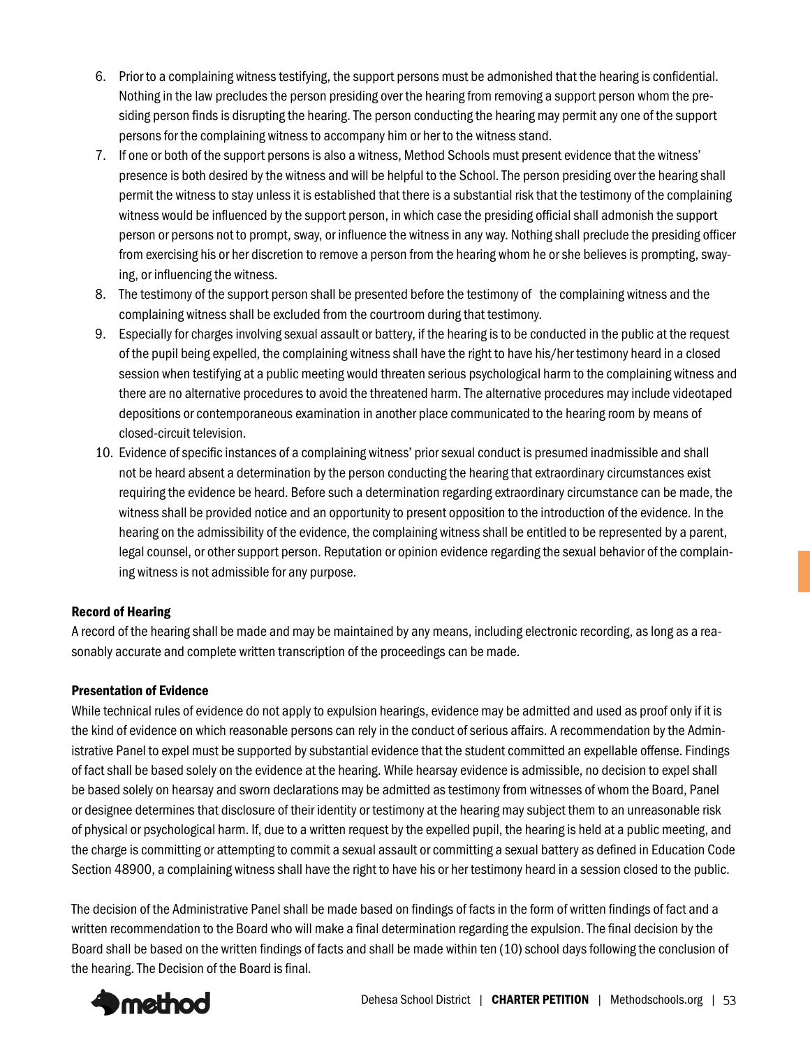6. Prior to a complaining witness testifying, the support persons must be admonished that the hearing is confidential. Nothing in the law precludes the person presiding over the hearing from removing a support person whom the presiding person finds is disrupting the hearing. The person conducting the hearing may permit any one of the support persons for the complaining witness to accompany him or her to the witness stand.
7. If one or both of the support persons is also a witness, Method Schools must present evidence that the witness' presence is both desired by the witness and will be helpful to the School. The person presiding over the hearing shall permit the witness to stay unless it is established that there is a substantial risk that the testimony of the complaining witness would be influenced by the support person, in which case the presiding official shall admonish the support person or persons not to prompt, sway, or influence the witness in any way. Nothing shall preclude the presiding officer from exercising his or her discretion to remove a person from the hearing whom he or she believes is prompting, swaying, or influencing the witness.
8. The testimony of the support person shall be presented before the testimony of the complaining witness and the complaining witness shall be excluded from the courtroom during that testimony.
9. Especially for charges involving sexual assault or battery, if the hearing is to be conducted in the public at the request of the pupil being expelled, the complaining witness shall have the right to have his/her testimony heard in a closed session when testifying at a public meeting would threaten serious psychological harm to the complaining witness and there are no alternative procedures to avoid the threatened harm. The alternative procedures may include videotaped depositions or contemporaneous examination in another place communicated to the hearing room by means of closed-circuit television.
10. Evidence of specific instances of a complaining witness' prior sexual conduct is presumed inadmissible and shall not be heard absent a determination by the person conducting the hearing that extraordinary circumstances exist requiring the evidence be heard. Before such a determination regarding extraordinary circumstance can be made, the witness shall be provided notice and an opportunity to present opposition to the introduction of the evidence. In the hearing on the admissibility of the evidence, the complaining witness shall be entitled to be represented by a parent, legal counsel, or other support person. Reputation or opinion evidence regarding the sexual behavior of the complaining witness is not admissible for any purpose.

**Record of Hearing**

A record of the hearing shall be made and may be maintained by any means, including electronic recording, as long as a reasonably accurate and complete written transcription of the proceedings can be made.

**Presentation of Evidence**

While technical rules of evidence do not apply to expulsion hearings, evidence may be admitted and used as proof only if it is the kind of evidence on which reasonable persons can rely in the conduct of serious affairs. A recommendation by the Administrative Panel to expel must be supported by substantial evidence that the student committed an expellable offense. Findings of fact shall be based solely on the evidence at the hearing. While hearsay evidence is admissible, no decision to expel shall be based solely on hearsay and sworn declarations may be admitted as testimony from witnesses of whom the Board, Panel or designee determines that disclosure of their identity or testimony at the hearing may subject them to an unreasonable risk of physical or psychological harm. If, due to a written request by the expelled pupil, the hearing is held at a public meeting, and the charge is committing or attempting to commit a sexual assault or committing a sexual battery as defined in Education Code Section 48900, a complaining witness shall have the right to have his or her testimony heard in a session closed to the public.

The decision of the Administrative Panel shall be made based on findings of facts in the form of written findings of fact and a written recommendation to the Board who will make a final determination regarding the expulsion. The final decision by the Board shall be based on the written findings of facts and shall be made within ten (10) school days following the conclusion of the hearing. The Decision of the Board is final.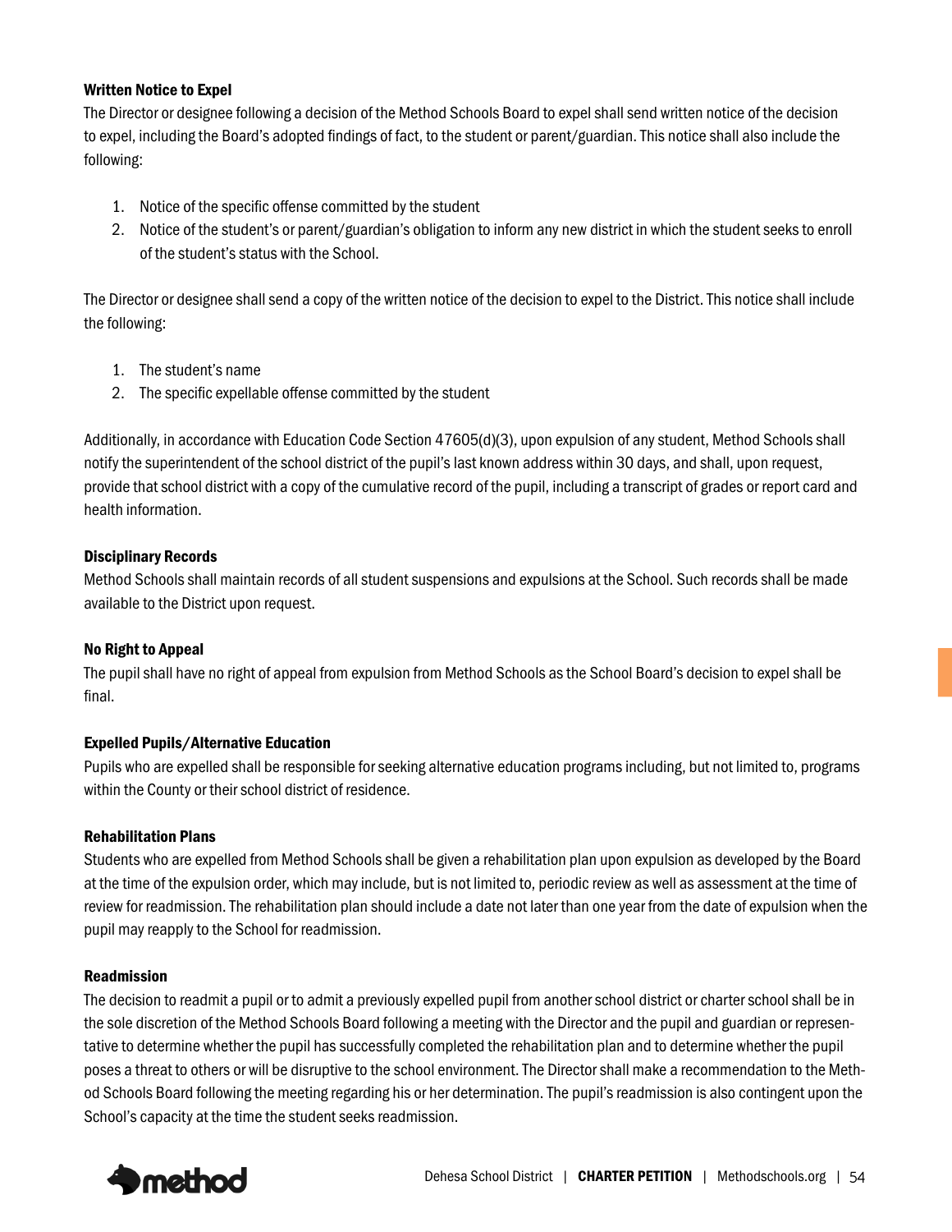#### Written Notice to Expel

The Director or designee following a decision of the Method Schools Board to expel shall send written notice of the decision to expel, including the Board's adopted findings of fact, to the student or parent/guardian. This notice shall also include the following:

1. Notice of the specific offense committed by the student
2. Notice of the student's or parent/guardian's obligation to inform any new district in which the student seeks to enroll of the student's status with the School.

The Director or designee shall send a copy of the written notice of the decision to expel to the District. This notice shall include the following:

1. The student's name
2. The specific expellable offense committed by the student

Additionally, in accordance with Education Code Section 47605(d)(3), upon expulsion of any student, Method Schools shall notify the superintendent of the school district of the pupil's last known address within 30 days, and shall, upon request, provide that school district with a copy of the cumulative record of the pupil, including a transcript of grades or report card and health information.

#### Disciplinary Records

Method Schools shall maintain records of all student suspensions and expulsions at the School. Such records shall be made available to the District upon request.

#### No Right to Appeal

The pupil shall have no right of appeal from expulsion from Method Schools as the School Board's decision to expel shall be final.

#### Expelled Pupils/Alternative Education

Pupils who are expelled shall be responsible for seeking alternative education programs including, but not limited to, programs within the County or their school district of residence.

#### Rehabilitation Plans

Students who are expelled from Method Schools shall be given a rehabilitation plan upon expulsion as developed by the Board at the time of the expulsion order, which may include, but is not limited to, periodic review as well as assessment at the time of review for readmission. The rehabilitation plan should include a date not later than one year from the date of expulsion when the pupil may reapply to the School for readmission.

#### Readmission

The decision to readmit a pupil or to admit a previously expelled pupil from another school district or charter school shall be in the sole discretion of the Method Schools Board following a meeting with the Director and the pupil and guardian or representative to determine whether the pupil has successfully completed the rehabilitation plan and to determine whether the pupil poses a threat to others or will be disruptive to the school environment. The Director shall make a recommendation to the Method Schools Board following the meeting regarding his or her determination. The pupil's readmission is also contingent upon the School's capacity at the time the student seeks readmission.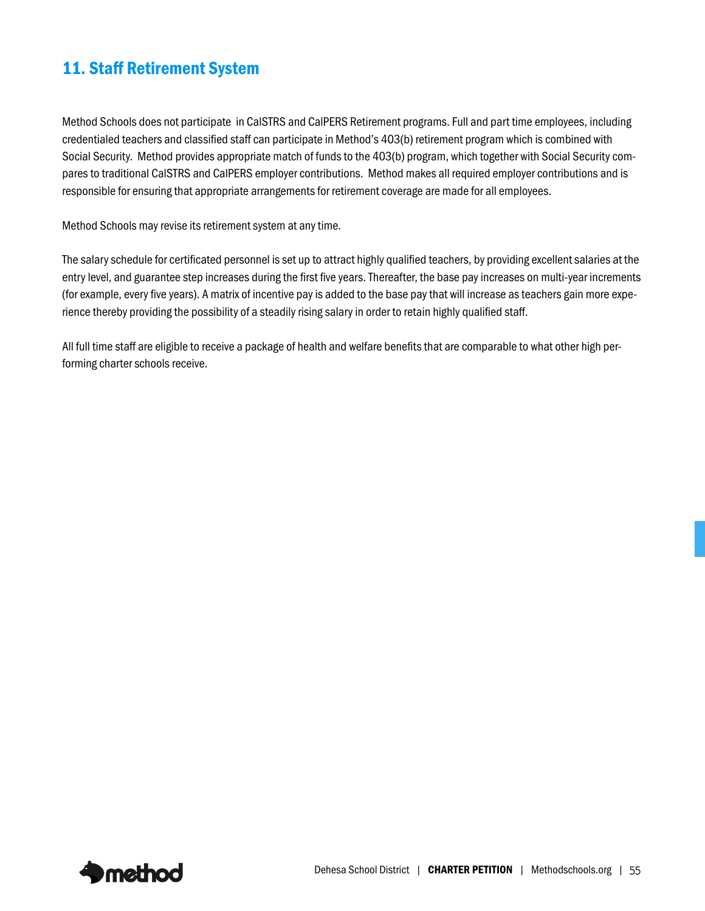## 11. Staff Retirement System

Method Schools does not participate in CalSTRS and CalPERS Retirement programs. Full and part time employees, including credentialed teachers and classified staff can participate in Method's 403(b) retirement program which is combined with Social Security. Method provides appropriate match of funds to the 403(b) program, which together with Social Security compares to traditional CalSTRS and CalPERS employer contributions. Method makes all required employer contributions and is responsible for ensuring that appropriate arrangements for retirement coverage are made for all employees.

Method Schools may revise its retirement system at any time.

The salary schedule for certificated personnel is set up to attract highly qualified teachers, by providing excellent salaries at the entry level, and guarantee step increases during the first five years. Thereafter, the base pay increases on multi-year increments (for example, every five years). A matrix of incentive pay is added to the base pay that will increase as teachers gain more experience thereby providing the possibility of a steadily rising salary in order to retain highly qualified staff.

All full time staff are eligible to receive a package of health and welfare benefits that are comparable to what other high performing charter schools receive.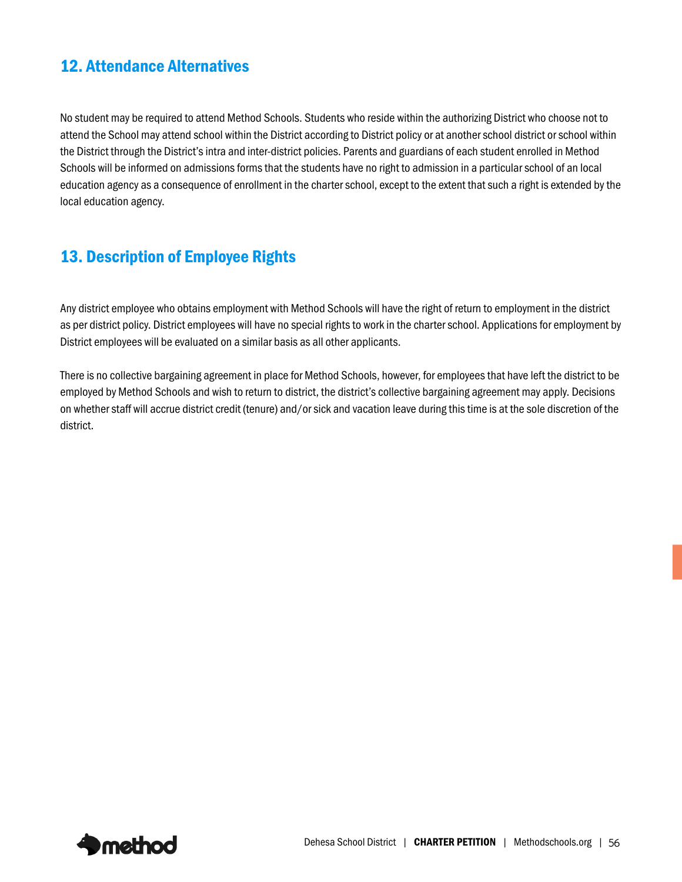## 12. Attendance Alternatives

No student may be required to attend Method Schools. Students who reside within the authorizing District who choose not to attend the School may attend school within the District according to District policy or at another school district or school within the District through the District's intra and inter-district policies. Parents and guardians of each student enrolled in Method Schools will be informed on admissions forms that the students have no right to admission in a particular school of an local education agency as a consequence of enrollment in the charter school, except to the extent that such a right is extended by the local education agency.

## 13. Description of Employee Rights

Any district employee who obtains employment with Method Schools will have the right of return to employment in the district as per district policy. District employees will have no special rights to work in the charter school. Applications for employment by District employees will be evaluated on a similar basis as all other applicants.

There is no collective bargaining agreement in place for Method Schools, however, for employees that have left the district to be employed by Method Schools and wish to return to district, the district's collective bargaining agreement may apply. Decisions on whether staff will accrue district credit (tenure) and/or sick and vacation leave during this time is at the sole discretion of the district.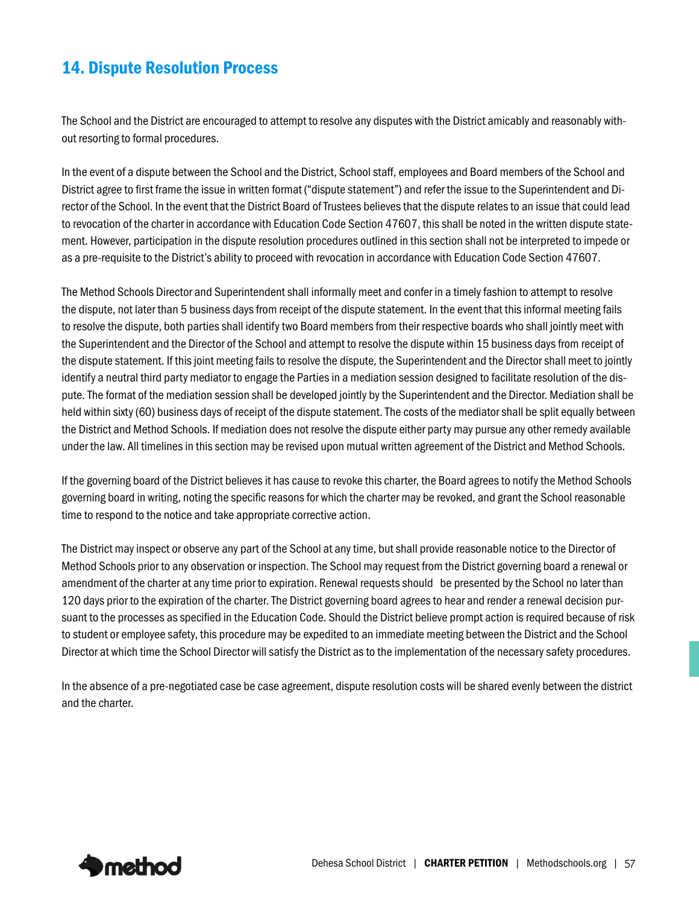## 14. Dispute Resolution Process

The School and the District are encouraged to attempt to resolve any disputes with the District amicably and reasonably without resorting to formal procedures.

In the event of a dispute between the School and the District, School staff, employees and Board members of the School and District agree to first frame the issue in written format ("dispute statement") and refer the issue to the Superintendent and Director of the School. In the event that the District Board of Trustees believes that the dispute relates to an issue that could lead to revocation of the charter in accordance with Education Code Section 47607, this shall be noted in the written dispute statement. However, participation in the dispute resolution procedures outlined in this section shall not be interpreted to impede or as a pre-requisite to the District's ability to proceed with revocation in accordance with Education Code Section 47607.

The Method Schools Director and Superintendent shall informally meet and confer in a timely fashion to attempt to resolve the dispute, not later than 5 business days from receipt of the dispute statement. In the event that this informal meeting fails to resolve the dispute, both parties shall identify two Board members from their respective boards who shall jointly meet with the Superintendent and the Director of the School and attempt to resolve the dispute within 15 business days from receipt of the dispute statement. If this joint meeting fails to resolve the dispute, the Superintendent and the Director shall meet to jointly identify a neutral third party mediator to engage the Parties in a mediation session designed to facilitate resolution of the dispute. The format of the mediation session shall be developed jointly by the Superintendent and the Director. Mediation shall be held within sixty (60) business days of receipt of the dispute statement. The costs of the mediator shall be split equally between the District and Method Schools. If mediation does not resolve the dispute either party may pursue any other remedy available under the law. All timelines in this section may be revised upon mutual written agreement of the District and Method Schools.

If the governing board of the District believes it has cause to revoke this charter, the Board agrees to notify the Method Schools governing board in writing, noting the specific reasons for which the charter may be revoked, and grant the School reasonable time to respond to the notice and take appropriate corrective action.

The District may inspect or observe any part of the School at any time, but shall provide reasonable notice to the Director of Method Schools prior to any observation or inspection. The School may request from the District governing board a renewal or amendment of the charter at any time prior to expiration. Renewal requests should be presented by the School no later than 120 days prior to the expiration of the charter. The District governing board agrees to hear and render a renewal decision pursuant to the processes as specified in the Education Code. Should the District believe prompt action is required because of risk to student or employee safety, this procedure may be expedited to an immediate meeting between the District and the School Director at which time the School Director will satisfy the District as to the implementation of the necessary safety procedures.

In the absence of a pre-negotiated case be case agreement, dispute resolution costs will be shared evenly between the district and the charter.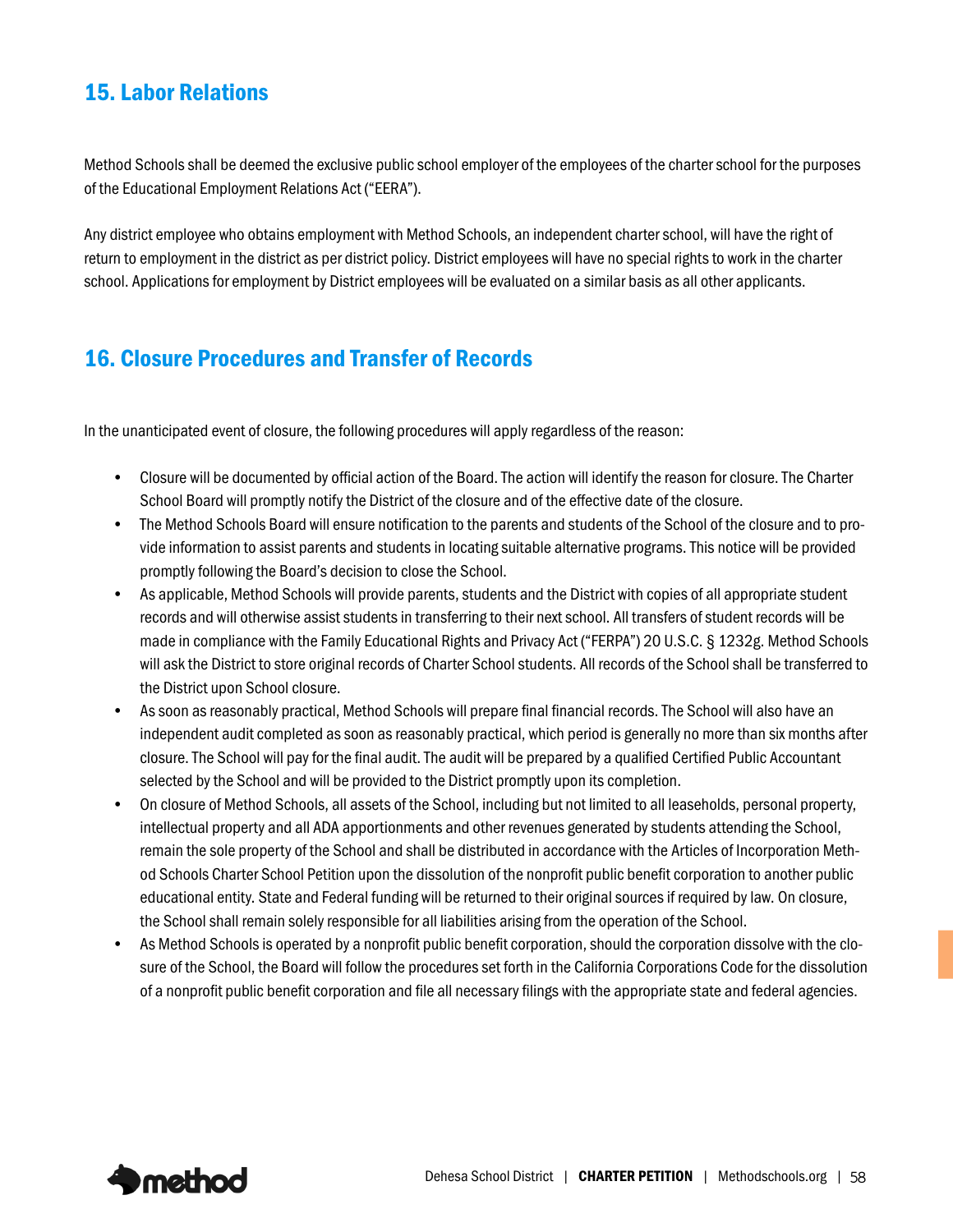## 15. Labor Relations

Method Schools shall be deemed the exclusive public school employer of the employees of the charter school for the purposes of the Educational Employment Relations Act ("EERA").

Any district employee who obtains employment with Method Schools, an independent charter school, will have the right of return to employment in the district as per district policy. District employees will have no special rights to work in the charter school. Applications for employment by District employees will be evaluated on a similar basis as all other applicants.

## 16. Closure Procedures and Transfer of Records

In the unanticipated event of closure, the following procedures will apply regardless of the reason:

- Closure will be documented by official action of the Board. The action will identify the reason for closure. The Charter School Board will promptly notify the District of the closure and of the effective date of the closure.
- The Method Schools Board will ensure notification to the parents and students of the School of the closure and to provide information to assist parents and students in locating suitable alternative programs. This notice will be provided promptly following the Board's decision to close the School.
- As applicable, Method Schools will provide parents, students and the District with copies of all appropriate student records and will otherwise assist students in transferring to their next school. All transfers of student records will be made in compliance with the Family Educational Rights and Privacy Act ("FERPA") 20 U.S.C. § 1232g. Method Schools will ask the District to store original records of Charter School students. All records of the School shall be transferred to the District upon School closure.
- As soon as reasonably practical, Method Schools will prepare final financial records. The School will also have an independent audit completed as soon as reasonably practical, which period is generally no more than six months after closure. The School will pay for the final audit. The audit will be prepared by a qualified Certified Public Accountant selected by the School and will be provided to the District promptly upon its completion.
- On closure of Method Schools, all assets of the School, including but not limited to all leaseholds, personal property, intellectual property and all ADA apportionments and other revenues generated by students attending the School, remain the sole property of the School and shall be distributed in accordance with the Articles of Incorporation Method Schools Charter School Petition upon the dissolution of the nonprofit public benefit corporation to another public educational entity. State and Federal funding will be returned to their original sources if required by law. On closure, the School shall remain solely responsible for all liabilities arising from the operation of the School.
- As Method Schools is operated by a nonprofit public benefit corporation, should the corporation dissolve with the closure of the School, the Board will follow the procedures set forth in the California Corporations Code for the dissolution of a nonprofit public benefit corporation and file all necessary filings with the appropriate state and federal agencies.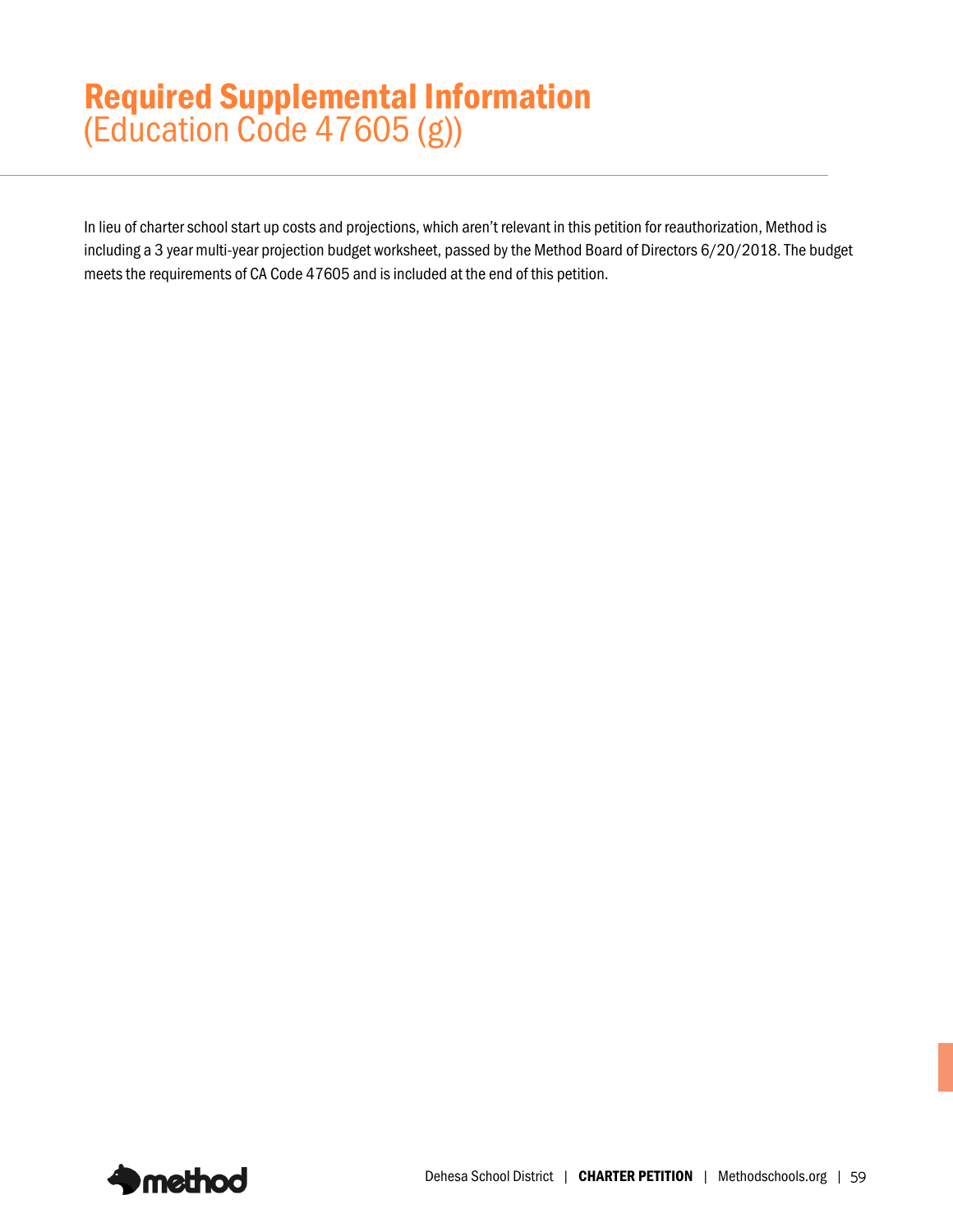# Required Supplemental Information
(Education Code 47605 (g))

In lieu of charter school start up costs and projections, which aren't relevant in this petition for reauthorization, Method is including a 3 year multi-year projection budget worksheet, passed by the Method Board of Directors 6/20/2018. The budget meets the requirements of CA Code 47605 and is included at the end of this petition.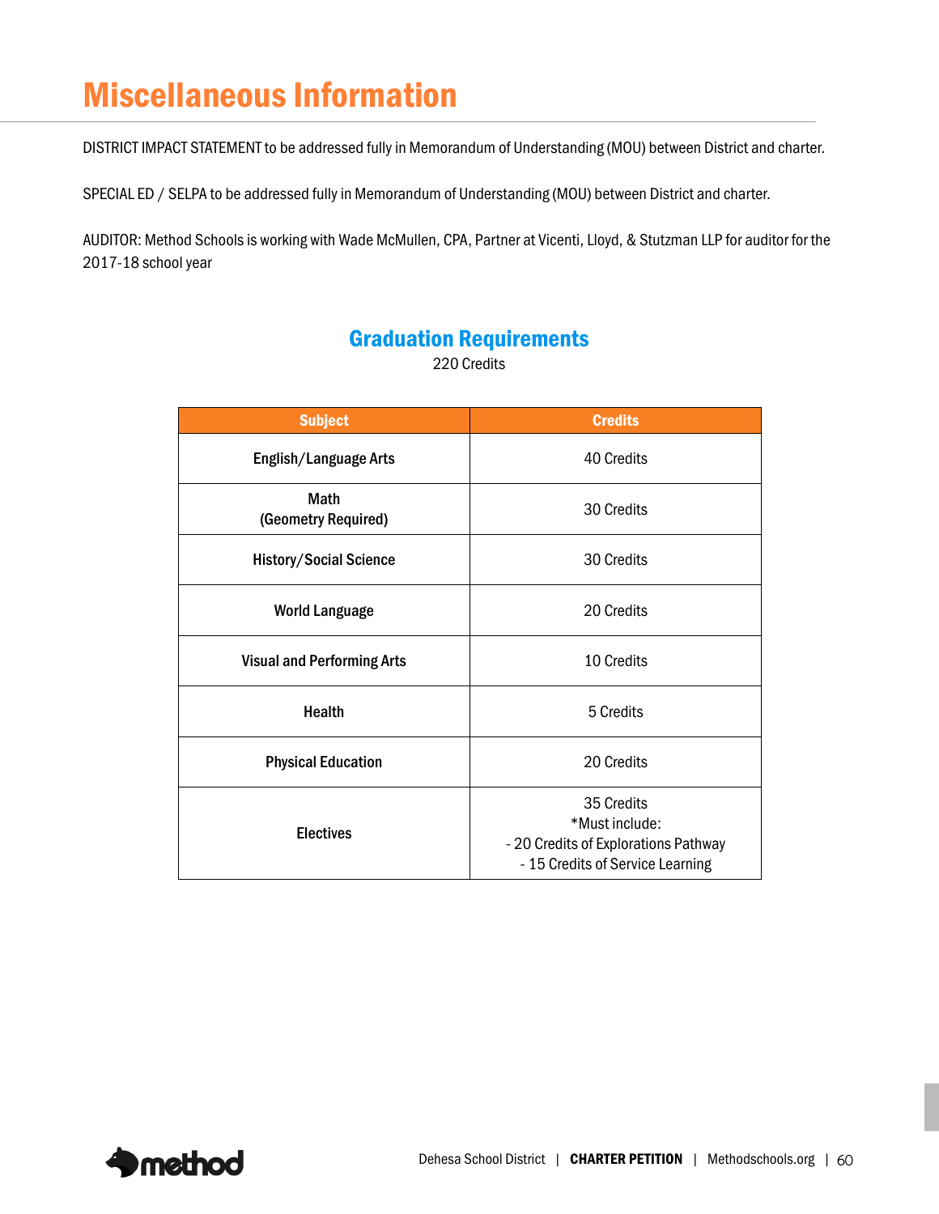# Miscellaneous Information

DISTRICT IMPACT STATEMENT to be addressed fully in Memorandum of Understanding (MOU) between District and charter.

SPECIAL ED / SELPA to be addressed fully in Memorandum of Understanding (MOU) between District and charter.

AUDITOR: Method Schools is working with Wade McMullen, CPA, Partner at Vicenti, Lloyd, & Stutzman LLP for auditor for the 2017-18 school year

## Graduation Requirements

220 Credits

| Subject | Credits |
|---|---|
| **English/Language Arts** | 40 Credits |
| **Math (Geometry Required)** | 30 Credits |
| **History/Social Science** | 30 Credits |
| **World Language** | 20 Credits |
| **Visual and Performing Arts** | 10 Credits |
| **Health** | 5 Credits |
| **Physical Education** | 20 Credits |
| **Electives** | 35 Credits<br>*Must include:<br>- 20 Credits of Explorations Pathway<br>- 15 Credits of Service Learning |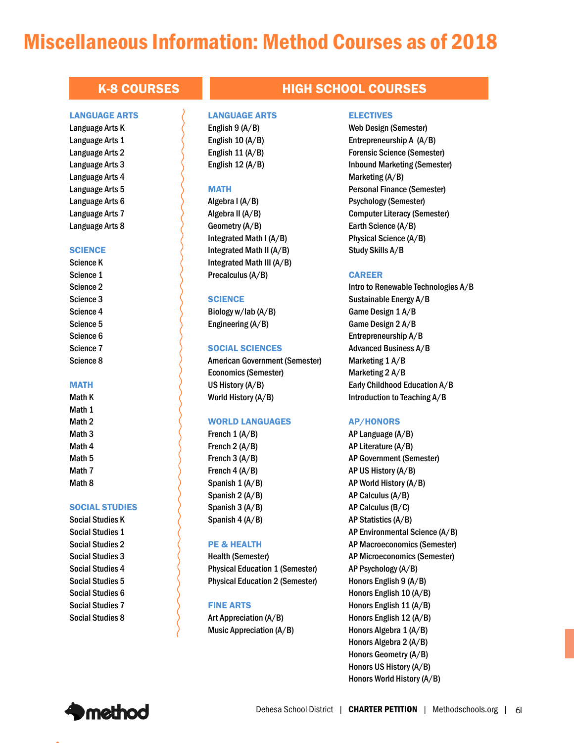# Miscellaneous Information: Method Courses as of 2018

## K-8 COURSES

### LANGUAGE ARTS

Language Arts K
Language Arts 1
Language Arts 2
Language Arts 3
Language Arts 4
Language Arts 5
Language Arts 6
Language Arts 7
Language Arts 8

### SCIENCE

Science K
Science 1
Science 2
Science 3
Science 4
Science 5
Science 6
Science 7
Science 8

### MATH

Math K
Math 1
Math 2
Math 3
Math 4
Math 5
Math 7
Math 8

### SOCIAL STUDIES

Social Studies K
Social Studies 1
Social Studies 2
Social Studies 3
Social Studies 4
Social Studies 5
Social Studies 6
Social Studies 7
Social Studies 8

## HIGH SCHOOL COURSES

### LANGUAGE ARTS

English 9 (A/B)
English 10 (A/B)
English 11 (A/B)
English 12 (A/B)

### MATH

Algebra I (A/B)
Algebra II (A/B)
Geometry (A/B)
Integrated Math I (A/B)
Integrated Math II (A/B)
Integrated Math III (A/B)
Precalculus (A/B)

### SCIENCE

Biology w/lab (A/B)
Engineering (A/B)

### SOCIAL SCIENCES

American Government (Semester)
Economics (Semester)
US History (A/B)
World History (A/B)

### WORLD LANGUAGES

French 1 (A/B)
French 2 (A/B)
French 3 (A/B)
French 4 (A/B)
Spanish 1 (A/B)
Spanish 2 (A/B)
Spanish 3 (A/B)
Spanish 4 (A/B)

### PE & HEALTH

Health (Semester)
Physical Education 1 (Semester)
Physical Education 2 (Semester)

### FINE ARTS

Art Appreciation (A/B)
Music Appreciation (A/B)

### ELECTIVES

Web Design (Semester)
Entrepreneurship A (A/B)
Forensic Science (Semester)
Inbound Marketing (Semester)
Marketing (A/B)
Personal Finance (Semester)
Psychology (Semester)
Computer Literacy (Semester)
Earth Science (A/B)
Physical Science (A/B)
Study Skills A/B

### CAREER

Intro to Renewable Technologies A/B
Sustainable Energy A/B
Game Design 1 A/B
Game Design 2 A/B
Entrepreneurship A/B
Advanced Business A/B
Marketing 1 A/B
Marketing 2 A/B
Early Childhood Education A/B
Introduction to Teaching A/B

### AP/HONORS

AP Language (A/B)
AP Literature (A/B)
AP Government (Semester)
AP US History (A/B)
AP World History (A/B)
AP Calculus (A/B)
AP Calculus (B/C)
AP Statistics (A/B)
AP Environmental Science (A/B)
AP Macroeconomics (Semester)
AP Microeconomics (Semester)
AP Psychology (A/B)
Honors English 9 (A/B)
Honors English 10 (A/B)
Honors English 11 (A/B)
Honors English 12 (A/B)
Honors Algebra 1 (A/B)
Honors Algebra 2 (A/B)
Honors Geometry (A/B)
Honors US History (A/B)
Honors World History (A/B)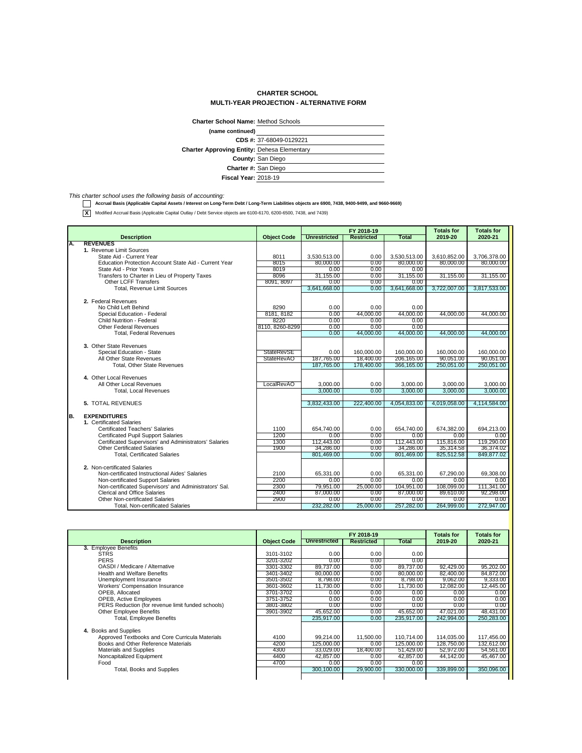**CHARTER SCHOOL**
**MULTI-YEAR PROJECTION - ALTERNATIVE FORM**

**Charter School Name:** Method Schools
**(name continued)**
**CDS #:** 37-68049-0129221
**Charter Approving Entity:** Dehesa Elementary
**County:** San Diego
**Charter #:** San Diego
**Fiscal Year:** 2018-19

*This charter school uses the following basis of accounting:*

- [ ] **Accrual Basis (Applicable Capital Assets / Interest on Long-Term Debt / Long-Term Liabilities objects are 6900, 7438, 9400-9499, and 9660-9669)**
- [X] Modified Accrual Basis (Applicable Capital Outlay / Debt Service objects are 6100-6170, 6200-6500, 7438, and 7439)

| | Description | Object Code | FY 2018-19 | | | Totals for | Totals for |
|---|---|---|---|---|---|---|---|
| | | | Unrestricted | Restricted | Total | 2019-20 | 2020-21 |
| **A.** | **REVENUES** | | | | | | |
| | 1. Revenue Limit Sources | | | | | | |
| | State Aid - Current Year | 8011 | 3,530,513.00 | 0.00 | 3,530,513.00 | 3,610,852.00 | 3,706,378.00 |
| | Education Protection Account State Aid - Current Year | 8015 | 80,000.00 | 0.00 | 80,000.00 | 80,000.00 | 80,000.00 |
| | State Aid - Prior Years | 8019 | 0.00 | 0.00 | 0.00 | | |
| | Transfers to Charter in Lieu of Property Taxes | 8096 | 31,155.00 | 0.00 | 31,155.00 | 31,155.00 | 31,155.00 |
| | Other LCFF Transfers | 8091, 8097 | 0.00 | 0.00 | 0.00 | | |
| | Total, Revenue Limit Sources | | 3,641,668.00 | 0.00 | 3,641,668.00 | 3,722,007.00 | 3,817,533.00 |
| | 2. Federal Revenues | | | | | | |
| | No Child Left Behind | 8290 | 0.00 | 0.00 | 0.00 | | |
| | Special Education - Federal | 8181, 8182 | 0.00 | 44,000.00 | 44,000.00 | 44,000.00 | 44,000.00 |
| | Child Nutrition - Federal | 8220 | 0.00 | 0.00 | 0.00 | | |
| | Other Federal Revenues | 8110, 8260-8299 | 0.00 | 0.00 | 0.00 | | |
| | Total, Federal Revenues | | 0.00 | 44,000.00 | 44,000.00 | 44,000.00 | 44,000.00 |
| | 3. Other State Revenues | | | | | | |
| | Special Education - State | StateRevSE | 0.00 | 160,000.00 | 160,000.00 | 160,000.00 | 160,000.00 |
| | All Other State Revenues | StateRevAO | 187,765.00 | 18,400.00 | 206,165.00 | 90,051.00 | 90,051.00 |
| | Total, Other State Revenues | | 187,765.00 | 178,400.00 | 366,165.00 | 250,051.00 | 250,051.00 |
| | 4. Other Local Revenues | | | | | | |
| | All Other Local Revenues | LocalRevAO | 3,000.00 | 0.00 | 3,000.00 | 3,000.00 | 3,000.00 |
| | Total, Local Revenues | | 3,000.00 | 0.00 | 3,000.00 | 3,000.00 | 3,000.00 |
| | 5. TOTAL REVENUES | | 3,832,433.00 | 222,400.00 | 4,054,833.00 | 4,019,058.00 | 4,114,584.00 |
| **B.** | **EXPENDITURES** | | | | | | |
| | 1. Certificated Salaries | | | | | | |
| | Certificated Teachers' Salaries | 1100 | 654,740.00 | 0.00 | 654,740.00 | 674,382.00 | 694,213.00 |
| | Certificated Pupil Support Salaries | 1200 | 0.00 | 0.00 | 0.00 | 0.00 | 0.00 |
| | Certificated Supervisors' and Administrators' Salaries | 1300 | 112,443.00 | 0.00 | 112,443.00 | 115,816.00 | 119,290.00 |
| | Other Certificated Salaries | 1900 | 34,286.00 | 0.00 | 34,286.00 | 35,314.58 | 36,374.02 |
| | Total, Certificated Salaries | | 801,469.00 | 0.00 | 801,469.00 | 825,512.58 | 849,877.02 |
| | 2. Non-certificated Salaries | | | | | | |
| | Non-certificated Instructional Aides' Salaries | 2100 | 65,331.00 | 0.00 | 65,331.00 | 67,290.00 | 69,308.00 |
| | Non-certificated Support Salaries | 2200 | 0.00 | 0.00 | 0.00 | 0.00 | 0.00 |
| | Non-certificated Supervisors' and Administrators' Sal. | 2300 | 79,951.00 | 25,000.00 | 104,951.00 | 108,099.00 | 111,341.00 |
| | Clerical and Office Salaries | 2400 | 87,000.00 | 0.00 | 87,000.00 | 89,610.00 | 92,298.00 |
| | Other Non-certificated Salaries | 2900 | 0.00 | 0.00 | 0.00 | 0.00 | 0.00 |
| | Total, Non-certificated Salaries | | 232,282.00 | 25,000.00 | 257,282.00 | 264,999.00 | 272,947.00 |

| Description | Object Code | FY 2018-19 | | | Totals for | Totals for |
|---|---|---|---|---|---|---|
| | | Unrestricted | Restricted | Total | 2019-20 | 2020-21 |
| 3. Employee Benefits | | | | | | |
| STRS | 3101-3102 | 0.00 | 0.00 | 0.00 | | |
| PERS | 3201-3202 | 0.00 | 0.00 | 0.00 | | |
| OASDI / Medicare / Alternative | 3301-3302 | 89,737.00 | 0.00 | 89,737.00 | 92,429.00 | 95,202.00 |
| Health and Welfare Benefits | 3401-3402 | 80,000.00 | 0.00 | 80,000.00 | 82,400.00 | 84,872.00 |
| Unemployment Insurance | 3501-3502 | 8,798.00 | 0.00 | 8,798.00 | 9,062.00 | 9,333.00 |
| Workers' Compensation Insurance | 3601-3602 | 11,730.00 | 0.00 | 11,730.00 | 12,082.00 | 12,445.00 |
| OPEB, Allocated | 3701-3702 | 0.00 | 0.00 | 0.00 | 0.00 | 0.00 |
| OPEB, Active Employees | 3751-3752 | 0.00 | 0.00 | 0.00 | 0.00 | 0.00 |
| PERS Reduction (for revenue limit funded schools) | 3801-3802 | 0.00 | 0.00 | 0.00 | 0.00 | 0.00 |
| Other Employee Benefits | 3901-3902 | 45,652.00 | 0.00 | 45,652.00 | 47,021.00 | 48,431.00 |
| Total, Employee Benefits | | 235,917.00 | 0.00 | 235,917.00 | 242,994.00 | 250,283.00 |
| 4. Books and Supplies | | | | | | |
| Approved Textbooks and Core Curricula Materials | 4100 | 99,214.00 | 11,500.00 | 110,714.00 | 114,035.00 | 117,456.00 |
| Books and Other Reference Materials | 4200 | 125,000.00 | 0.00 | 125,000.00 | 128,750.00 | 132,612.00 |
| Materials and Supplies | 4300 | 33,029.00 | 18,400.00 | 51,429.00 | 52,972.00 | 54,561.00 |
| Noncapitalized Equipment | 4400 | 42,857.00 | 0.00 | 42,857.00 | 44,142.00 | 45,467.00 |
| Food | 4700 | 0.00 | 0.00 | 0.00 | | |
| Total, Books and Supplies | | 300,100.00 | 29,900.00 | 330,000.00 | 339,899.00 | 350,096.00 |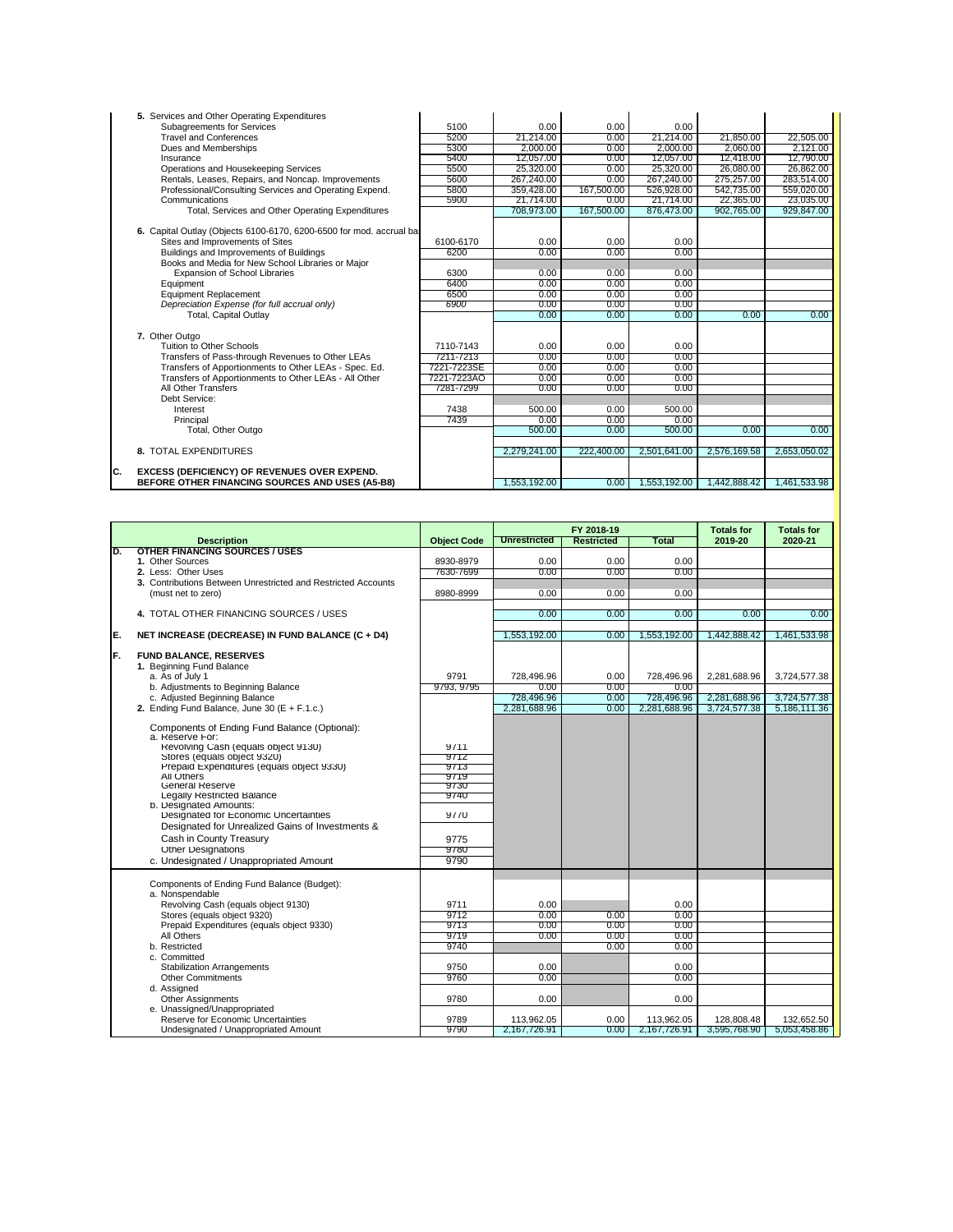| | Description | Object Code | Unrestricted | Restricted | Total | Totals for 2019-20 | Totals for 2020-21 |
|---|---|---|---|---|---|---|---|
| | **5.** Services and Other Operating Expenditures | | | | | | |
| | Subagreements for Services | 5100 | 0.00 | 0.00 | 0.00 | | |
| | Travel and Conferences | 5200 | 21,214.00 | 0.00 | 21,214.00 | 21,850.00 | 22,505.00 |
| | Dues and Memberships | 5300 | 2,000.00 | 0.00 | 2,000.00 | 2,060.00 | 2,121.00 |
| | Insurance | 5400 | 12,057.00 | 0.00 | 12,057.00 | 12,418.00 | 12,790.00 |
| | Operations and Housekeeping Services | 5500 | 25,320.00 | 0.00 | 25,320.00 | 26,080.00 | 26,862.00 |
| | Rentals, Leases, Repairs, and Noncap. Improvements | 5600 | 267,240.00 | 0.00 | 267,240.00 | 275,257.00 | 283,514.00 |
| | Professional/Consulting Services and Operating Expend. | 5800 | 359,428.00 | 167,500.00 | 526,928.00 | 542,735.00 | 559,020.00 |
| | Communications | 5900 | 21,714.00 | 0.00 | 21,714.00 | 22,365.00 | 23,035.00 |
| | Total, Services and Other Operating Expenditures | | 708,973.00 | 167,500.00 | 876,473.00 | 902,765.00 | 929,847.00 |
| | **6.** Capital Outlay (Objects 6100-6170, 6200-6500 for mod. accrual ba | | | | | | |
| | Sites and Improvements of Sites | 6100-6170 | 0.00 | 0.00 | 0.00 | | |
| | Buildings and Improvements of Buildings | 6200 | 0.00 | 0.00 | 0.00 | | |
| | Books and Media for New School Libraries or Major Expansion of School Libraries | 6300 | 0.00 | 0.00 | 0.00 | | |
| | Equipment | 6400 | 0.00 | 0.00 | 0.00 | | |
| | Equipment Replacement | 6500 | 0.00 | 0.00 | 0.00 | | |
| | *Depreciation Expense (for full accrual only)* | 6900 | 0.00 | 0.00 | 0.00 | | |
| | Total, Capital Outlay | | 0.00 | 0.00 | 0.00 | 0.00 | 0.00 |
| | **7.** Other Outgo | | | | | | |
| | Tuition to Other Schools | 7110-7143 | 0.00 | 0.00 | 0.00 | | |
| | Transfers of Pass-through Revenues to Other LEAs | 7211-7213 | 0.00 | 0.00 | 0.00 | | |
| | Transfers of Apportionments to Other LEAs - Spec. Ed. | 7221-7223SE | 0.00 | 0.00 | 0.00 | | |
| | Transfers of Apportionments to Other LEAs - All Other | 7221-7223AO | 0.00 | 0.00 | 0.00 | | |
| | All Other Transfers | 7281-7299 | 0.00 | 0.00 | 0.00 | | |
| | Debt Service: | | | | | | |
| | Interest | 7438 | 500.00 | 0.00 | 500.00 | | |
| | Principal | 7439 | 0.00 | 0.00 | 0.00 | | |
| | Total, Other Outgo | | 500.00 | 0.00 | 500.00 | 0.00 | 0.00 |
| | **8.** TOTAL EXPENDITURES | | 2,279,241.00 | 222,400.00 | 2,501,641.00 | 2,576,169.58 | 2,653,050.02 |
| **C.** | **EXCESS (DEFICIENCY) OF REVENUES OVER EXPEND. BEFORE OTHER FINANCING SOURCES AND USES (A5-B8)** | | 1,553,192.00 | 0.00 | 1,553,192.00 | 1,442,888.42 | 1,461,533.98 |

| | Description | Object Code | FY 2018-19 Unrestricted | FY 2018-19 Restricted | FY 2018-19 Total | Totals for 2019-20 | Totals for 2020-21 |
|---|---|---|---|---|---|---|---|
| **D.** | **OTHER FINANCING SOURCES / USES** | | | | | | |
| | **1.** Other Sources | 8930-8979 | 0.00 | 0.00 | 0.00 | | |
| | **2.** Less: Other Uses | 7630-7699 | 0.00 | 0.00 | 0.00 | | |
| | **3.** Contributions Between Unrestricted and Restricted Accounts (must net to zero) | 8980-8999 | 0.00 | 0.00 | 0.00 | | |
| | **4.** TOTAL OTHER FINANCING SOURCES / USES | | 0.00 | 0.00 | 0.00 | 0.00 | 0.00 |
| **E.** | **NET INCREASE (DECREASE) IN FUND BALANCE (C + D4)** | | 1,553,192.00 | 0.00 | 1,553,192.00 | 1,442,888.42 | 1,461,533.98 |
| **F.** | **FUND BALANCE, RESERVES** | | | | | | |
| | **1.** Beginning Fund Balance | | | | | | |
| | a. As of July 1 | 9791 | 728,496.96 | 0.00 | 728,496.96 | 2,281,688.96 | 3,724,577.38 |
| | b. Adjustments to Beginning Balance | 9793, 9795 | 0.00 | 0.00 | 0.00 | | |
| | c. Adjusted Beginning Balance | | 728,496.96 | 0.00 | 728,496.96 | 2,281,688.96 | 3,724,577.38 |
| | **2.** Ending Fund Balance, June 30 (E + F.1.c.) | | 2,281,688.96 | 0.00 | 2,281,688.96 | 3,724,577.38 | 5,186,111.36 |
| | Components of Ending Fund Balance (Optional): | | | | | | |
| | a. Reserve For: | | | | | | |
| | Revolving Cash (equals object 9130) | 9711 | | | | | |
| | Stores (equals object 9320) | 9712 | | | | | |
| | Prepaid Expenditures (equals object 9330) | 9713 | | | | | |
| | All Others | 9719 | | | | | |
| | General Reserve | 9730 | | | | | |
| | Legally Restricted Balance | 9740 | | | | | |
| | b. Designated Amounts: | | | | | | |
| | Designated for Economic Uncertainties | 9770 | | | | | |
| | Designated for Unrealized Gains of Investments & Cash in County Treasury | 9775 | | | | | |
| | Other Designations | 9780 | | | | | |
| | c. Undesignated / Unappropriated Amount | 9790 | | | | | |
| | Components of Ending Fund Balance (Budget): | | | | | | |
| | a. Nonspendable | | | | | | |
| | Revolving Cash (equals object 9130) | 9711 | 0.00 | | 0.00 | | |
| | Stores (equals object 9320) | 9712 | 0.00 | 0.00 | 0.00 | | |
| | Prepaid Expenditures (equals object 9330) | 9713 | 0.00 | 0.00 | 0.00 | | |
| | All Others | 9719 | 0.00 | 0.00 | 0.00 | | |
| | b. Restricted | 9740 | | 0.00 | 0.00 | | |
| | c. Committed | | | | | | |
| | Stabilization Arrangements | 9750 | 0.00 | | 0.00 | | |
| | Other Commitments | 9760 | 0.00 | | 0.00 | | |
| | d. Assigned | | | | | | |
| | Other Assignments | 9780 | 0.00 | | 0.00 | | |
| | e. Unassigned/Unappropriated | | | | | | |
| | Reserve for Economic Uncertainties | 9789 | 113,962.05 | 0.00 | 113,962.05 | 128,808.48 | 132,652.50 |
| | Undesignated / Unappropriated Amount | 9790 | 2,167,726.91 | 0.00 | 2,167,726.91 | 3,595,768.90 | 5,053,458.86 |